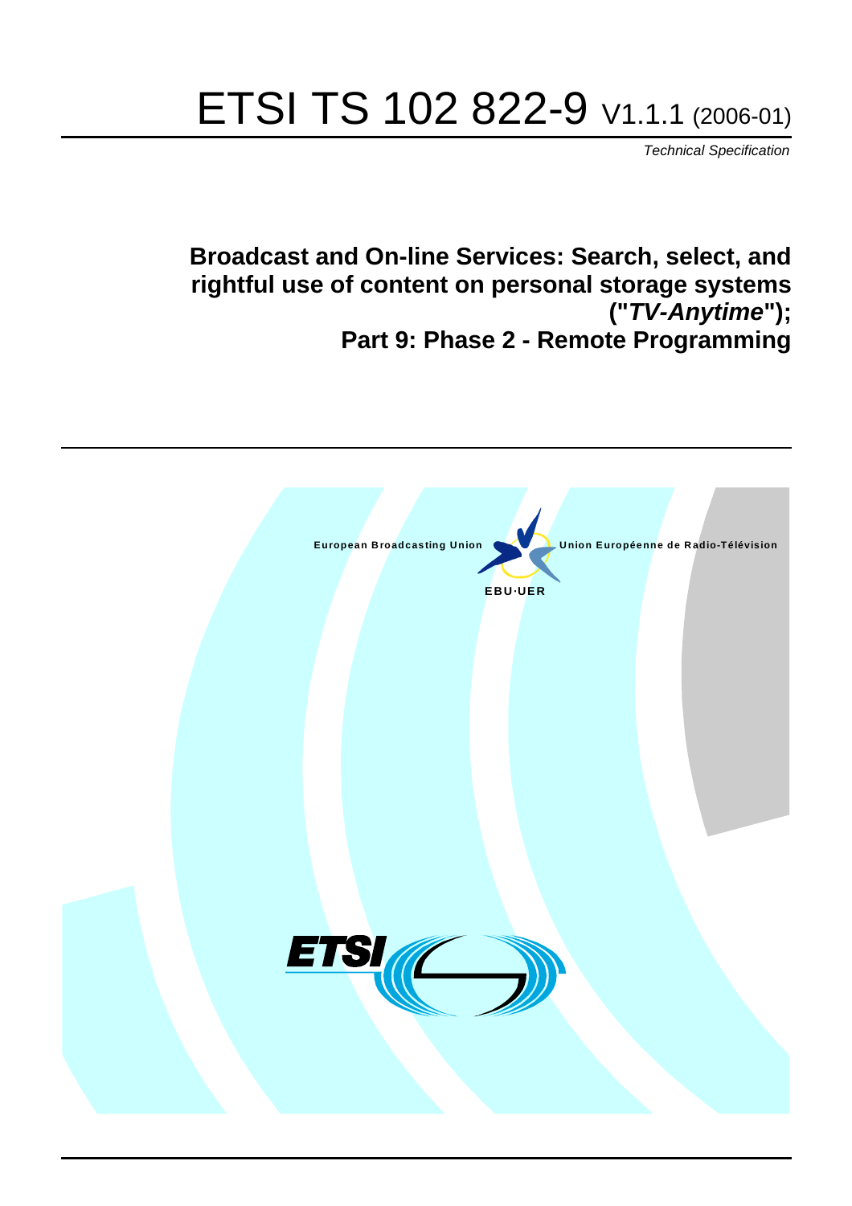# ETSI TS 102 822-9 V1.1.1 (2006-01)

*Technical Specification*

## Broadcast and On-line Services: Search, select, and rightful use of content on personal storage systems ("*TV-Anytime*"); Part 9: Phase 2 - Remote Programming

European Broadcasting Union

Union Européenne de Radio-Télévision

EBU·UER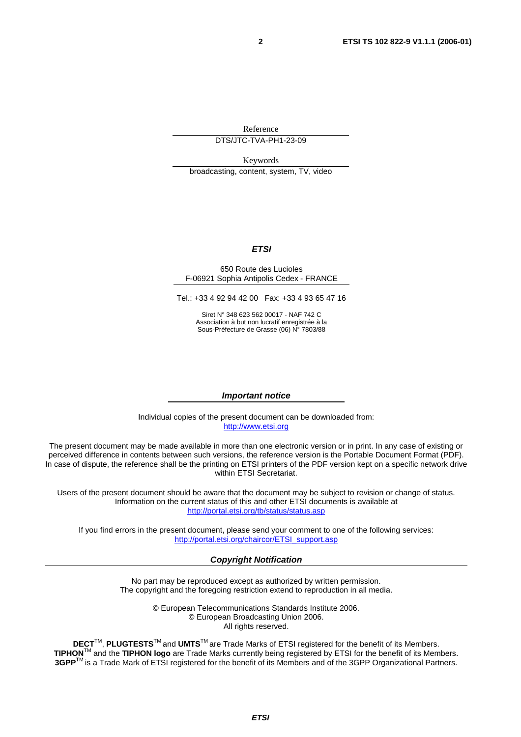Reference

DTS/JTC-TVA-PH1-23-09

Keywords

broadcasting, content, system, TV, video

***ETSI***

650 Route des Lucioles
F-06921 Sophia Antipolis Cedex - FRANCE

Tel.: +33 4 92 94 42 00 Fax: +33 4 93 65 47 16

Siret N° 348 623 562 00017 - NAF 742 C
Association à but non lucratif enregistrée à la
Sous-Préfecture de Grasse (06) N° 7803/88

***Important notice***

Individual copies of the present document can be downloaded from:
http://www.etsi.org

The present document may be made available in more than one electronic version or in print. In any case of existing or perceived difference in contents between such versions, the reference version is the Portable Document Format (PDF). In case of dispute, the reference shall be the printing on ETSI printers of the PDF version kept on a specific network drive within ETSI Secretariat.

Users of the present document should be aware that the document may be subject to revision or change of status. Information on the current status of this and other ETSI documents is available at
http://portal.etsi.org/tb/status/status.asp

If you find errors in the present document, please send your comment to one of the following services:
http://portal.etsi.org/chaircor/ETSI_support.asp

***Copyright Notification***

No part may be reproduced except as authorized by written permission.
The copyright and the foregoing restriction extend to reproduction in all media.

© European Telecommunications Standards Institute 2006.
© European Broadcasting Union 2006.
All rights reserved.

**DECT**TM, **PLUGTESTS**TM and **UMTS**TM are Trade Marks of ETSI registered for the benefit of its Members.
**TIPHON**TM and the **TIPHON logo** are Trade Marks currently being registered by ETSI for the benefit of its Members.
**3GPP**TM is a Trade Mark of ETSI registered for the benefit of its Members and of the 3GPP Organizational Partners.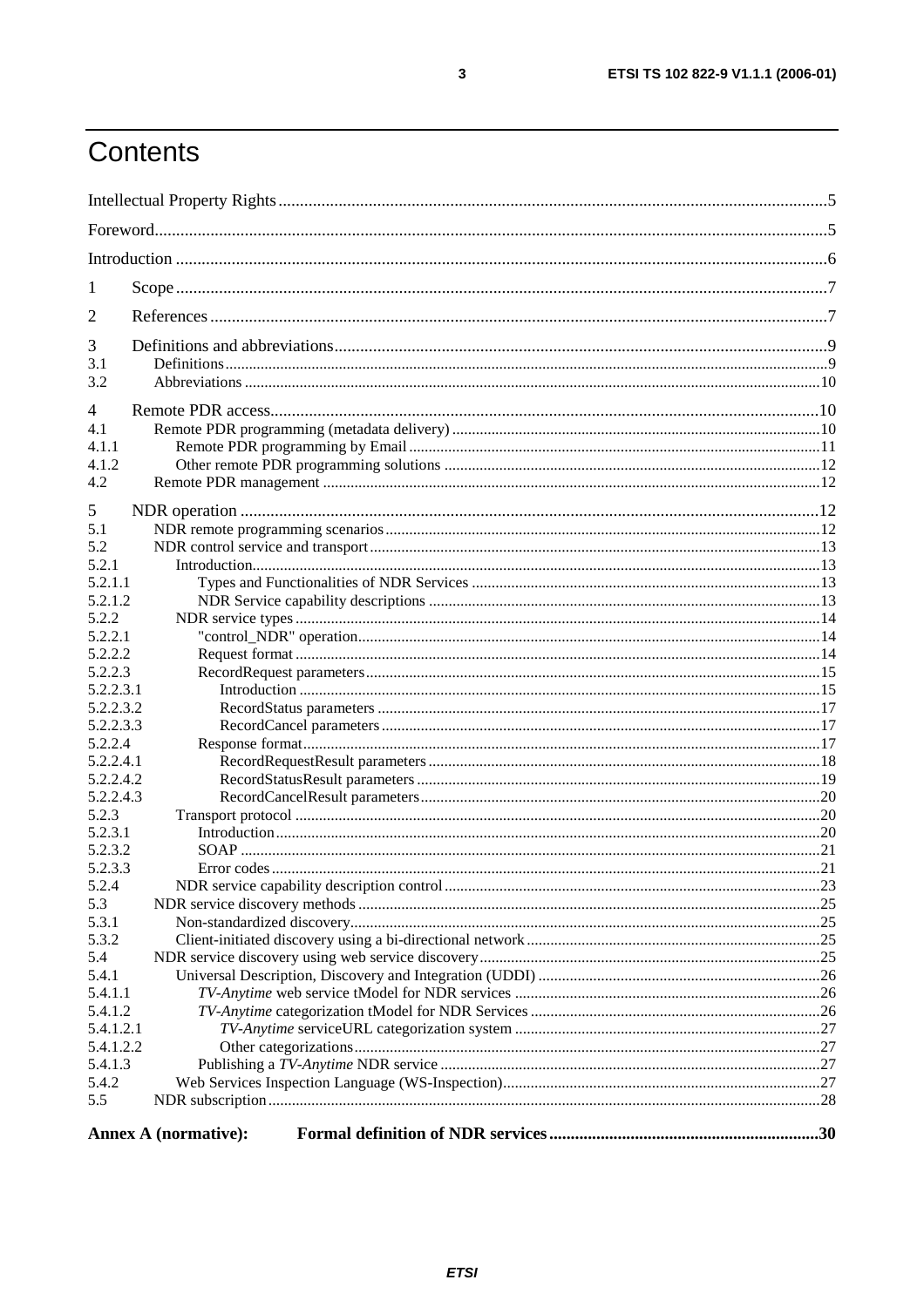# Contents

Intellectual Property Rights ....................................................................................................................... 5

Foreword ..................................................................................................................................................... 5

Introduction ................................................................................................................................................ 6

1 Scope ....................................................................................................................................................... 7

2 References ............................................................................................................................................... 7

3 Definitions and abbreviations .................................................................................................................. 9
3.1 Definitions ............................................................................................................................................. 9
3.2 Abbreviations ...................................................................................................................................... 10

4 Remote PDR access ............................................................................................................................... 10
4.1 Remote PDR programming (metadata delivery) ................................................................................. 10
4.1.1 Remote PDR programming by Email ............................................................................................... 11
4.1.2 Other remote PDR programming solutions ..................................................................................... 12
4.2 Remote PDR management .................................................................................................................. 12

5 NDR operation ....................................................................................................................................... 12
5.1 NDR remote programming scenarios .................................................................................................. 12
5.2 NDR control service and transport ..................................................................................................... 13
5.2.1 Introduction ...................................................................................................................................... 13
5.2.1.1 Types and Functionalities of NDR Services .................................................................................. 13
5.2.1.2 NDR Service capability descriptions ............................................................................................. 13
5.2.2 NDR service types ........................................................................................................................... 14
5.2.2.1 "control_NDR" operation ............................................................................................................... 14
5.2.2.2 Request format ............................................................................................................................... 14
5.2.2.3 RecordRequest parameters ............................................................................................................ 15
5.2.2.3.1 Introduction ................................................................................................................................ 15
5.2.2.3.2 RecordStatus parameters ............................................................................................................ 17
5.2.2.3.3 RecordCancel parameters ........................................................................................................... 17
5.2.2.4 Response format ............................................................................................................................. 17
5.2.2.4.1 RecordRequestResult parameters ............................................................................................... 18
5.2.2.4.2 RecordStatusResult parameters .................................................................................................. 19
5.2.2.4.3 RecordCancelResult parameters ................................................................................................. 20
5.2.3 Transport protocol ............................................................................................................................ 20
5.2.3.1 Introduction .................................................................................................................................... 20
5.2.3.2 SOAP .............................................................................................................................................. 21
5.2.3.3 Error codes ..................................................................................................................................... 21
5.2.4 NDR service capability description control ..................................................................................... 23
5.3 NDR service discovery methods ......................................................................................................... 25
5.3.1 Non-standardized discovery ............................................................................................................. 25
5.3.2 Client-initiated discovery using a bi-directional network ................................................................. 25
5.4 NDR service discovery using web service discovery .......................................................................... 25
5.4.1 Universal Description, Discovery and Integration (UDDI) ............................................................. 26
5.4.1.1 *TV-Anytime* web service tModel for NDR services .................................................................. 26
5.4.1.2 *TV-Anytime* categorization tModel for NDR Services .............................................................. 26
5.4.1.2.1 *TV-Anytime* serviceURL categorization system ..................................................................... 27
5.4.1.2.2 Other categorizations .................................................................................................................. 27
5.4.1.3 Publishing a *TV-Anytime* NDR service ...................................................................................... 27
5.4.2 Web Services Inspection Language (WS-Inspection) ...................................................................... 27
5.5 NDR subscription ................................................................................................................................ 28

**Annex A (normative): Formal definition of NDR services ........................................................................ 30**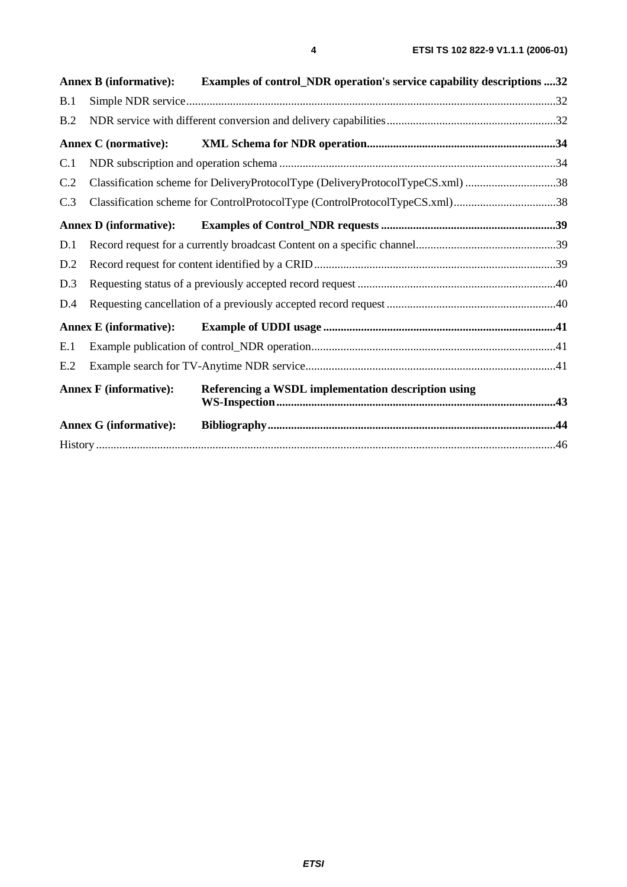**Annex B (informative): Examples of control_NDR operation's service capability descriptions ....32**

B.1 Simple NDR service.............................................................................................................................32

B.2 NDR service with different conversion and delivery capabilities..........................................................32

**Annex C (normative): XML Schema for NDR operation................................................................34**

C.1 NDR subscription and operation schema ..............................................................................................34

C.2 Classification scheme for DeliveryProtocolType (DeliveryProtocolTypeCS.xml) ...............................38

C.3 Classification scheme for ControlProtocolType (ControlProtocolTypeCS.xml)...................................38

**Annex D (informative): Examples of Control_NDR requests ...........................................................39**

D.1 Record request for a currently broadcast Content on a specific channel................................................39

D.2 Record request for content identified by a CRID..................................................................................39

D.3 Requesting status of a previously accepted record request ...................................................................40

D.4 Requesting cancellation of a previously accepted record request ..........................................................40

**Annex E (informative): Example of UDDI usage ...............................................................................41**

E.1 Example publication of control_NDR operation...................................................................................41

E.2 Example search for TV-Anytime NDR service.....................................................................................41

**Annex F (informative): Referencing a WSDL implementation description using WS-Inspection...............................................................................................43**

**Annex G (informative): Bibliography..................................................................................................44**

History ...........................................................................................................................................................46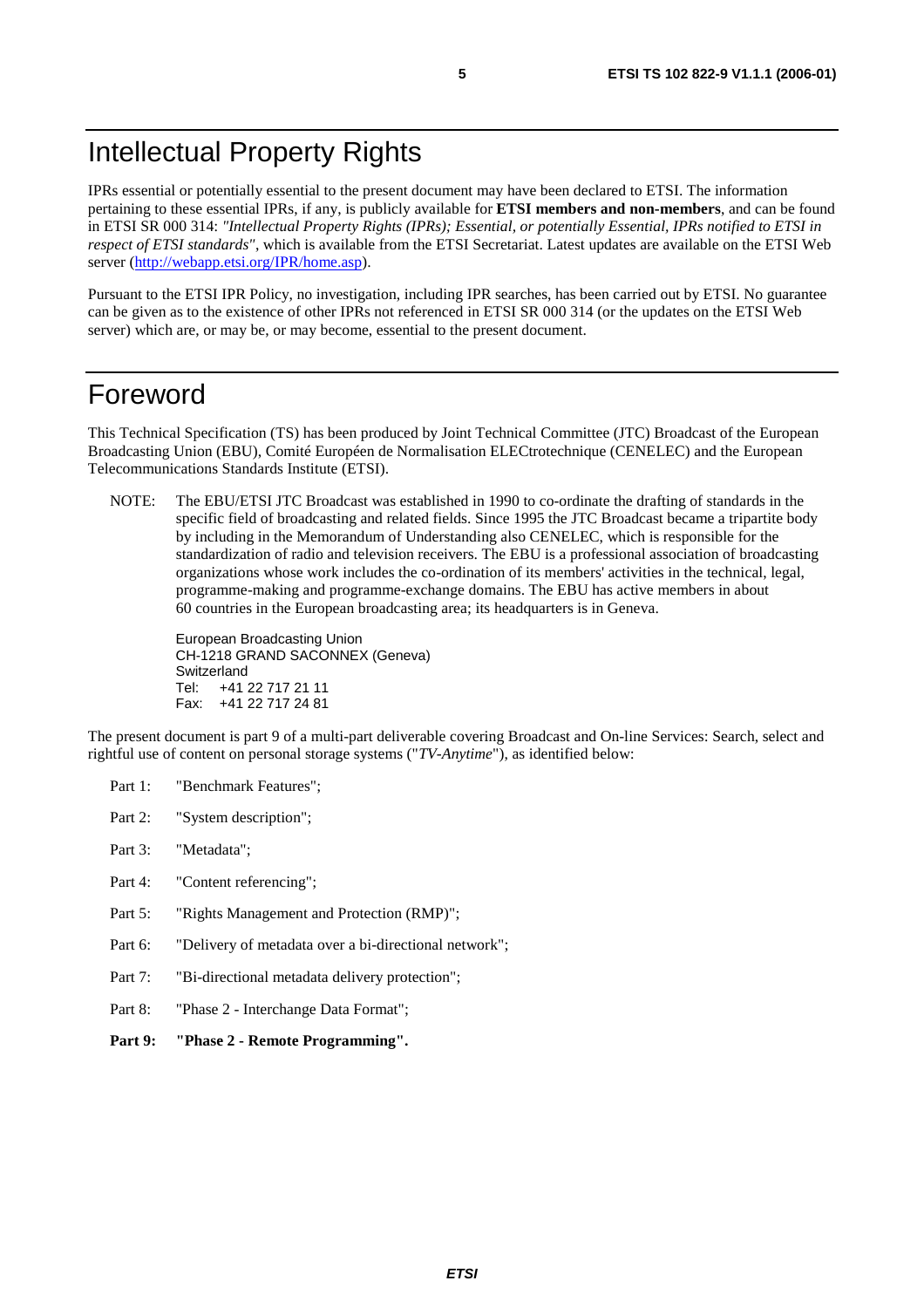# Intellectual Property Rights

IPRs essential or potentially essential to the present document may have been declared to ETSI. The information pertaining to these essential IPRs, if any, is publicly available for **ETSI members and non-members**, and can be found in ETSI SR 000 314: *"Intellectual Property Rights (IPRs); Essential, or potentially Essential, IPRs notified to ETSI in respect of ETSI standards"*, which is available from the ETSI Secretariat. Latest updates are available on the ETSI Web server (http://webapp.etsi.org/IPR/home.asp).

Pursuant to the ETSI IPR Policy, no investigation, including IPR searches, has been carried out by ETSI. No guarantee can be given as to the existence of other IPRs not referenced in ETSI SR 000 314 (or the updates on the ETSI Web server) which are, or may be, or may become, essential to the present document.

# Foreword

This Technical Specification (TS) has been produced by Joint Technical Committee (JTC) Broadcast of the European Broadcasting Union (EBU), Comité Européen de Normalisation ELECtrotechnique (CENELEC) and the European Telecommunications Standards Institute (ETSI).

NOTE: The EBU/ETSI JTC Broadcast was established in 1990 to co-ordinate the drafting of standards in the specific field of broadcasting and related fields. Since 1995 the JTC Broadcast became a tripartite body by including in the Memorandum of Understanding also CENELEC, which is responsible for the standardization of radio and television receivers. The EBU is a professional association of broadcasting organizations whose work includes the co-ordination of its members' activities in the technical, legal, programme-making and programme-exchange domains. The EBU has active members in about 60 countries in the European broadcasting area; its headquarters is in Geneva.

European Broadcasting Union
CH-1218 GRAND SACONNEX (Geneva)
Switzerland
Tel: +41 22 717 21 11
Fax: +41 22 717 24 81

The present document is part 9 of a multi-part deliverable covering Broadcast and On-line Services: Search, select and rightful use of content on personal storage systems ("*TV-Anytime*"), as identified below:

Part 1: "Benchmark Features";

Part 2: "System description";

Part 3: "Metadata";

Part 4: "Content referencing";

Part 5: "Rights Management and Protection (RMP)";

Part 6: "Delivery of metadata over a bi-directional network";

Part 7: "Bi-directional metadata delivery protection";

Part 8: "Phase 2 - Interchange Data Format";

**Part 9: "Phase 2 - Remote Programming".**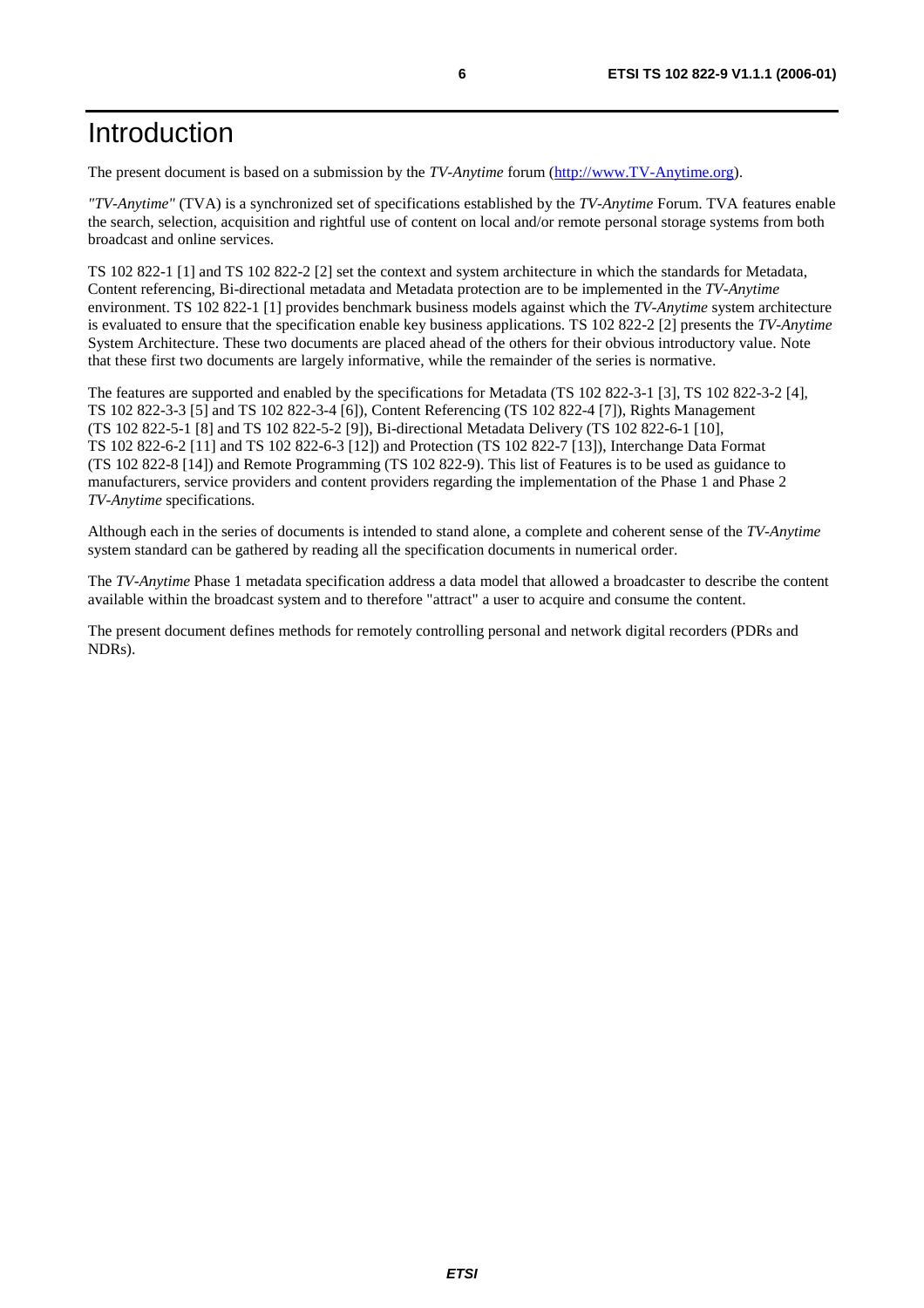# Introduction

The present document is based on a submission by the *TV-Anytime* forum (http://www.TV-Anytime.org).

*"TV-Anytime"* (TVA) is a synchronized set of specifications established by the *TV-Anytime* Forum. TVA features enable the search, selection, acquisition and rightful use of content on local and/or remote personal storage systems from both broadcast and online services.

TS 102 822-1 [1] and TS 102 822-2 [2] set the context and system architecture in which the standards for Metadata, Content referencing, Bi-directional metadata and Metadata protection are to be implemented in the *TV-Anytime* environment. TS 102 822-1 [1] provides benchmark business models against which the *TV-Anytime* system architecture is evaluated to ensure that the specification enable key business applications. TS 102 822-2 [2] presents the *TV-Anytime* System Architecture. These two documents are placed ahead of the others for their obvious introductory value. Note that these first two documents are largely informative, while the remainder of the series is normative.

The features are supported and enabled by the specifications for Metadata (TS 102 822-3-1 [3], TS 102 822-3-2 [4], TS 102 822-3-3 [5] and TS 102 822-3-4 [6]), Content Referencing (TS 102 822-4 [7]), Rights Management (TS 102 822-5-1 [8] and TS 102 822-5-2 [9]), Bi-directional Metadata Delivery (TS 102 822-6-1 [10], TS 102 822-6-2 [11] and TS 102 822-6-3 [12]) and Protection (TS 102 822-7 [13]), Interchange Data Format (TS 102 822-8 [14]) and Remote Programming (TS 102 822-9). This list of Features is to be used as guidance to manufacturers, service providers and content providers regarding the implementation of the Phase 1 and Phase 2 *TV-Anytime* specifications.

Although each in the series of documents is intended to stand alone, a complete and coherent sense of the *TV-Anytime* system standard can be gathered by reading all the specification documents in numerical order.

The *TV-Anytime* Phase 1 metadata specification address a data model that allowed a broadcaster to describe the content available within the broadcast system and to therefore "attract" a user to acquire and consume the content.

The present document defines methods for remotely controlling personal and network digital recorders (PDRs and NDRs).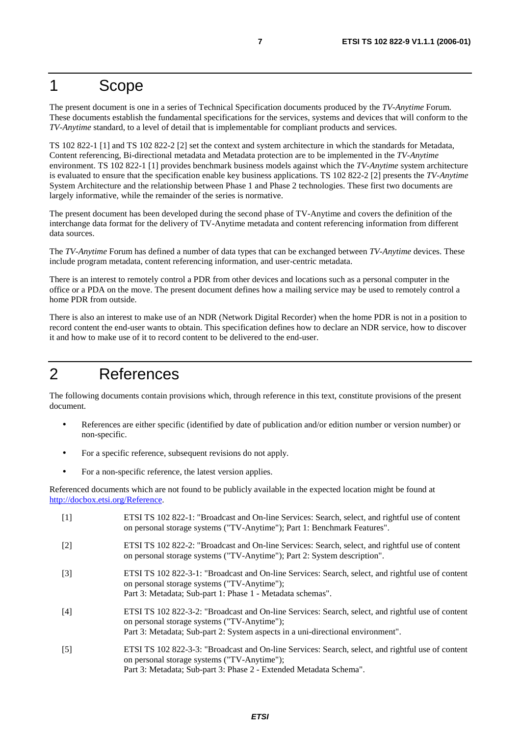# 1 Scope

The present document is one in a series of Technical Specification documents produced by the *TV-Anytime* Forum. These documents establish the fundamental specifications for the services, systems and devices that will conform to the *TV-Anytime* standard, to a level of detail that is implementable for compliant products and services.

TS 102 822-1 [1] and TS 102 822-2 [2] set the context and system architecture in which the standards for Metadata, Content referencing, Bi-directional metadata and Metadata protection are to be implemented in the *TV-Anytime* environment. TS 102 822-1 [1] provides benchmark business models against which the *TV-Anytime* system architecture is evaluated to ensure that the specification enable key business applications. TS 102 822-2 [2] presents the *TV-Anytime* System Architecture and the relationship between Phase 1 and Phase 2 technologies. These first two documents are largely informative, while the remainder of the series is normative.

The present document has been developed during the second phase of TV-Anytime and covers the definition of the interchange data format for the delivery of TV-Anytime metadata and content referencing information from different data sources.

The *TV-Anytime* Forum has defined a number of data types that can be exchanged between *TV-Anytime* devices. These include program metadata, content referencing information, and user-centric metadata.

There is an interest to remotely control a PDR from other devices and locations such as a personal computer in the office or a PDA on the move. The present document defines how a mailing service may be used to remotely control a home PDR from outside.

There is also an interest to make use of an NDR (Network Digital Recorder) when the home PDR is not in a position to record content the end-user wants to obtain. This specification defines how to declare an NDR service, how to discover it and how to make use of it to record content to be delivered to the end-user.

# 2 References

The following documents contain provisions which, through reference in this text, constitute provisions of the present document.

- References are either specific (identified by date of publication and/or edition number or version number) or non-specific.
- For a specific reference, subsequent revisions do not apply.
- For a non-specific reference, the latest version applies.

Referenced documents which are not found to be publicly available in the expected location might be found at http://docbox.etsi.org/Reference.

[1] ETSI TS 102 822-1: "Broadcast and On-line Services: Search, select, and rightful use of content on personal storage systems ("TV-Anytime"); Part 1: Benchmark Features".

[2] ETSI TS 102 822-2: "Broadcast and On-line Services: Search, select, and rightful use of content on personal storage systems ("TV-Anytime"); Part 2: System description".

[3] ETSI TS 102 822-3-1: "Broadcast and On-line Services: Search, select, and rightful use of content on personal storage systems ("TV-Anytime"); Part 3: Metadata; Sub-part 1: Phase 1 - Metadata schemas".

[4] ETSI TS 102 822-3-2: "Broadcast and On-line Services: Search, select, and rightful use of content on personal storage systems ("TV-Anytime"); Part 3: Metadata; Sub-part 2: System aspects in a uni-directional environment".

[5] ETSI TS 102 822-3-3: "Broadcast and On-line Services: Search, select, and rightful use of content on personal storage systems ("TV-Anytime"); Part 3: Metadata; Sub-part 3: Phase 2 - Extended Metadata Schema".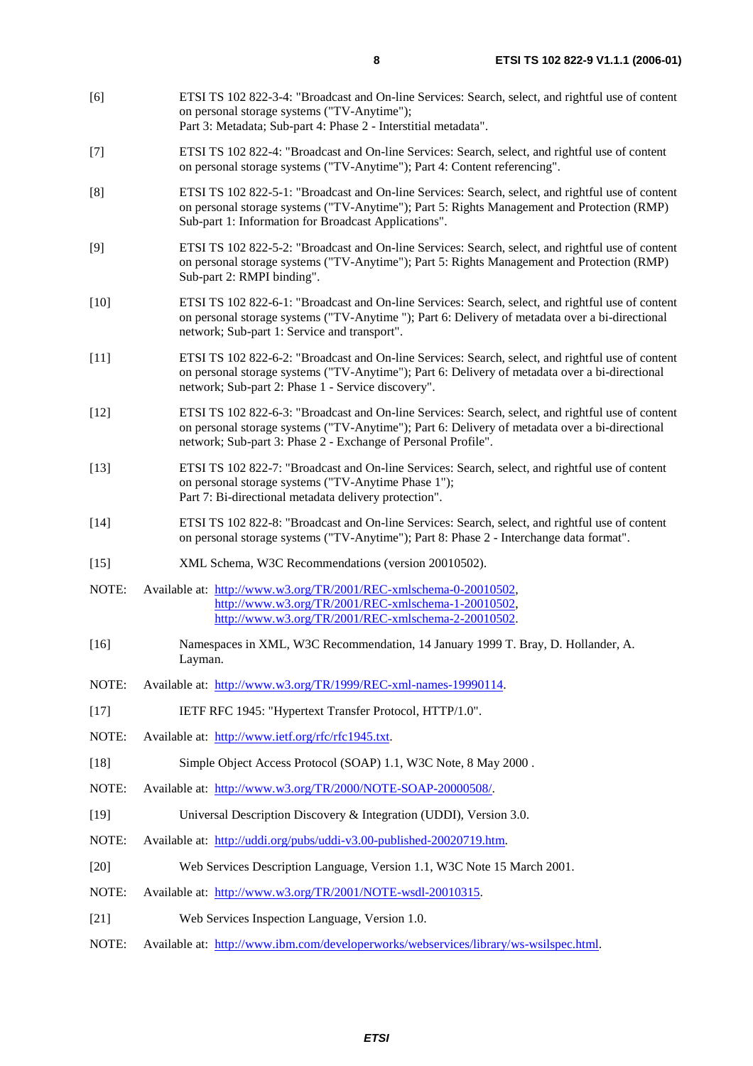[6] ETSI TS 102 822-3-4: "Broadcast and On-line Services: Search, select, and rightful use of content on personal storage systems ("TV-Anytime");
Part 3: Metadata; Sub-part 4: Phase 2 - Interstitial metadata".

[7] ETSI TS 102 822-4: "Broadcast and On-line Services: Search, select, and rightful use of content on personal storage systems ("TV-Anytime"); Part 4: Content referencing".

[8] ETSI TS 102 822-5-1: "Broadcast and On-line Services: Search, select, and rightful use of content on personal storage systems ("TV-Anytime"); Part 5: Rights Management and Protection (RMP) Sub-part 1: Information for Broadcast Applications".

[9] ETSI TS 102 822-5-2: "Broadcast and On-line Services: Search, select, and rightful use of content on personal storage systems ("TV-Anytime"); Part 5: Rights Management and Protection (RMP) Sub-part 2: RMPI binding".

[10] ETSI TS 102 822-6-1: "Broadcast and On-line Services: Search, select, and rightful use of content on personal storage systems ("TV-Anytime "); Part 6: Delivery of metadata over a bi-directional network; Sub-part 1: Service and transport".

[11] ETSI TS 102 822-6-2: "Broadcast and On-line Services: Search, select, and rightful use of content on personal storage systems ("TV-Anytime"); Part 6: Delivery of metadata over a bi-directional network; Sub-part 2: Phase 1 - Service discovery".

[12] ETSI TS 102 822-6-3: "Broadcast and On-line Services: Search, select, and rightful use of content on personal storage systems ("TV-Anytime"); Part 6: Delivery of metadata over a bi-directional network; Sub-part 3: Phase 2 - Exchange of Personal Profile".

[13] ETSI TS 102 822-7: "Broadcast and On-line Services: Search, select, and rightful use of content on personal storage systems ("TV-Anytime Phase 1");
Part 7: Bi-directional metadata delivery protection".

[14] ETSI TS 102 822-8: "Broadcast and On-line Services: Search, select, and rightful use of content on personal storage systems ("TV-Anytime"); Part 8: Phase 2 - Interchange data format".

[15] XML Schema, W3C Recommendations (version 20010502).

NOTE: Available at: http://www.w3.org/TR/2001/REC-xmlschema-0-20010502,
http://www.w3.org/TR/2001/REC-xmlschema-1-20010502,
http://www.w3.org/TR/2001/REC-xmlschema-2-20010502.

[16] Namespaces in XML, W3C Recommendation, 14 January 1999 T. Bray, D. Hollander, A. Layman.

NOTE: Available at: http://www.w3.org/TR/1999/REC-xml-names-19990114.

[17] IETF RFC 1945: "Hypertext Transfer Protocol, HTTP/1.0".

NOTE: Available at: http://www.ietf.org/rfc/rfc1945.txt.

[18] Simple Object Access Protocol (SOAP) 1.1, W3C Note, 8 May 2000 .

NOTE: Available at: http://www.w3.org/TR/2000/NOTE-SOAP-20000508/.

[19] Universal Description Discovery & Integration (UDDI), Version 3.0.

NOTE: Available at: http://uddi.org/pubs/uddi-v3.00-published-20020719.htm.

[20] Web Services Description Language, Version 1.1, W3C Note 15 March 2001.

NOTE: Available at: http://www.w3.org/TR/2001/NOTE-wsdl-20010315.

[21] Web Services Inspection Language, Version 1.0.

NOTE: Available at: http://www.ibm.com/developerworks/webservices/library/ws-wsilspec.html.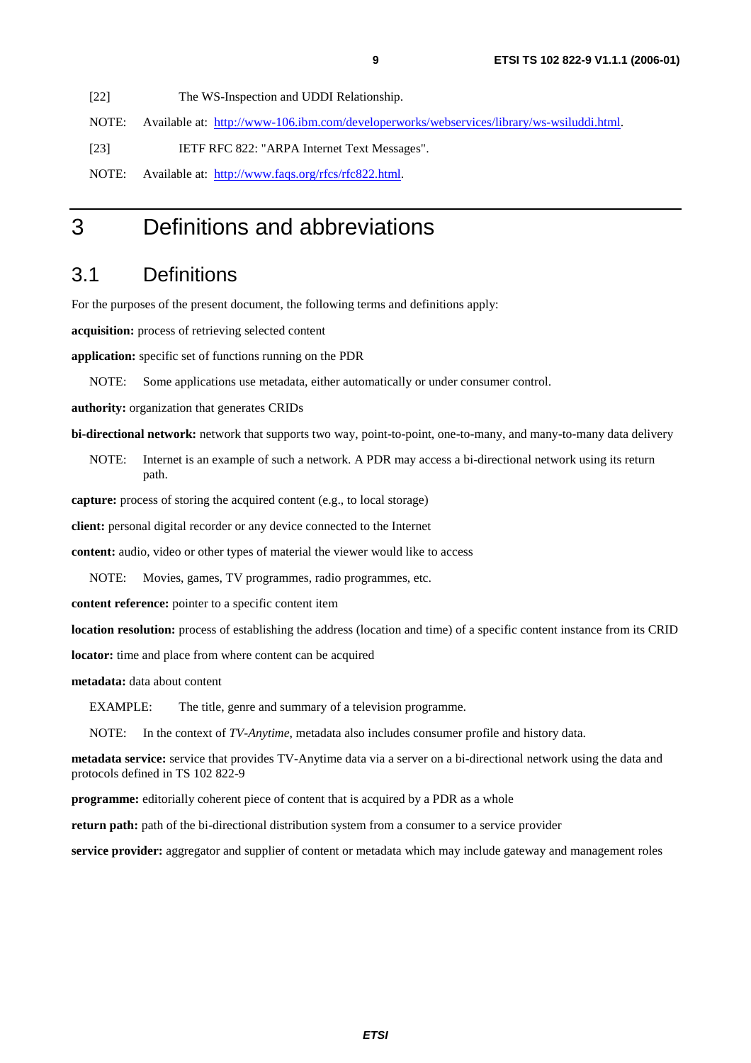[22] The WS-Inspection and UDDI Relationship.

NOTE: Available at: http://www-106.ibm.com/developerworks/webservices/library/ws-wsiluddi.html.

[23] IETF RFC 822: "ARPA Internet Text Messages".

NOTE: Available at: http://www.faqs.org/rfcs/rfc822.html.

# 3 Definitions and abbreviations

## 3.1 Definitions

For the purposes of the present document, the following terms and definitions apply:

**acquisition:** process of retrieving selected content

**application:** specific set of functions running on the PDR

NOTE: Some applications use metadata, either automatically or under consumer control.

**authority:** organization that generates CRIDs

**bi-directional network:** network that supports two way, point-to-point, one-to-many, and many-to-many data delivery

NOTE: Internet is an example of such a network. A PDR may access a bi-directional network using its return path.

**capture:** process of storing the acquired content (e.g., to local storage)

**client:** personal digital recorder or any device connected to the Internet

**content:** audio, video or other types of material the viewer would like to access

NOTE: Movies, games, TV programmes, radio programmes, etc.

**content reference:** pointer to a specific content item

**location resolution:** process of establishing the address (location and time) of a specific content instance from its CRID

**locator:** time and place from where content can be acquired

**metadata:** data about content

EXAMPLE: The title, genre and summary of a television programme.

NOTE: In the context of *TV-Anytime*, metadata also includes consumer profile and history data.

**metadata service:** service that provides TV-Anytime data via a server on a bi-directional network using the data and protocols defined in TS 102 822-9

**programme:** editorially coherent piece of content that is acquired by a PDR as a whole

**return path:** path of the bi-directional distribution system from a consumer to a service provider

**service provider:** aggregator and supplier of content or metadata which may include gateway and management roles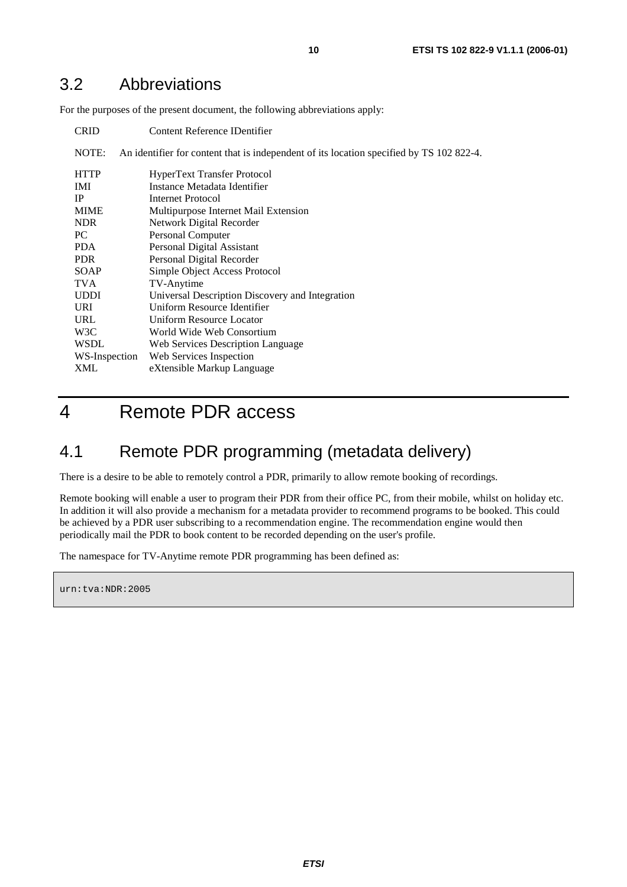## 3.2 Abbreviations

For the purposes of the present document, the following abbreviations apply:

CRID Content Reference IDentifier

NOTE: An identifier for content that is independent of its location specified by TS 102 822-4.

| | |
|---|---|
| HTTP | HyperText Transfer Protocol |
| IMI | Instance Metadata Identifier |
| IP | Internet Protocol |
| MIME | Multipurpose Internet Mail Extension |
| NDR | Network Digital Recorder |
| PC | Personal Computer |
| PDA | Personal Digital Assistant |
| PDR | Personal Digital Recorder |
| SOAP | Simple Object Access Protocol |
| TVA | TV-Anytime |
| UDDI | Universal Description Discovery and Integration |
| URI | Uniform Resource Identifier |
| URL | Uniform Resource Locator |
| W3C | World Wide Web Consortium |
| WSDL | Web Services Description Language |
| WS-Inspection | Web Services Inspection |
| XML | eXtensible Markup Language |

# 4 Remote PDR access

## 4.1 Remote PDR programming (metadata delivery)

There is a desire to be able to remotely control a PDR, primarily to allow remote booking of recordings.

Remote booking will enable a user to program their PDR from their office PC, from their mobile, whilst on holiday etc. In addition it will also provide a mechanism for a metadata provider to recommend programs to be booked. This could be achieved by a PDR user subscribing to a recommendation engine. The recommendation engine would then periodically mail the PDR to book content to be recorded depending on the user's profile.

The namespace for TV-Anytime remote PDR programming has been defined as:

```
urn:tva:NDR:2005
```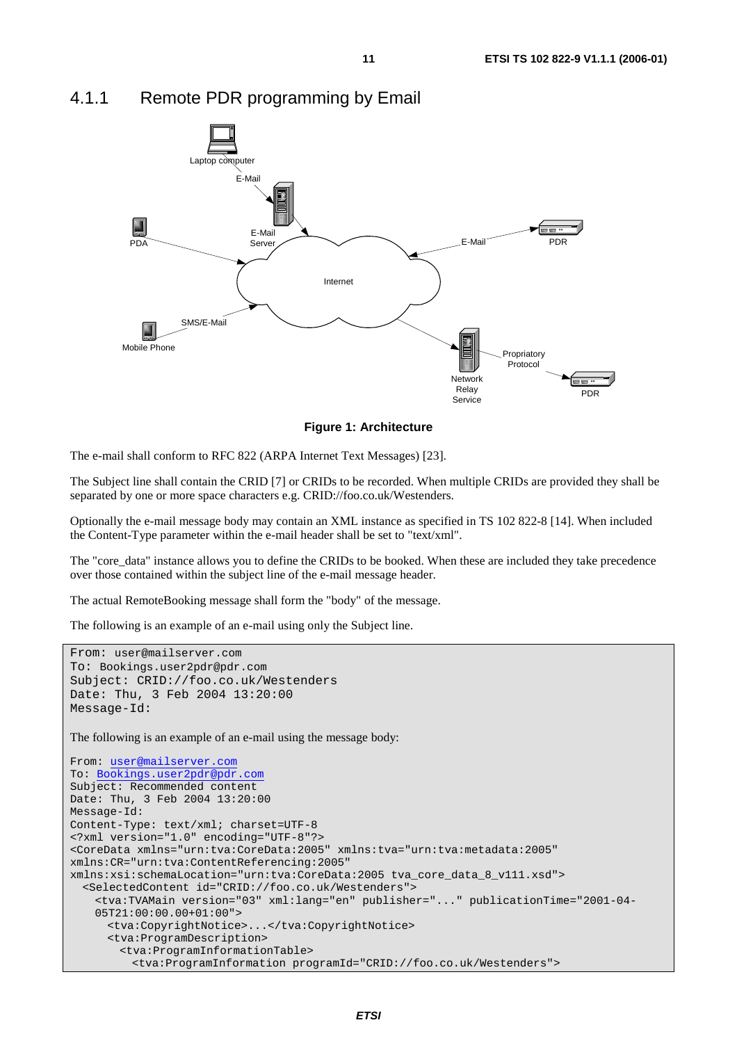### 4.1.1 Remote PDR programming by Email

**Figure 1: Architecture**

The e-mail shall conform to RFC 822 (ARPA Internet Text Messages) [23].

The Subject line shall contain the CRID [7] or CRIDs to be recorded. When multiple CRIDs are provided they shall be separated by one or more space characters e.g. CRID://foo.co.uk/Westenders.

Optionally the e-mail message body may contain an XML instance as specified in TS 102 822-8 [14]. When included the Content-Type parameter within the e-mail header shall be set to "text/xml".

The "core_data" instance allows you to define the CRIDs to be booked. When these are included they take precedence over those contained within the subject line of the e-mail message header.

The actual RemoteBooking message shall form the "body" of the message.

The following is an example of an e-mail using only the Subject line.

```
From: user@mailserver.com
To: Bookings.user2pdr@pdr.com
Subject: CRID://foo.co.uk/Westenders
Date: Thu, 3 Feb 2004 13:20:00
Message-Id:
```

The following is an example of an e-mail using the message body:

```
From: user@mailserver.com
To: Bookings.user2pdr@pdr.com
Subject: Recommended content
Date: Thu, 3 Feb 2004 13:20:00
Message-Id:
Content-Type: text/xml; charset=UTF-8
<?xml version="1.0" encoding="UTF-8"?>
<CoreData xmlns="urn:tva:CoreData:2005" xmlns:tva="urn:tva:metadata:2005"
xmlns:CR="urn:tva:ContentReferencing:2005"
xmlns:xsi:schemaLocation="urn:tva:CoreData:2005 tva_core_data_8_v111.xsd">
  <SelectedContent id="CRID://foo.co.uk/Westenders">
    <tva:TVAMain version="03" xml:lang="en" publisher="..." publicationTime="2001-04-
    05T21:00:00.00+01:00">
      <tva:CopyrightNotice>...</tva:CopyrightNotice>
      <tva:ProgramDescription>
        <tva:ProgramInformationTable>
          <tva:ProgramInformation programId="CRID://foo.co.uk/Westenders">
```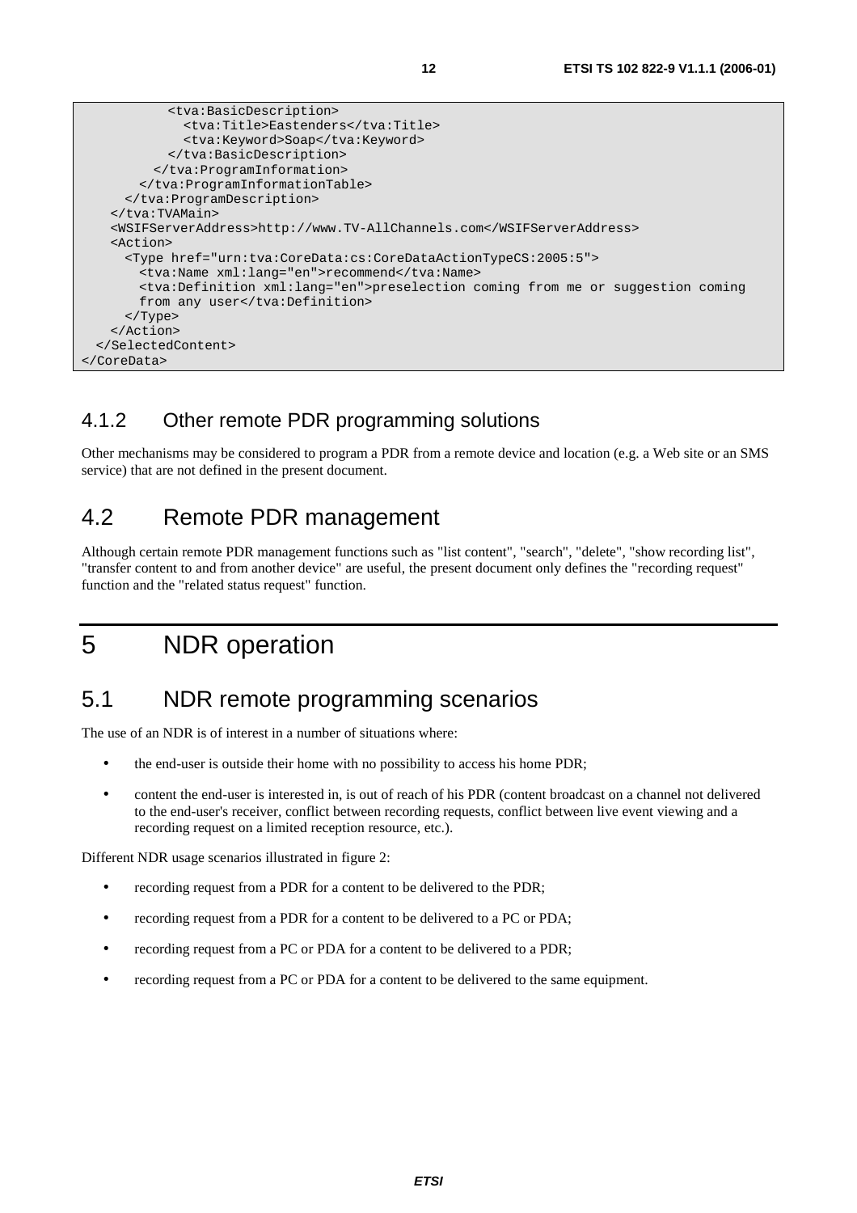```
          <tva:BasicDescription>
            <tva:Title>Eastenders</tva:Title>
            <tva:Keyword>Soap</tva:Keyword>
          </tva:BasicDescription>
        </tva:ProgramInformation>
      </tva:ProgramInformationTable>
    </tva:ProgramDescription>
  </tva:TVAMain>
  <WSIFServerAddress>http://www.TV-AllChannels.com</WSIFServerAddress>
  <Action>
    <Type href="urn:tva:CoreData:cs:CoreDataActionTypeCS:2005:5">
      <tva:Name xml:lang="en">recommend</tva:Name>
      <tva:Definition xml:lang="en">preselection coming from me or suggestion coming
      from any user</tva:Definition>
    </Type>
  </Action>
 </SelectedContent>
</CoreData>
```

### 4.1.2 Other remote PDR programming solutions

Other mechanisms may be considered to program a PDR from a remote device and location (e.g. a Web site or an SMS service) that are not defined in the present document.

## 4.2 Remote PDR management

Although certain remote PDR management functions such as "list content", "search", "delete", "show recording list", "transfer content to and from another device" are useful, the present document only defines the "recording request" function and the "related status request" function.

# 5 NDR operation

## 5.1 NDR remote programming scenarios

The use of an NDR is of interest in a number of situations where:

- the end-user is outside their home with no possibility to access his home PDR;
- content the end-user is interested in, is out of reach of his PDR (content broadcast on a channel not delivered to the end-user's receiver, conflict between recording requests, conflict between live event viewing and a recording request on a limited reception resource, etc.).

Different NDR usage scenarios illustrated in figure 2:

- recording request from a PDR for a content to be delivered to the PDR;
- recording request from a PDR for a content to be delivered to a PC or PDA;
- recording request from a PC or PDA for a content to be delivered to a PDR;
- recording request from a PC or PDA for a content to be delivered to the same equipment.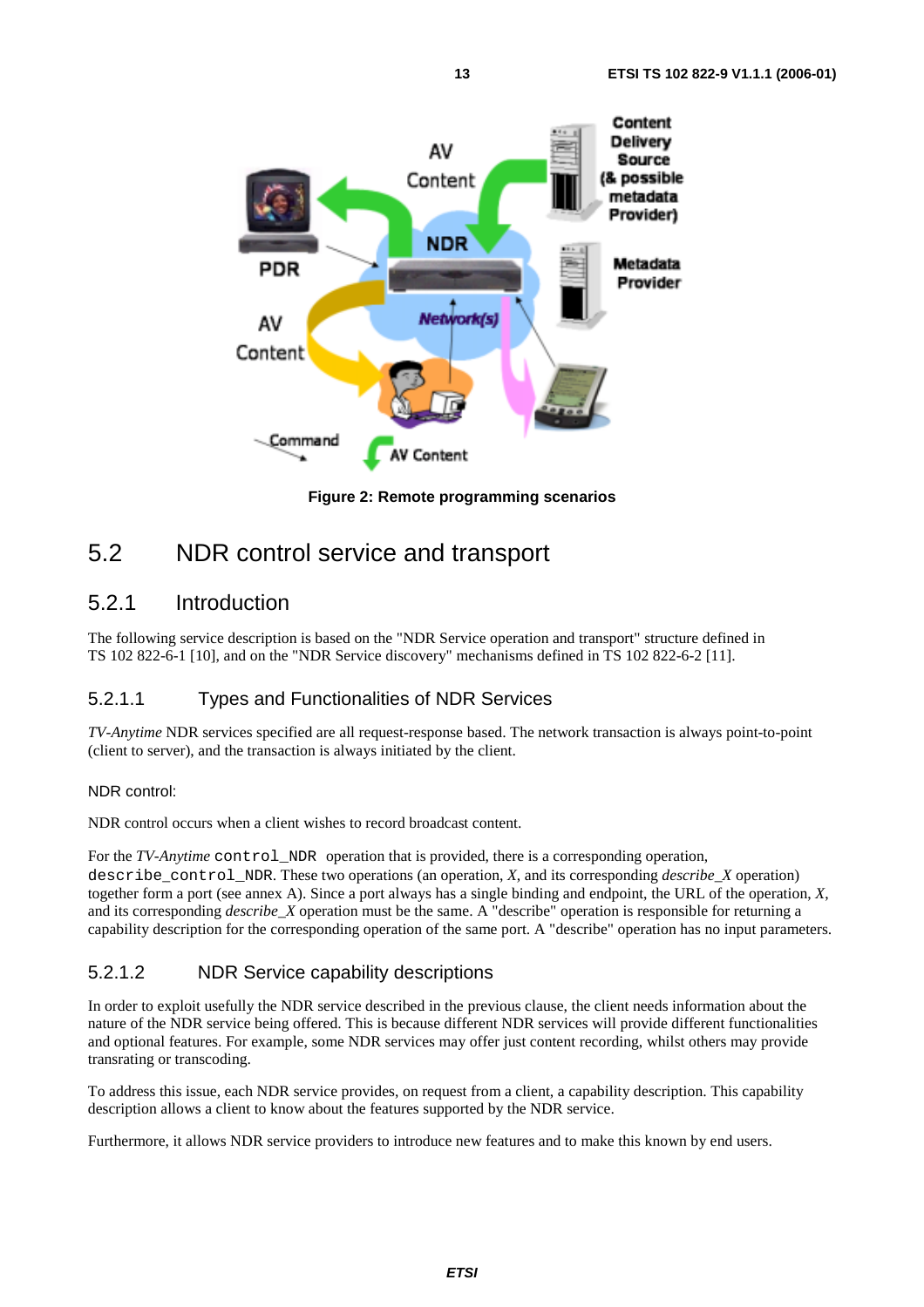Figure 2: Remote programming scenarios

## 5.2 NDR control service and transport

### 5.2.1 Introduction

The following service description is based on the "NDR Service operation and transport" structure defined in TS 102 822-6-1 [10], and on the "NDR Service discovery" mechanisms defined in TS 102 822-6-2 [11].

#### 5.2.1.1 Types and Functionalities of NDR Services

*TV-Anytime* NDR services specified are all request-response based. The network transaction is always point-to-point (client to server), and the transaction is always initiated by the client.

NDR control:

NDR control occurs when a client wishes to record broadcast content.

For the *TV-Anytime* `control_NDR` operation that is provided, there is a corresponding operation, `describe_control_NDR`. These two operations (an operation, *X*, and its corresponding *describe_X* operation) together form a port (see annex A). Since a port always has a single binding and endpoint, the URL of the operation, *X*, and its corresponding *describe_X* operation must be the same. A "describe" operation is responsible for returning a capability description for the corresponding operation of the same port. A "describe" operation has no input parameters.

#### 5.2.1.2 NDR Service capability descriptions

In order to exploit usefully the NDR service described in the previous clause, the client needs information about the nature of the NDR service being offered. This is because different NDR services will provide different functionalities and optional features. For example, some NDR services may offer just content recording, whilst others may provide transrating or transcoding.

To address this issue, each NDR service provides, on request from a client, a capability description. This capability description allows a client to know about the features supported by the NDR service.

Furthermore, it allows NDR service providers to introduce new features and to make this known by end users.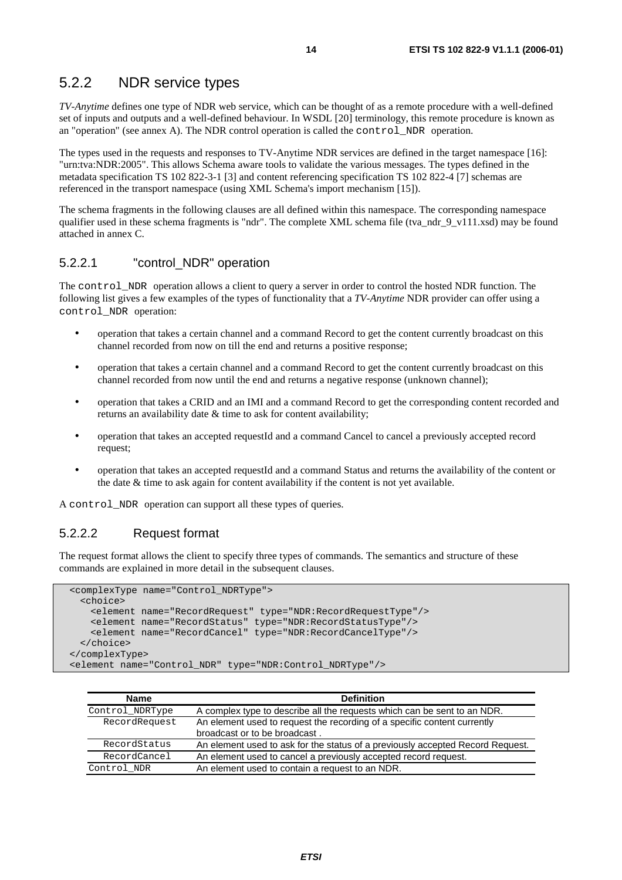## 5.2.2 NDR service types

*TV-Anytime* defines one type of NDR web service, which can be thought of as a remote procedure with a well-defined set of inputs and outputs and a well-defined behaviour. In WSDL [20] terminology, this remote procedure is known as an "operation" (see annex A). The NDR control operation is called the `control_NDR` operation.

The types used in the requests and responses to TV-Anytime NDR services are defined in the target namespace [16]: "urn:tva:NDR:2005". This allows Schema aware tools to validate the various messages. The types defined in the metadata specification TS 102 822-3-1 [3] and content referencing specification TS 102 822-4 [7] schemas are referenced in the transport namespace (using XML Schema's import mechanism [15]).

The schema fragments in the following clauses are all defined within this namespace. The corresponding namespace qualifier used in these schema fragments is "ndr". The complete XML schema file (tva_ndr_9_v111.xsd) may be found attached in annex C.

### 5.2.2.1 "control_NDR" operation

The `control_NDR` operation allows a client to query a server in order to control the hosted NDR function. The following list gives a few examples of the types of functionality that a *TV-Anytime* NDR provider can offer using a `control_NDR` operation:

- operation that takes a certain channel and a command Record to get the content currently broadcast on this channel recorded from now on till the end and returns a positive response;
- operation that takes a certain channel and a command Record to get the content currently broadcast on this channel recorded from now until the end and returns a negative response (unknown channel);
- operation that takes a CRID and an IMI and a command Record to get the corresponding content recorded and returns an availability date & time to ask for content availability;
- operation that takes an accepted requestId and a command Cancel to cancel a previously accepted record request;
- operation that takes an accepted requestId and a command Status and returns the availability of the content or the date & time to ask again for content availability if the content is not yet available.

A `control_NDR` operation can support all these types of queries.

### 5.2.2.2 Request format

The request format allows the client to specify three types of commands. The semantics and structure of these commands are explained in more detail in the subsequent clauses.

```
<complexType name="Control_NDRType">
  <choice>
    <element name="RecordRequest" type="NDR:RecordRequestType"/>
    <element name="RecordStatus" type="NDR:RecordStatusType"/>
    <element name="RecordCancel" type="NDR:RecordCancelType"/>
  </choice>
</complexType>
<element name="Control_NDR" type="NDR:Control_NDRType"/>
```

| Name | Definition |
|---|---|
| Control_NDRType | A complex type to describe all the requests which can be sent to an NDR. |
| RecordRequest | An element used to request the recording of a specific content currently broadcast or to be broadcast . |
| RecordStatus | An element used to ask for the status of a previously accepted Record Request. |
| RecordCancel | An element used to cancel a previously accepted record request. |
| Control_NDR | An element used to contain a request to an NDR. |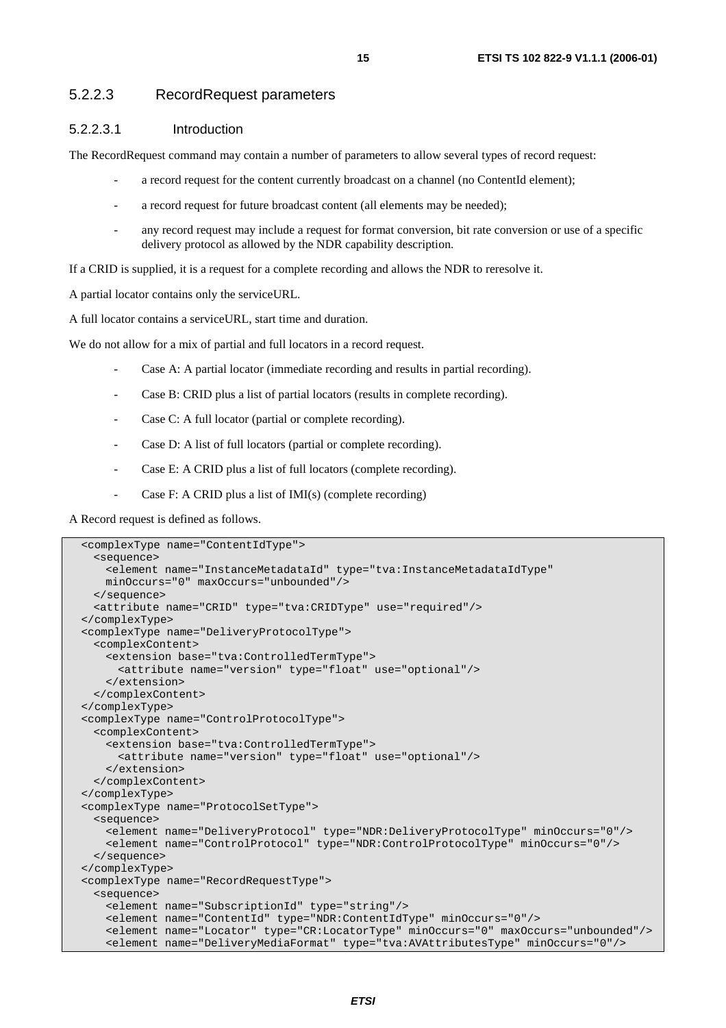#### 5.2.2.3 RecordRequest parameters

##### 5.2.2.3.1 Introduction

The RecordRequest command may contain a number of parameters to allow several types of record request:

- a record request for the content currently broadcast on a channel (no ContentId element);
- a record request for future broadcast content (all elements may be needed);
- any record request may include a request for format conversion, bit rate conversion or use of a specific delivery protocol as allowed by the NDR capability description.

If a CRID is supplied, it is a request for a complete recording and allows the NDR to reresolve it.

A partial locator contains only the serviceURL.

A full locator contains a serviceURL, start time and duration.

We do not allow for a mix of partial and full locators in a record request.

- Case A: A partial locator (immediate recording and results in partial recording).
- Case B: CRID plus a list of partial locators (results in complete recording).
- Case C: A full locator (partial or complete recording).
- Case D: A list of full locators (partial or complete recording).
- Case E: A CRID plus a list of full locators (complete recording).
- Case F: A CRID plus a list of IMI(s) (complete recording)

A Record request is defined as follows.

```
<complexType name="ContentIdType">
  <sequence>
    <element name="InstanceMetadataId" type="tva:InstanceMetadataIdType"
    minOccurs="0" maxOccurs="unbounded"/>
  </sequence>
  <attribute name="CRID" type="tva:CRIDType" use="required"/>
</complexType>
<complexType name="DeliveryProtocolType">
  <complexContent>
    <extension base="tva:ControlledTermType">
      <attribute name="version" type="float" use="optional"/>
    </extension>
  </complexContent>
</complexType>
<complexType name="ControlProtocolType">
  <complexContent>
    <extension base="tva:ControlledTermType">
      <attribute name="version" type="float" use="optional"/>
    </extension>
  </complexContent>
</complexType>
<complexType name="ProtocolSetType">
  <sequence>
    <element name="DeliveryProtocol" type="NDR:DeliveryProtocolType" minOccurs="0"/>
    <element name="ControlProtocol" type="NDR:ControlProtocolType" minOccurs="0"/>
  </sequence>
</complexType>
<complexType name="RecordRequestType">
  <sequence>
    <element name="SubscriptionId" type="string"/>
    <element name="ContentId" type="NDR:ContentIdType" minOccurs="0"/>
    <element name="Locator" type="CR:LocatorType" minOccurs="0" maxOccurs="unbounded"/>
    <element name="DeliveryMediaFormat" type="tva:AVAttributesType" minOccurs="0"/>
```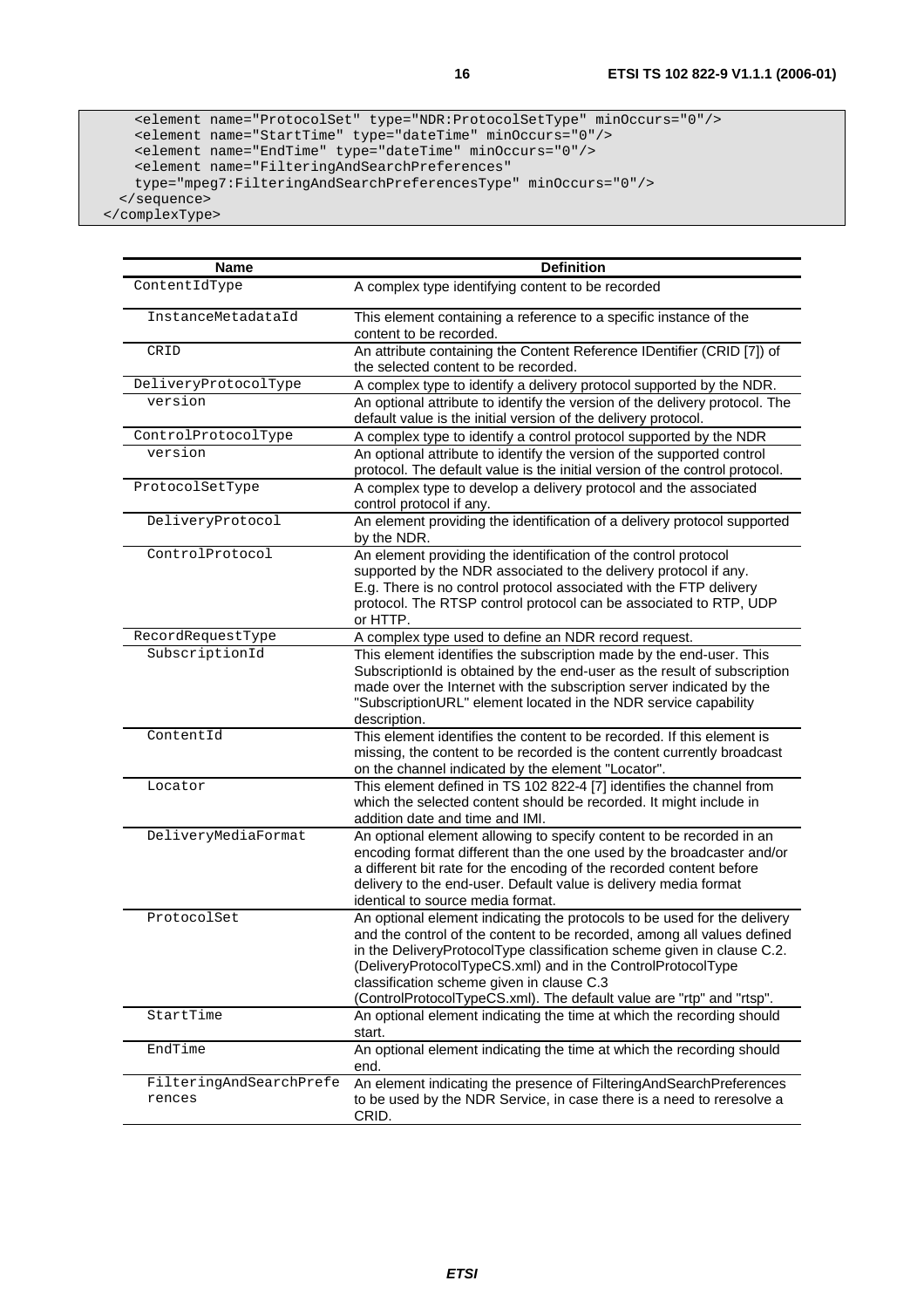```
      <element name="ProtocolSet" type="NDR:ProtocolSetType" minOccurs="0"/>
      <element name="StartTime" type="dateTime" minOccurs="0"/>
      <element name="EndTime" type="dateTime" minOccurs="0"/>
      <element name="FilteringAndSearchPreferences"
      type="mpeg7:FilteringAndSearchPreferencesType" minOccurs="0"/>
    </sequence>
  </complexType>
```

| Name | Definition |
|---|---|
| ContentIdType | A complex type identifying content to be recorded |
| InstanceMetadataId | This element containing a reference to a specific instance of the content to be recorded. |
| CRID | An attribute containing the Content Reference IDentifier (CRID [7]) of the selected content to be recorded. |
| DeliveryProtocolType | A complex type to identify a delivery protocol supported by the NDR. |
| version | An optional attribute to identify the version of the delivery protocol. The default value is the initial version of the delivery protocol. |
| ControlProtocolType | A complex type to identify a control protocol supported by the NDR |
| version | An optional attribute to identify the version of the supported control protocol. The default value is the initial version of the control protocol. |
| ProtocolSetType | A complex type to develop a delivery protocol and the associated control protocol if any. |
| DeliveryProtocol | An element providing the identification of a delivery protocol supported by the NDR. |
| ControlProtocol | An element providing the identification of the control protocol supported by the NDR associated to the delivery protocol if any. E.g. There is no control protocol associated with the FTP delivery protocol. The RTSP control protocol can be associated to RTP, UDP or HTTP. |
| RecordRequestType | A complex type used to define an NDR record request. |
| SubscriptionId | This element identifies the subscription made by the end-user. This SubscriptionId is obtained by the end-user as the result of subscription made over the Internet with the subscription server indicated by the "SubscriptionURL" element located in the NDR service capability description. |
| ContentId | This element identifies the content to be recorded. If this element is missing, the content to be recorded is the content currently broadcast on the channel indicated by the element "Locator". |
| Locator | This element defined in TS 102 822-4 [7] identifies the channel from which the selected content should be recorded. It might include in addition date and time and IMI. |
| DeliveryMediaFormat | An optional element allowing to specify content to be recorded in an encoding format different than the one used by the broadcaster and/or a different bit rate for the encoding of the recorded content before delivery to the end-user. Default value is delivery media format identical to source media format. |
| ProtocolSet | An optional element indicating the protocols to be used for the delivery and the control of the content to be recorded, among all values defined in the DeliveryProtocolType classification scheme given in clause C.2. (DeliveryProtocolTypeCS.xml) and in the ControlProtocolType classification scheme given in clause C.3 (ControlProtocolTypeCS.xml). The default value are "rtp" and "rtsp". |
| StartTime | An optional element indicating the time at which the recording should start. |
| EndTime | An optional element indicating the time at which the recording should end. |
| FilteringAndSearchPreferences | An element indicating the presence of FilteringAndSearchPreferences to be used by the NDR Service, in case there is a need to reresolve a CRID. |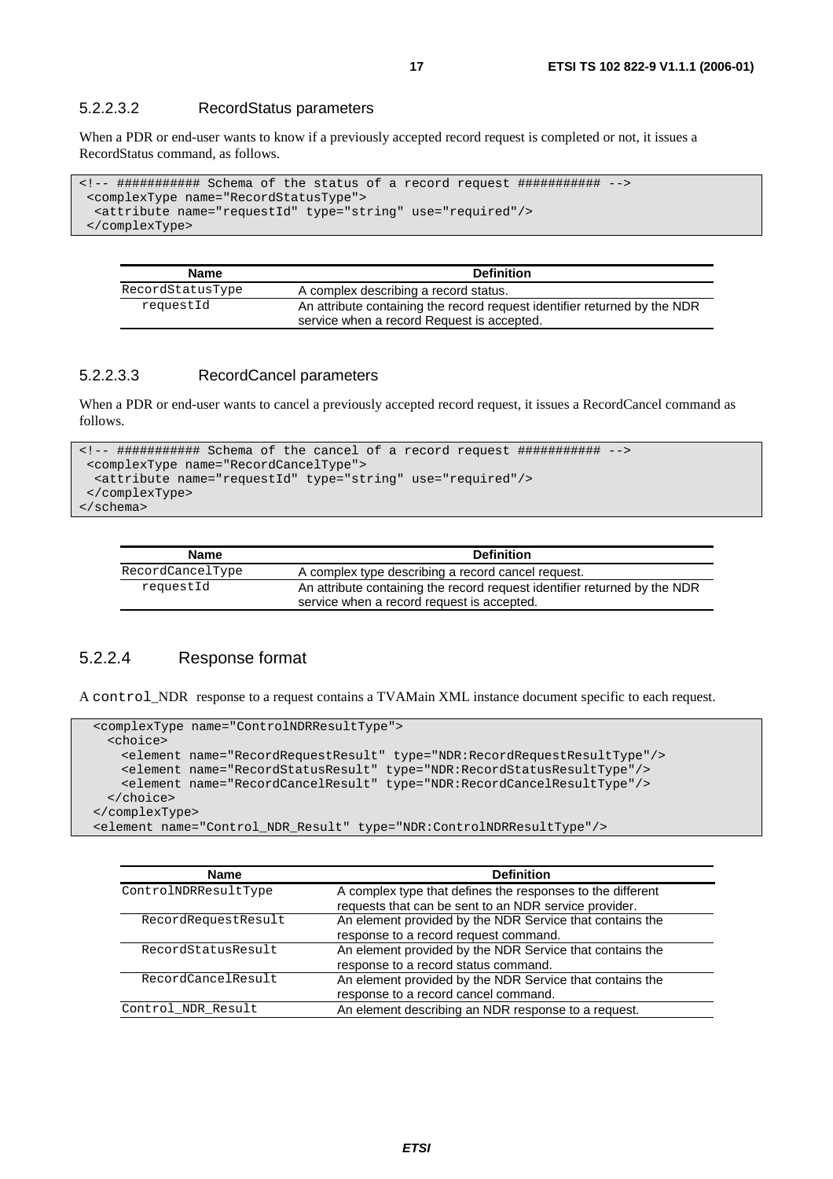#### 5.2.2.3.2 RecordStatus parameters

When a PDR or end-user wants to know if a previously accepted record request is completed or not, it issues a RecordStatus command, as follows.

```
<!-- ########### Schema of the status of a record request ########### -->
 <complexType name="RecordStatusType">
  <attribute name="requestId" type="string" use="required"/>
 </complexType>
```

| Name | Definition |
|---|---|
| RecordStatusType | A complex describing a record status. |
| requestId | An attribute containing the record request identifier returned by the NDR service when a record Request is accepted. |

#### 5.2.2.3.3 RecordCancel parameters

When a PDR or end-user wants to cancel a previously accepted record request, it issues a RecordCancel command as follows.

```
<!-- ########### Schema of the cancel of a record request ########### -->
 <complexType name="RecordCancelType">
  <attribute name="requestId" type="string" use="required"/>
 </complexType>
</schema>
```

| Name | Definition |
|---|---|
| RecordCancelType | A complex type describing a record cancel request. |
| requestId | An attribute containing the record request identifier returned by the NDR service when a record request is accepted. |

### 5.2.2.4 Response format

A control_NDR response to a request contains a TVAMain XML instance document specific to each request.

```
  <complexType name="ControlNDRResultType">
    <choice>
      <element name="RecordRequestResult" type="NDR:RecordRequestResultType"/>
      <element name="RecordStatusResult" type="NDR:RecordStatusResultType"/>
      <element name="RecordCancelResult" type="NDR:RecordCancelResultType"/>
    </choice>
  </complexType>
  <element name="Control_NDR_Result" type="NDR:ControlNDRResultType"/>
```

| Name | Definition |
|---|---|
| ControlNDRResultType | A complex type that defines the responses to the different requests that can be sent to an NDR service provider. |
| RecordRequestResult | An element provided by the NDR Service that contains the response to a record request command. |
| RecordStatusResult | An element provided by the NDR Service that contains the response to a record status command. |
| RecordCancelResult | An element provided by the NDR Service that contains the response to a record cancel command. |
| Control_NDR_Result | An element describing an NDR response to a request. |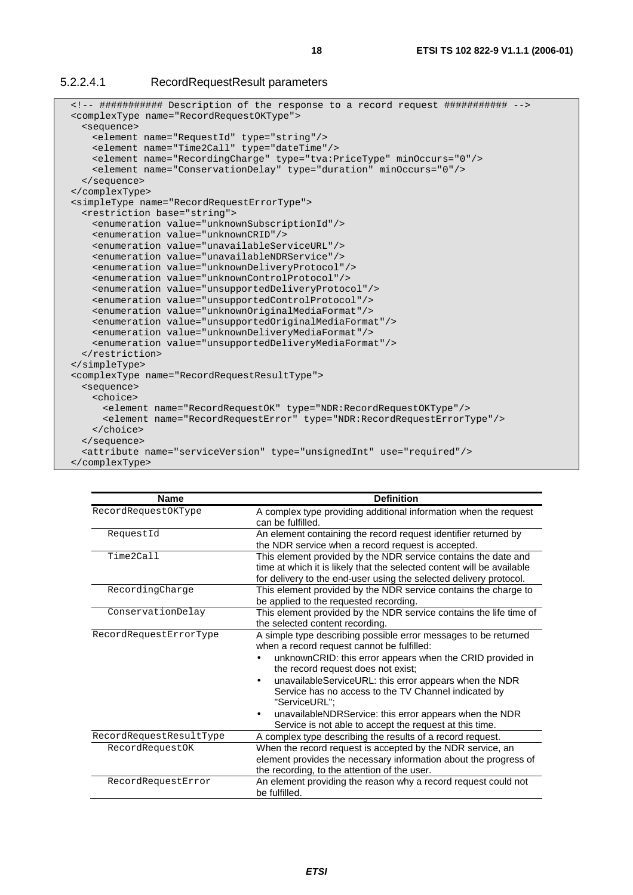#### 5.2.2.4.1 RecordRequestResult parameters

```
<!-- ########### Description of the response to a record request ########### -->
<complexType name="RecordRequestOKType">
  <sequence>
    <element name="RequestId" type="string"/>
    <element name="Time2Call" type="dateTime"/>
    <element name="RecordingCharge" type="tva:PriceType" minOccurs="0"/>
    <element name="ConservationDelay" type="duration" minOccurs="0"/>
  </sequence>
</complexType>
<simpleType name="RecordRequestErrorType">
  <restriction base="string">
    <enumeration value="unknownSubscriptionId"/>
    <enumeration value="unknownCRID"/>
    <enumeration value="unavailableServiceURL"/>
    <enumeration value="unavailableNDRService"/>
    <enumeration value="unknownDeliveryProtocol"/>
    <enumeration value="unknownControlProtocol"/>
    <enumeration value="unsupportedDeliveryProtocol"/>
    <enumeration value="unsupportedControlProtocol"/>
    <enumeration value="unknownOriginalMediaFormat"/>
    <enumeration value="unsupportedOriginalMediaFormat"/>
    <enumeration value="unknownDeliveryMediaFormat"/>
    <enumeration value="unsupportedDeliveryMediaFormat"/>
  </restriction>
</simpleType>
<complexType name="RecordRequestResultType">
  <sequence>
    <choice>
      <element name="RecordRequestOK" type="NDR:RecordRequestOKType"/>
      <element name="RecordRequestError" type="NDR:RecordRequestErrorType"/>
    </choice>
  </sequence>
  <attribute name="serviceVersion" type="unsignedInt" use="required"/>
</complexType>
```

| Name | Definition |
|---|---|
| RecordRequestOKType | A complex type providing additional information when the request can be fulfilled. |
| RequestId | An element containing the record request identifier returned by the NDR service when a record request is accepted. |
| Time2Call | This element provided by the NDR service contains the date and time at which it is likely that the selected content will be available for delivery to the end-user using the selected delivery protocol. |
| RecordingCharge | This element provided by the NDR service contains the charge to be applied to the requested recording. |
| ConservationDelay | This element provided by the NDR service contains the life time of the selected content recording. |
| RecordRequestErrorType | A simple type describing possible error messages to be returned when a record request cannot be fulfilled:<br>• unknownCRID: this error appears when the CRID provided in the record request does not exist;<br>• unavailableServiceURL: this error appears when the NDR Service has no access to the TV Channel indicated by "ServiceURL";<br>• unavailableNDRService: this error appears when the NDR Service is not able to accept the request at this time. |
| RecordRequestResultType | A complex type describing the results of a record request. |
| RecordRequestOK | When the record request is accepted by the NDR service, an element provides the necessary information about the progress of the recording, to the attention of the user. |
| RecordRequestError | An element providing the reason why a record request could not be fulfilled. |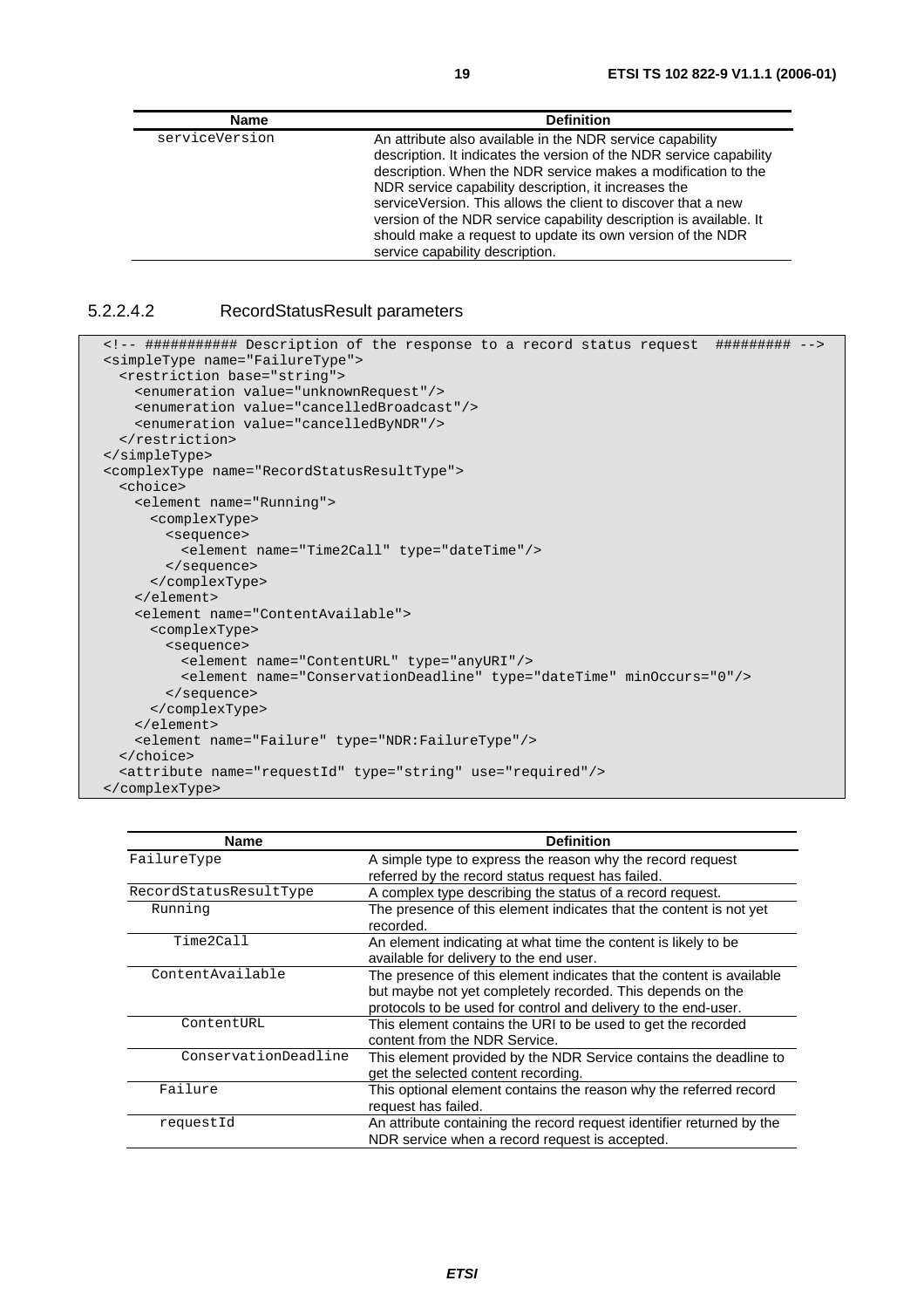| Name | Definition |
| --- | --- |
| serviceVersion | An attribute also available in the NDR service capability description. It indicates the version of the NDR service capability description. When the NDR service makes a modification to the NDR service capability description, it increases the serviceVersion. This allows the client to discover that a new version of the NDR service capability description is available. It should make a request to update its own version of the NDR service capability description. |

#### 5.2.2.4.2 RecordStatusResult parameters

```
<!-- ########### Description of the response to a record status request  ######### -->
<simpleType name="FailureType">
  <restriction base="string">
    <enumeration value="unknownRequest"/>
    <enumeration value="cancelledBroadcast"/>
    <enumeration value="cancelledByNDR"/>
  </restriction>
</simpleType>
<complexType name="RecordStatusResultType">
  <choice>
    <element name="Running">
      <complexType>
        <sequence>
          <element name="Time2Call" type="dateTime"/>
        </sequence>
      </complexType>
    </element>
    <element name="ContentAvailable">
      <complexType>
        <sequence>
          <element name="ContentURL" type="anyURI"/>
          <element name="ConservationDeadline" type="dateTime" minOccurs="0"/>
        </sequence>
      </complexType>
    </element>
    <element name="Failure" type="NDR:FailureType"/>
  </choice>
  <attribute name="requestId" type="string" use="required"/>
</complexType>
```

| Name | Definition |
| --- | --- |
| FailureType | A simple type to express the reason why the record request referred by the record status request has failed. |
| RecordStatusResultType | A complex type describing the status of a record request. |
| Running | The presence of this element indicates that the content is not yet recorded. |
| Time2Call | An element indicating at what time the content is likely to be available for delivery to the end user. |
| ContentAvailable | The presence of this element indicates that the content is available but maybe not yet completely recorded. This depends on the protocols to be used for control and delivery to the end-user. |
| ContentURL | This element contains the URI to be used to get the recorded content from the NDR Service. |
| ConservationDeadline | This element provided by the NDR Service contains the deadline to get the selected content recording. |
| Failure | This optional element contains the reason why the referred record request has failed. |
| requestId | An attribute containing the record request identifier returned by the NDR service when a record request is accepted. |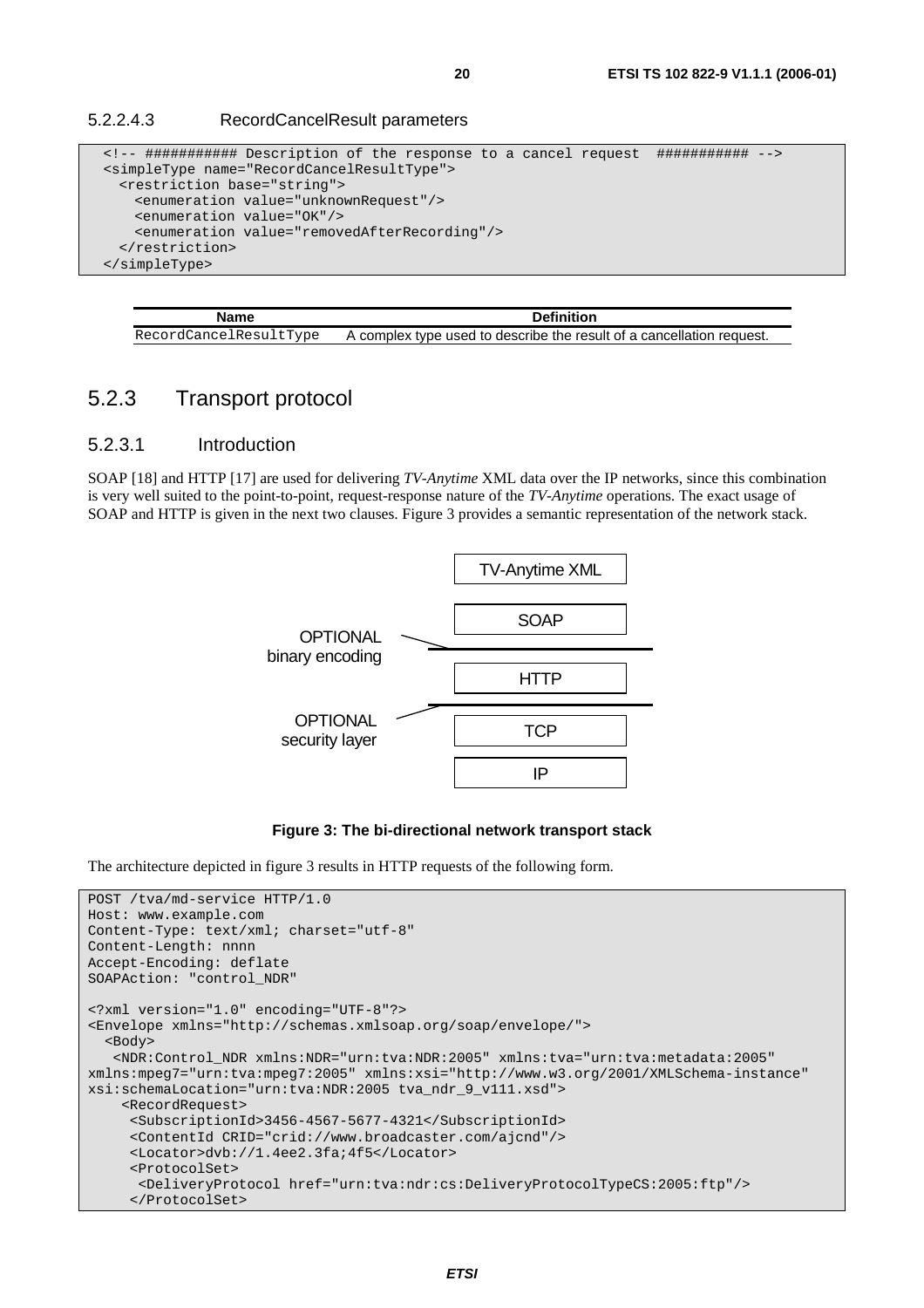#### 5.2.2.4.3 RecordCancelResult parameters

```
<!-- ########### Description of the response to a cancel request  ########### -->
<simpleType name="RecordCancelResultType">
  <restriction base="string">
    <enumeration value="unknownRequest"/>
    <enumeration value="OK"/>
    <enumeration value="removedAfterRecording"/>
  </restriction>
</simpleType>
```

| Name | Definition |
| --- | --- |
| RecordCancelResultType | A complex type used to describe the result of a cancellation request. |

### 5.2.3 Transport protocol

#### 5.2.3.1 Introduction

SOAP [18] and HTTP [17] are used for delivering *TV-Anytime* XML data over the IP networks, since this combination is very well suited to the point-to-point, request-response nature of the *TV-Anytime* operations. The exact usage of SOAP and HTTP is given in the next two clauses. Figure 3 provides a semantic representation of the network stack.

TV-Anytime XML

SOAP

OPTIONAL binary encoding

HTTP

OPTIONAL security layer

TCP

IP

**Figure 3: The bi-directional network transport stack**

The architecture depicted in figure 3 results in HTTP requests of the following form.

```
POST /tva/md-service HTTP/1.0
Host: www.example.com
Content-Type: text/xml; charset="utf-8"
Content-Length: nnnn
Accept-Encoding: deflate
SOAPAction: "control_NDR"

<?xml version="1.0" encoding="UTF-8"?>
<Envelope xmlns="http://schemas.xmlsoap.org/soap/envelope/">
  <Body>
   <NDR:Control_NDR xmlns:NDR="urn:tva:NDR:2005" xmlns:tva="urn:tva:metadata:2005"
xmlns:mpeg7="urn:tva:mpeg7:2005" xmlns:xsi="http://www.w3.org/2001/XMLSchema-instance"
xsi:schemaLocation="urn:tva:NDR:2005 tva_ndr_9_v111.xsd">
    <RecordRequest>
     <SubscriptionId>3456-4567-5677-4321</SubscriptionId>
     <ContentId CRID="crid://www.broadcaster.com/ajcnd"/>
     <Locator>dvb://1.4ee2.3fa;4f5</Locator>
     <ProtocolSet>
      <DeliveryProtocol href="urn:tva:ndr:cs:DeliveryProtocolTypeCS:2005:ftp"/>
     </ProtocolSet>
```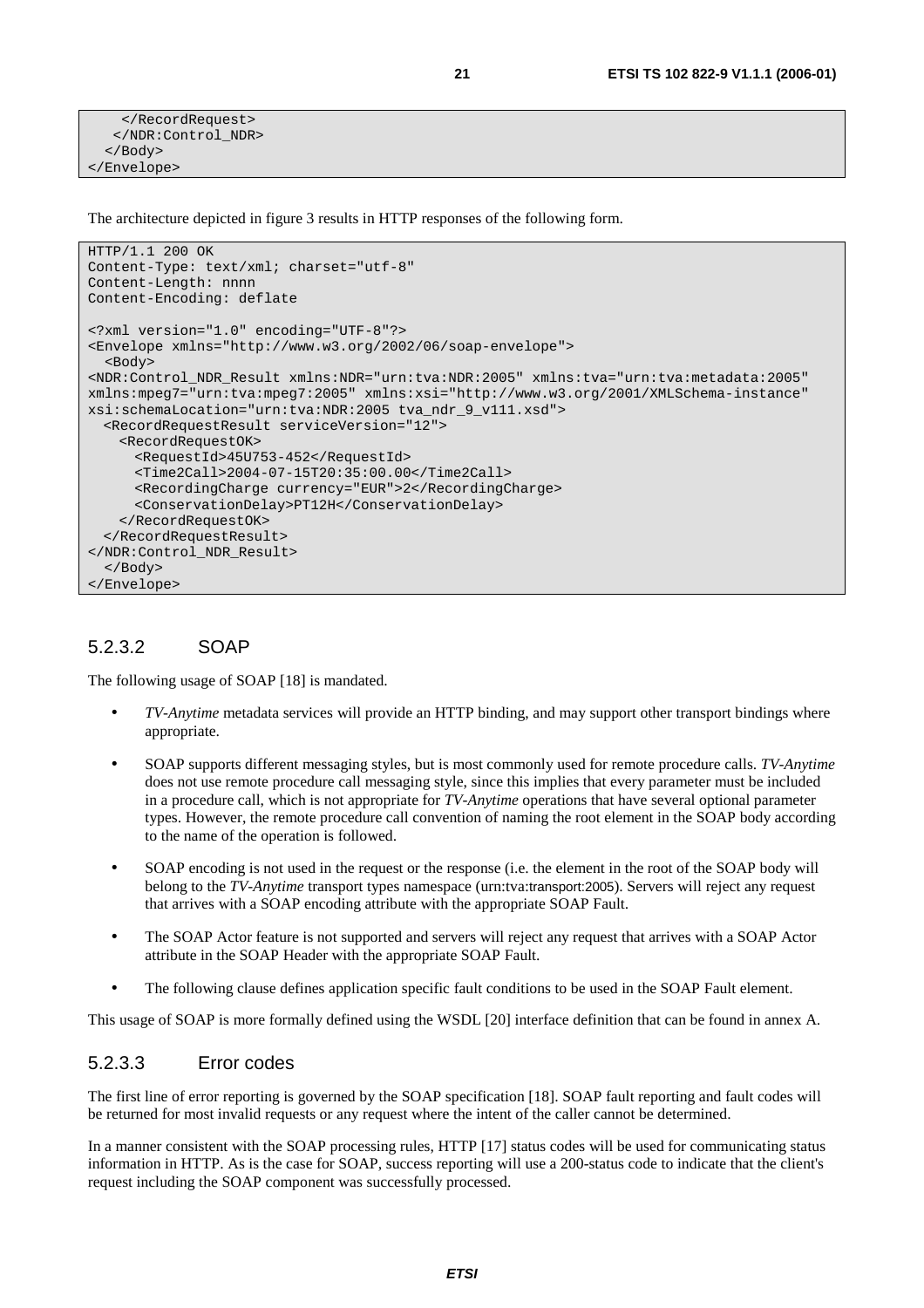```
    </RecordRequest>
   </NDR:Control_NDR>
  </Body>
</Envelope>
```

The architecture depicted in figure 3 results in HTTP responses of the following form.

```
HTTP/1.1 200 OK
Content-Type: text/xml; charset="utf-8"
Content-Length: nnnn
Content-Encoding: deflate

<?xml version="1.0" encoding="UTF-8"?>
<Envelope xmlns="http://www.w3.org/2002/06/soap-envelope">
  <Body>
<NDR:Control_NDR_Result xmlns:NDR="urn:tva:NDR:2005" xmlns:tva="urn:tva:metadata:2005"
xmlns:mpeg7="urn:tva:mpeg7:2005" xmlns:xsi="http://www.w3.org/2001/XMLSchema-instance"
xsi:schemaLocation="urn:tva:NDR:2005 tva_ndr_9_v111.xsd">
  <RecordRequestResult serviceVersion="12">
    <RecordRequestOK>
      <RequestId>45U753-452</RequestId>
      <Time2Call>2004-07-15T20:35:00.00</Time2Call>
      <RecordingCharge currency="EUR">2</RecordingCharge>
      <ConservationDelay>PT12H</ConservationDelay>
    </RecordRequestOK>
  </RecordRequestResult>
</NDR:Control_NDR_Result>
  </Body>
</Envelope>
```

### 5.2.3.2 SOAP

The following usage of SOAP [18] is mandated.

- *TV-Anytime* metadata services will provide an HTTP binding, and may support other transport bindings where appropriate.
- SOAP supports different messaging styles, but is most commonly used for remote procedure calls. *TV-Anytime* does not use remote procedure call messaging style, since this implies that every parameter must be included in a procedure call, which is not appropriate for *TV-Anytime* operations that have several optional parameter types. However, the remote procedure call convention of naming the root element in the SOAP body according to the name of the operation is followed.
- SOAP encoding is not used in the request or the response (i.e. the element in the root of the SOAP body will belong to the *TV-Anytime* transport types namespace (urn:tva:transport:2005). Servers will reject any request that arrives with a SOAP encoding attribute with the appropriate SOAP Fault.
- The SOAP Actor feature is not supported and servers will reject any request that arrives with a SOAP Actor attribute in the SOAP Header with the appropriate SOAP Fault.
- The following clause defines application specific fault conditions to be used in the SOAP Fault element.

This usage of SOAP is more formally defined using the WSDL [20] interface definition that can be found in annex A.

### 5.2.3.3 Error codes

The first line of error reporting is governed by the SOAP specification [18]. SOAP fault reporting and fault codes will be returned for most invalid requests or any request where the intent of the caller cannot be determined.

In a manner consistent with the SOAP processing rules, HTTP [17] status codes will be used for communicating status information in HTTP. As is the case for SOAP, success reporting will use a 200-status code to indicate that the client's request including the SOAP component was successfully processed.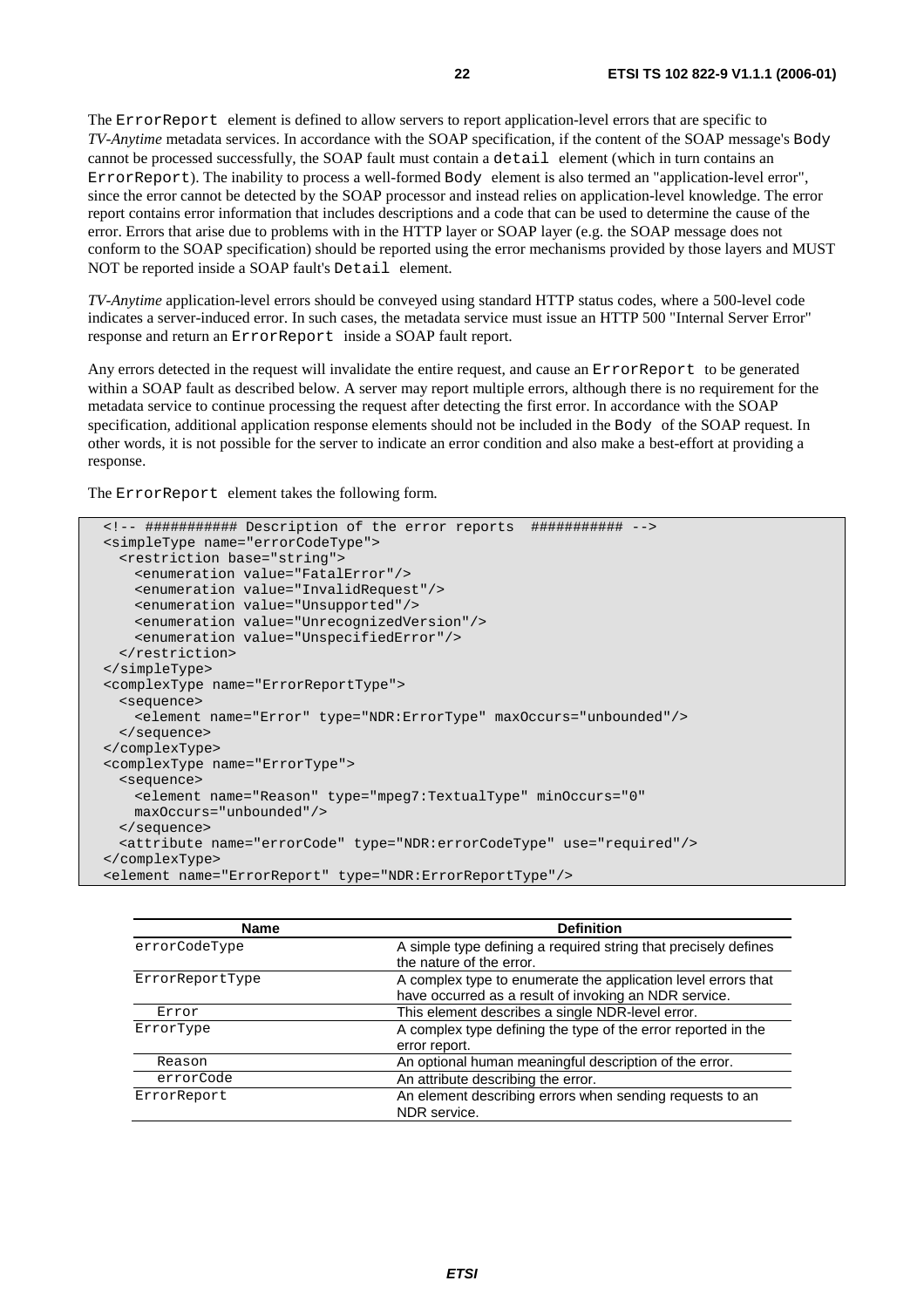The `ErrorReport` element is defined to allow servers to report application-level errors that are specific to *TV-Anytime* metadata services. In accordance with the SOAP specification, if the content of the SOAP message's `Body` cannot be processed successfully, the SOAP fault must contain a `detail` element (which in turn contains an `ErrorReport`). The inability to process a well-formed `Body` element is also termed an "application-level error", since the error cannot be detected by the SOAP processor and instead relies on application-level knowledge. The error report contains error information that includes descriptions and a code that can be used to determine the cause of the error. Errors that arise due to problems with in the HTTP layer or SOAP layer (e.g. the SOAP message does not conform to the SOAP specification) should be reported using the error mechanisms provided by those layers and MUST NOT be reported inside a SOAP fault's `Detail` element.

*TV-Anytime* application-level errors should be conveyed using standard HTTP status codes, where a 500-level code indicates a server-induced error. In such cases, the metadata service must issue an HTTP 500 "Internal Server Error" response and return an `ErrorReport` inside a SOAP fault report.

Any errors detected in the request will invalidate the entire request, and cause an `ErrorReport` to be generated within a SOAP fault as described below. A server may report multiple errors, although there is no requirement for the metadata service to continue processing the request after detecting the first error. In accordance with the SOAP specification, additional application response elements should not be included in the `Body` of the SOAP request. In other words, it is not possible for the server to indicate an error condition and also make a best-effort at providing a response.

The `ErrorReport` element takes the following form.

```
<!-- ########### Description of the error reports  ########### -->
<simpleType name="errorCodeType">
  <restriction base="string">
    <enumeration value="FatalError"/>
    <enumeration value="InvalidRequest"/>
    <enumeration value="Unsupported"/>
    <enumeration value="UnrecognizedVersion"/>
    <enumeration value="UnspecifiedError"/>
  </restriction>
</simpleType>
<complexType name="ErrorReportType">
  <sequence>
    <element name="Error" type="NDR:ErrorType" maxOccurs="unbounded"/>
  </sequence>
</complexType>
<complexType name="ErrorType">
  <sequence>
    <element name="Reason" type="mpeg7:TextualType" minOccurs="0"
    maxOccurs="unbounded"/>
  </sequence>
  <attribute name="errorCode" type="NDR:errorCodeType" use="required"/>
</complexType>
<element name="ErrorReport" type="NDR:ErrorReportType"/>
```

| Name | Definition |
|---|---|
| `errorCodeType` | A simple type defining a required string that precisely defines the nature of the error. |
| `ErrorReportType` | A complex type to enumerate the application level errors that have occurred as a result of invoking an NDR service. |
| `Error` | This element describes a single NDR-level error. |
| `ErrorType` | A complex type defining the type of the error reported in the error report. |
| `Reason` | An optional human meaningful description of the error. |
| `errorCode` | An attribute describing the error. |
| `ErrorReport` | An element describing errors when sending requests to an NDR service. |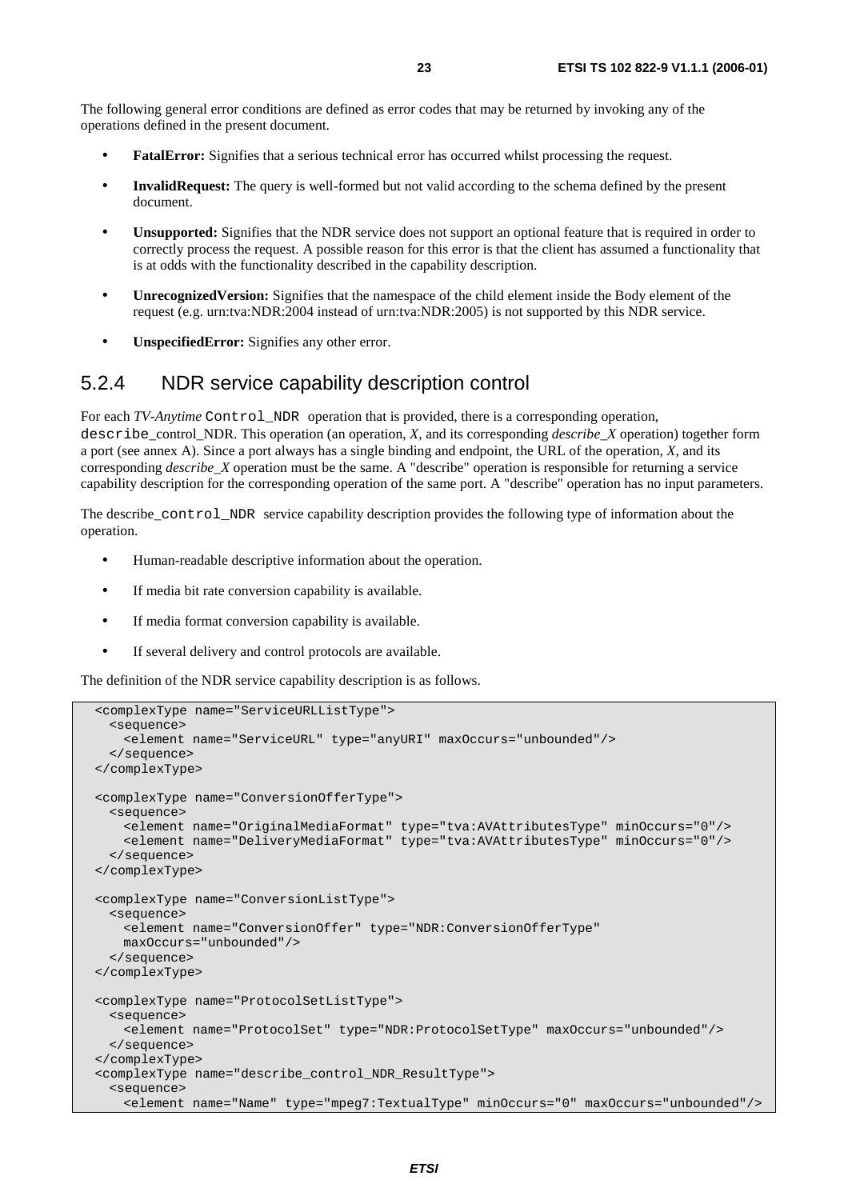The following general error conditions are defined as error codes that may be returned by invoking any of the operations defined in the present document.

- **FatalError:** Signifies that a serious technical error has occurred whilst processing the request.
- **InvalidRequest:** The query is well-formed but not valid according to the schema defined by the present document.
- **Unsupported:** Signifies that the NDR service does not support an optional feature that is required in order to correctly process the request. A possible reason for this error is that the client has assumed a functionality that is at odds with the functionality described in the capability description.
- **UnrecognizedVersion:** Signifies that the namespace of the child element inside the Body element of the request (e.g. urn:tva:NDR:2004 instead of urn:tva:NDR:2005) is not supported by this NDR service.
- **UnspecifiedError:** Signifies any other error.

## 5.2.4 NDR service capability description control

For each *TV-Anytime* `Control_NDR` operation that is provided, there is a corresponding operation, `describe`_control_NDR. This operation (an operation, *X*, and its corresponding *describe_X* operation) together form a port (see annex A). Since a port always has a single binding and endpoint, the URL of the operation, *X*, and its corresponding *describe_X* operation must be the same. A "describe" operation is responsible for returning a service capability description for the corresponding operation of the same port. A "describe" operation has no input parameters.

The describe_`control_NDR` service capability description provides the following type of information about the operation.

- Human-readable descriptive information about the operation.
- If media bit rate conversion capability is available.
- If media format conversion capability is available.
- If several delivery and control protocols are available.

The definition of the NDR service capability description is as follows.

```
<complexType name="ServiceURLListType">
  <sequence>
    <element name="ServiceURL" type="anyURI" maxOccurs="unbounded"/>
  </sequence>
</complexType>

<complexType name="ConversionOfferType">
  <sequence>
    <element name="OriginalMediaFormat" type="tva:AVAttributesType" minOccurs="0"/>
    <element name="DeliveryMediaFormat" type="tva:AVAttributesType" minOccurs="0"/>
  </sequence>
</complexType>

<complexType name="ConversionListType">
  <sequence>
    <element name="ConversionOffer" type="NDR:ConversionOfferType"
    maxOccurs="unbounded"/>
  </sequence>
</complexType>

<complexType name="ProtocolSetListType">
  <sequence>
    <element name="ProtocolSet" type="NDR:ProtocolSetType" maxOccurs="unbounded"/>
  </sequence>
</complexType>
<complexType name="describe_control_NDR_ResultType">
  <sequence>
    <element name="Name" type="mpeg7:TextualType" minOccurs="0" maxOccurs="unbounded"/>
```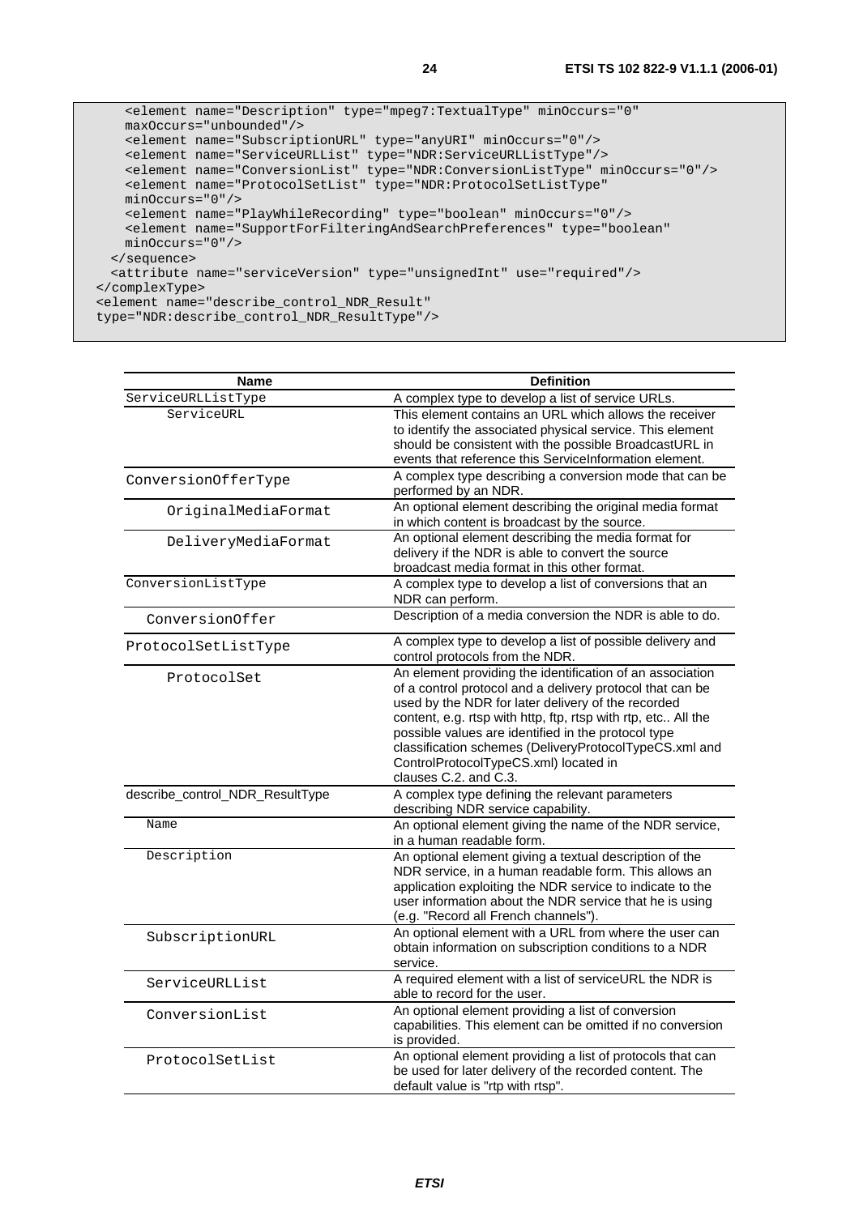```
    <element name="Description" type="mpeg7:TextualType" minOccurs="0"
    maxOccurs="unbounded"/>
    <element name="SubscriptionURL" type="anyURI" minOccurs="0"/>
    <element name="ServiceURLList" type="NDR:ServiceURLListType"/>
    <element name="ConversionList" type="NDR:ConversionListType" minOccurs="0"/>
    <element name="ProtocolSetList" type="NDR:ProtocolSetListType"
    minOccurs="0"/>
    <element name="PlayWhileRecording" type="boolean" minOccurs="0"/>
    <element name="SupportForFilteringAndSearchPreferences" type="boolean"
    minOccurs="0"/>
  </sequence>
  <attribute name="serviceVersion" type="unsignedInt" use="required"/>
</complexType>
<element name="describe_control_NDR_Result"
type="NDR:describe_control_NDR_ResultType"/>
```

| Name | Definition |
| --- | --- |
| ServiceURLListType | A complex type to develop a list of service URLs. |
| ServiceURL | This element contains an URL which allows the receiver to identify the associated physical service. This element should be consistent with the possible BroadcastURL in events that reference this ServiceInformation element. |
| ConversionOfferType | A complex type describing a conversion mode that can be performed by an NDR. |
| OriginalMediaFormat | An optional element describing the original media format in which content is broadcast by the source. |
| DeliveryMediaFormat | An optional element describing the media format for delivery if the NDR is able to convert the source broadcast media format in this other format. |
| ConversionListType | A complex type to develop a list of conversions that an NDR can perform. |
| ConversionOffer | Description of a media conversion the NDR is able to do. |
| ProtocolSetListType | A complex type to develop a list of possible delivery and control protocols from the NDR. |
| ProtocolSet | An element providing the identification of an association of a control protocol and a delivery protocol that can be used by the NDR for later delivery of the recorded content, e.g. rtsp with http, ftp, rtsp with rtp, etc.. All the possible values are identified in the protocol type classification schemes (DeliveryProtocolTypeCS.xml and ControlProtocolTypeCS.xml) located in clauses C.2. and C.3. |
| describe_control_NDR_ResultType | A complex type defining the relevant parameters describing NDR service capability. |
| Name | An optional element giving the name of the NDR service, in a human readable form. |
| Description | An optional element giving a textual description of the NDR service, in a human readable form. This allows an application exploiting the NDR service to indicate to the user information about the NDR service that he is using (e.g. "Record all French channels"). |
| SubscriptionURL | An optional element with a URL from where the user can obtain information on subscription conditions to a NDR service. |
| ServiceURLList | A required element with a list of serviceURL the NDR is able to record for the user. |
| ConversionList | An optional element providing a list of conversion capabilities. This element can be omitted if no conversion is provided. |
| ProtocolSetList | An optional element providing a list of protocols that can be used for later delivery of the recorded content. The default value is "rtp with rtsp". |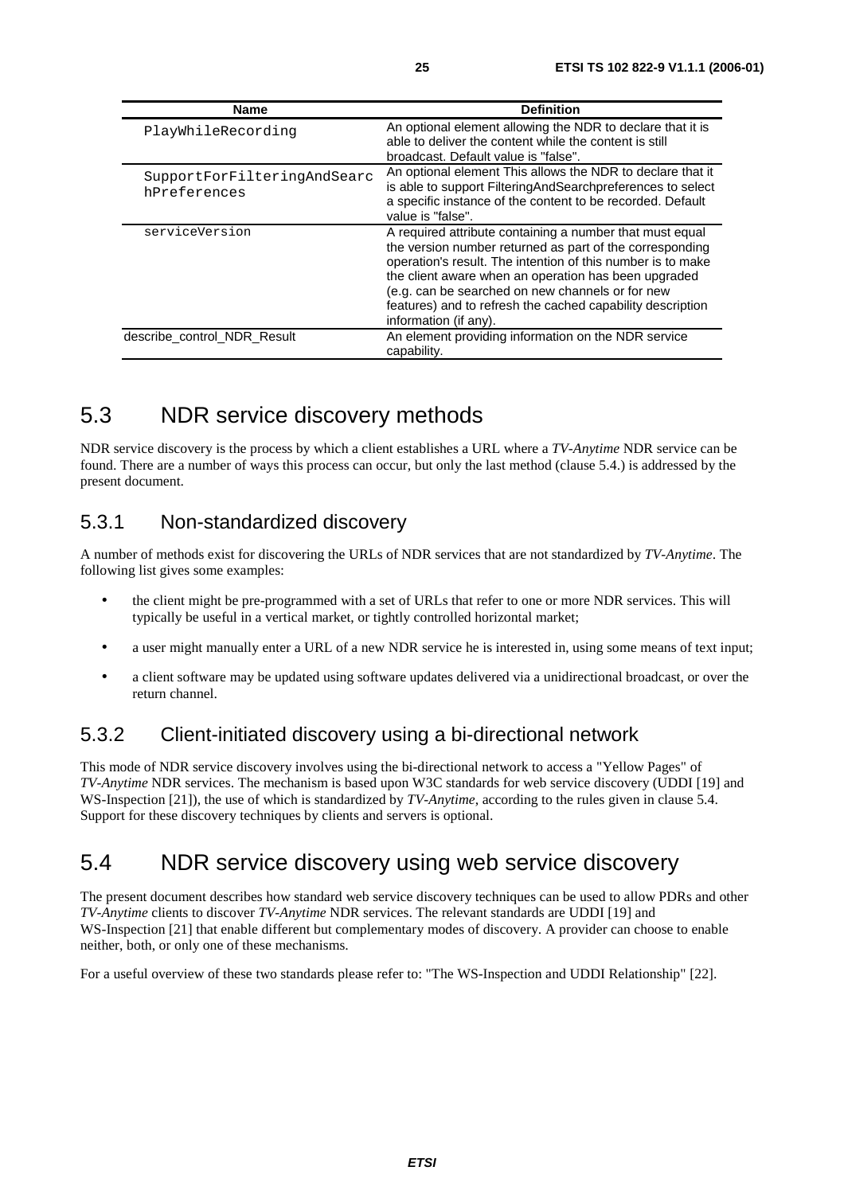| Name | Definition |
| --- | --- |
| PlayWhileRecording | An optional element allowing the NDR to declare that it is able to deliver the content while the content is still broadcast. Default value is "false". |
| SupportForFilteringAndSearchPreferences | An optional element This allows the NDR to declare that it is able to support FilteringAndSearchpreferences to select a specific instance of the content to be recorded. Default value is "false". |
| serviceVersion | A required attribute containing a number that must equal the version number returned as part of the corresponding operation's result. The intention of this number is to make the client aware when an operation has been upgraded (e.g. can be searched on new channels or for new features) and to refresh the cached capability description information (if any). |
| describe_control_NDR_Result | An element providing information on the NDR service capability. |

## 5.3 NDR service discovery methods

NDR service discovery is the process by which a client establishes a URL where a *TV-Anytime* NDR service can be found. There are a number of ways this process can occur, but only the last method (clause 5.4.) is addressed by the present document.

### 5.3.1 Non-standardized discovery

A number of methods exist for discovering the URLs of NDR services that are not standardized by *TV-Anytime*. The following list gives some examples:

- the client might be pre-programmed with a set of URLs that refer to one or more NDR services. This will typically be useful in a vertical market, or tightly controlled horizontal market;
- a user might manually enter a URL of a new NDR service he is interested in, using some means of text input;
- a client software may be updated using software updates delivered via a unidirectional broadcast, or over the return channel.

### 5.3.2 Client-initiated discovery using a bi-directional network

This mode of NDR service discovery involves using the bi-directional network to access a "Yellow Pages" of *TV-Anytime* NDR services. The mechanism is based upon W3C standards for web service discovery (UDDI [19] and WS-Inspection [21]), the use of which is standardized by *TV-Anytime*, according to the rules given in clause 5.4. Support for these discovery techniques by clients and servers is optional.

## 5.4 NDR service discovery using web service discovery

The present document describes how standard web service discovery techniques can be used to allow PDRs and other *TV-Anytime* clients to discover *TV-Anytime* NDR services. The relevant standards are UDDI [19] and WS-Inspection [21] that enable different but complementary modes of discovery. A provider can choose to enable neither, both, or only one of these mechanisms.

For a useful overview of these two standards please refer to: "The WS-Inspection and UDDI Relationship" [22].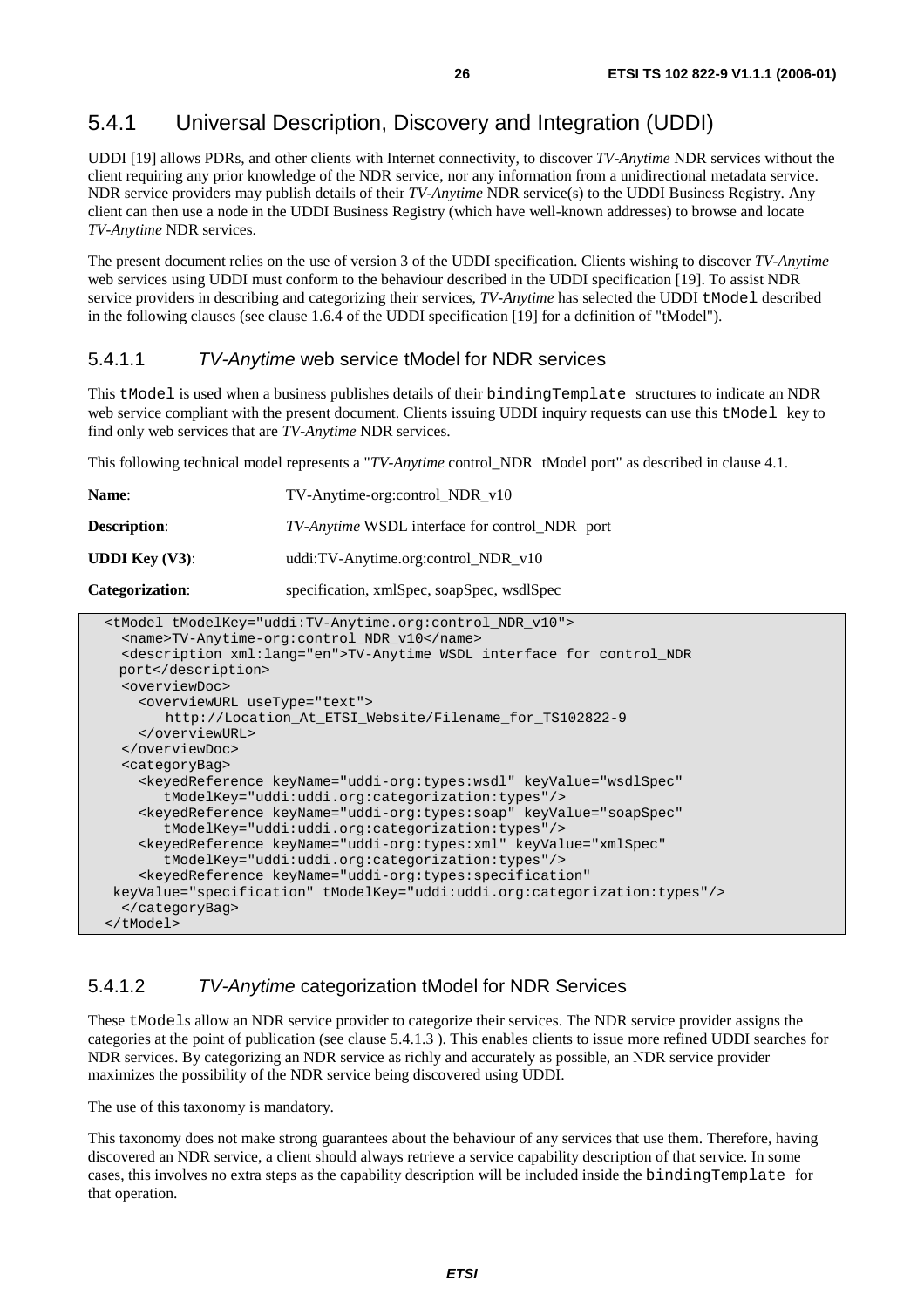## 5.4.1 Universal Description, Discovery and Integration (UDDI)

UDDI [19] allows PDRs, and other clients with Internet connectivity, to discover *TV-Anytime* NDR services without the client requiring any prior knowledge of the NDR service, nor any information from a unidirectional metadata service. NDR service providers may publish details of their *TV-Anytime* NDR service(s) to the UDDI Business Registry. Any client can then use a node in the UDDI Business Registry (which have well-known addresses) to browse and locate *TV-Anytime* NDR services.

The present document relies on the use of version 3 of the UDDI specification. Clients wishing to discover *TV-Anytime* web services using UDDI must conform to the behaviour described in the UDDI specification [19]. To assist NDR service providers in describing and categorizing their services, *TV-Anytime* has selected the UDDI `tModel` described in the following clauses (see clause 1.6.4 of the UDDI specification [19] for a definition of "tModel").

### 5.4.1.1 *TV-Anytime* web service tModel for NDR services

This `tModel` is used when a business publishes details of their `bindingTemplate` structures to indicate an NDR web service compliant with the present document. Clients issuing UDDI inquiry requests can use this `tModel` key to find only web services that are *TV-Anytime* NDR services.

This following technical model represents a "*TV-Anytime* control_NDR tModel port" as described in clause 4.1.

**Name**: TV-Anytime-org:control_NDR_v10

**Description**: *TV-Anytime* WSDL interface for control_NDR port

**UDDI Key (V3)**: uddi:TV-Anytime.org:control_NDR_v10

**Categorization**: specification, xmlSpec, soapSpec, wsdlSpec

```
<tModel tModelKey="uddi:TV-Anytime.org:control_NDR_v10">
  <name>TV-Anytime-org:control_NDR_v10</name>
  <description xml:lang="en">TV-Anytime WSDL interface for control_NDR
  port</description>
  <overviewDoc>
    <overviewURL useType="text">
       http://Location_At_ETSI_Website/Filename_for_TS102822-9
    </overviewURL>
  </overviewDoc>
  <categoryBag>
    <keyedReference keyName="uddi-org:types:wsdl" keyValue="wsdlSpec"
       tModelKey="uddi:uddi.org:categorization:types"/>
    <keyedReference keyName="uddi-org:types:soap" keyValue="soapSpec"
       tModelKey="uddi:uddi.org:categorization:types"/>
    <keyedReference keyName="uddi-org:types:xml" keyValue="xmlSpec"
       tModelKey="uddi:uddi.org:categorization:types"/>
    <keyedReference keyName="uddi-org:types:specification"
 keyValue="specification" tModelKey="uddi:uddi.org:categorization:types"/>
  </categoryBag>
</tModel>
```

### 5.4.1.2 *TV-Anytime* categorization tModel for NDR Services

These `tModel`s allow an NDR service provider to categorize their services. The NDR service provider assigns the categories at the point of publication (see clause 5.4.1.3 ). This enables clients to issue more refined UDDI searches for NDR services. By categorizing an NDR service as richly and accurately as possible, an NDR service provider maximizes the possibility of the NDR service being discovered using UDDI.

The use of this taxonomy is mandatory.

This taxonomy does not make strong guarantees about the behaviour of any services that use them. Therefore, having discovered an NDR service, a client should always retrieve a service capability description of that service. In some cases, this involves no extra steps as the capability description will be included inside the `bindingTemplate` for that operation.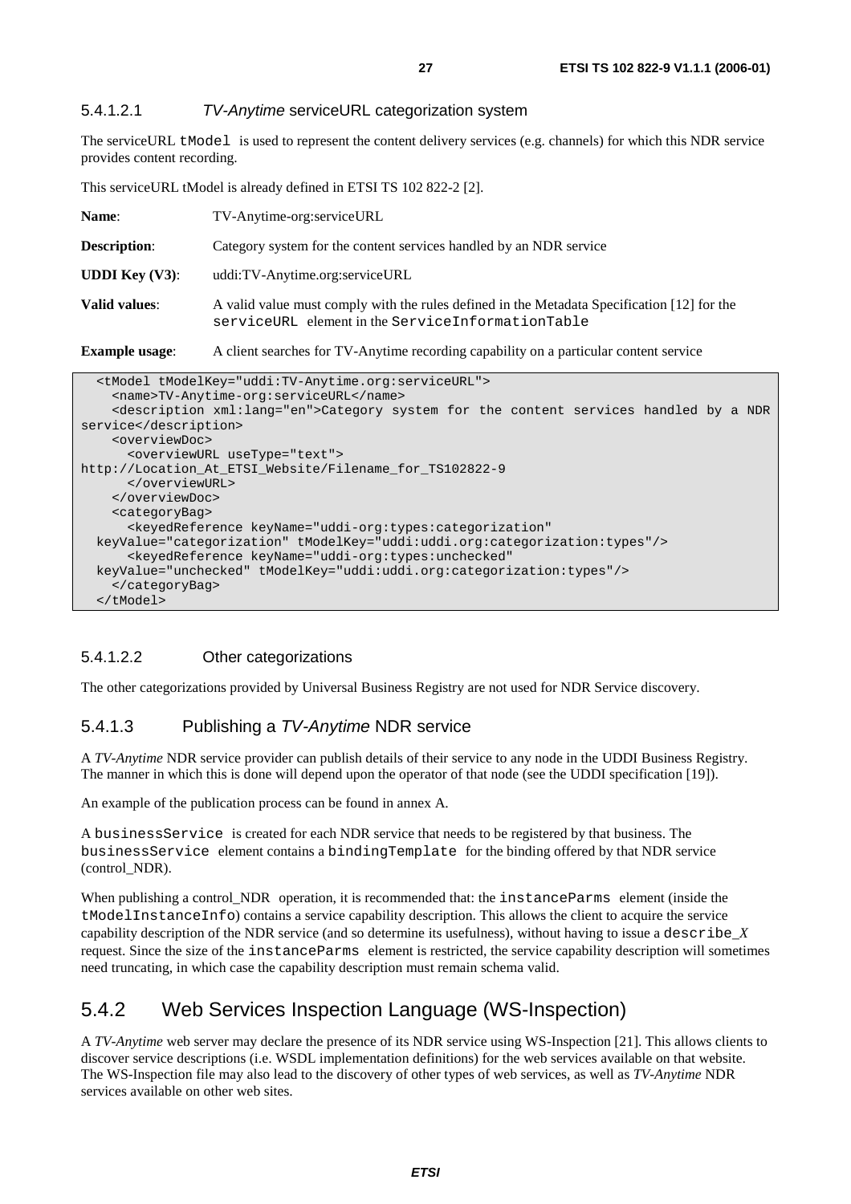#### 5.4.1.2.1 *TV-Anytime* serviceURL categorization system

The serviceURL `tModel` is used to represent the content delivery services (e.g. channels) for which this NDR service provides content recording.

This serviceURL tModel is already defined in ETSI TS 102 822-2 [2].

**Name**: TV-Anytime-org:serviceURL

**Description**: Category system for the content services handled by an NDR service

**UDDI Key (V3)**: uddi:TV-Anytime.org:serviceURL

**Valid values**: A valid value must comply with the rules defined in the Metadata Specification [12] for the `serviceURL` element in the `ServiceInformationTable`

**Example usage**: A client searches for TV-Anytime recording capability on a particular content service

```
  <tModel tModelKey="uddi:TV-Anytime.org:serviceURL">
    <name>TV-Anytime-org:serviceURL</name>
    <description xml:lang="en">Category system for the content services handled by a NDR
service</description>
    <overviewDoc>
      <overviewURL useType="text">
http://Location_At_ETSI_Website/Filename_for_TS102822-9
      </overviewURL>
    </overviewDoc>
    <categoryBag>
      <keyedReference keyName="uddi-org:types:categorization"
  keyValue="categorization" tModelKey="uddi:uddi.org:categorization:types"/>
      <keyedReference keyName="uddi-org:types:unchecked"
  keyValue="unchecked" tModelKey="uddi:uddi.org:categorization:types"/>
    </categoryBag>
  </tModel>
```

#### 5.4.1.2.2 Other categorizations

The other categorizations provided by Universal Business Registry are not used for NDR Service discovery.

### 5.4.1.3 Publishing a *TV-Anytime* NDR service

A *TV-Anytime* NDR service provider can publish details of their service to any node in the UDDI Business Registry. The manner in which this is done will depend upon the operator of that node (see the UDDI specification [19]).

An example of the publication process can be found in annex A.

A `businessService` is created for each NDR service that needs to be registered by that business. The `businessService` element contains a `bindingTemplate` for the binding offered by that NDR service (control_NDR).

When publishing a control_NDR operation, it is recommended that: the `instanceParms` element (inside the `tModelInstanceInfo`) contains a service capability description. This allows the client to acquire the service capability description of the NDR service (and so determine its usefulness), without having to issue a `describe_`*X* request. Since the size of the `instanceParms` element is restricted, the service capability description will sometimes need truncating, in which case the capability description must remain schema valid.

## 5.4.2 Web Services Inspection Language (WS-Inspection)

A *TV-Anytime* web server may declare the presence of its NDR service using WS-Inspection [21]. This allows clients to discover service descriptions (i.e. WSDL implementation definitions) for the web services available on that website. The WS-Inspection file may also lead to the discovery of other types of web services, as well as *TV-Anytime* NDR services available on other web sites.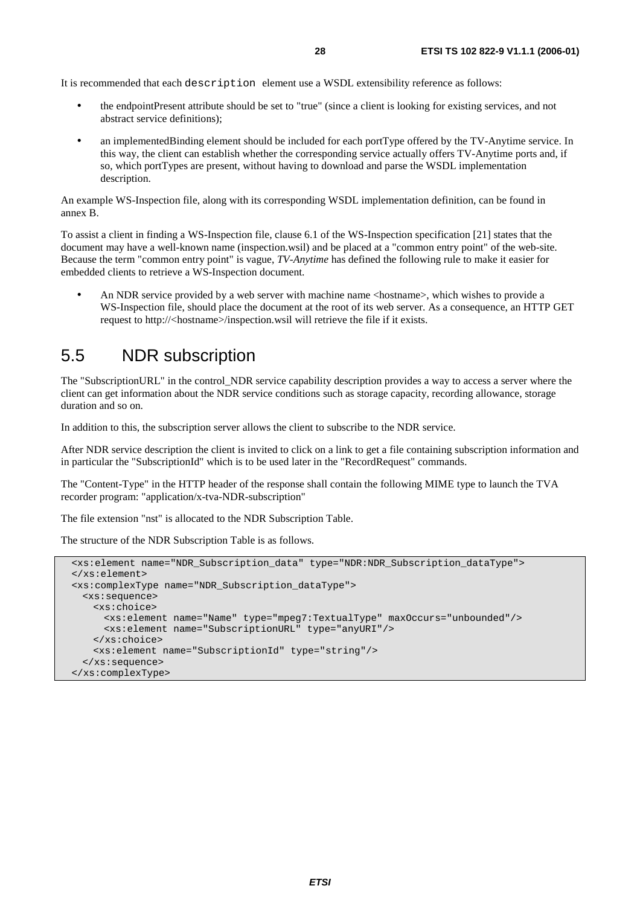It is recommended that each `description` element use a WSDL extensibility reference as follows:

- the endpointPresent attribute should be set to "true" (since a client is looking for existing services, and not abstract service definitions);
- an implementedBinding element should be included for each portType offered by the TV-Anytime service. In this way, the client can establish whether the corresponding service actually offers TV-Anytime ports and, if so, which portTypes are present, without having to download and parse the WSDL implementation description.

An example WS-Inspection file, along with its corresponding WSDL implementation definition, can be found in annex B.

To assist a client in finding a WS-Inspection file, clause 6.1 of the WS-Inspection specification [21] states that the document may have a well-known name (inspection.wsil) and be placed at a "common entry point" of the web-site. Because the term "common entry point" is vague, *TV-Anytime* has defined the following rule to make it easier for embedded clients to retrieve a WS-Inspection document.

- An NDR service provided by a web server with machine name <hostname>, which wishes to provide a WS-Inspection file, should place the document at the root of its web server. As a consequence, an HTTP GET request to http://<hostname>/inspection.wsil will retrieve the file if it exists.

## 5.5 NDR subscription

The "SubscriptionURL" in the control_NDR service capability description provides a way to access a server where the client can get information about the NDR service conditions such as storage capacity, recording allowance, storage duration and so on.

In addition to this, the subscription server allows the client to subscribe to the NDR service.

After NDR service description the client is invited to click on a link to get a file containing subscription information and in particular the "SubscriptionId" which is to be used later in the "RecordRequest" commands.

The "Content-Type" in the HTTP header of the response shall contain the following MIME type to launch the TVA recorder program: "application/x-tva-NDR-subscription"

The file extension "nst" is allocated to the NDR Subscription Table.

The structure of the NDR Subscription Table is as follows.

```
<xs:element name="NDR_Subscription_data" type="NDR:NDR_Subscription_dataType">
</xs:element>
<xs:complexType name="NDR_Subscription_dataType">
  <xs:sequence>
    <xs:choice>
      <xs:element name="Name" type="mpeg7:TextualType" maxOccurs="unbounded"/>
      <xs:element name="SubscriptionURL" type="anyURI"/>
    </xs:choice>
    <xs:element name="SubscriptionId" type="string"/>
  </xs:sequence>
</xs:complexType>
```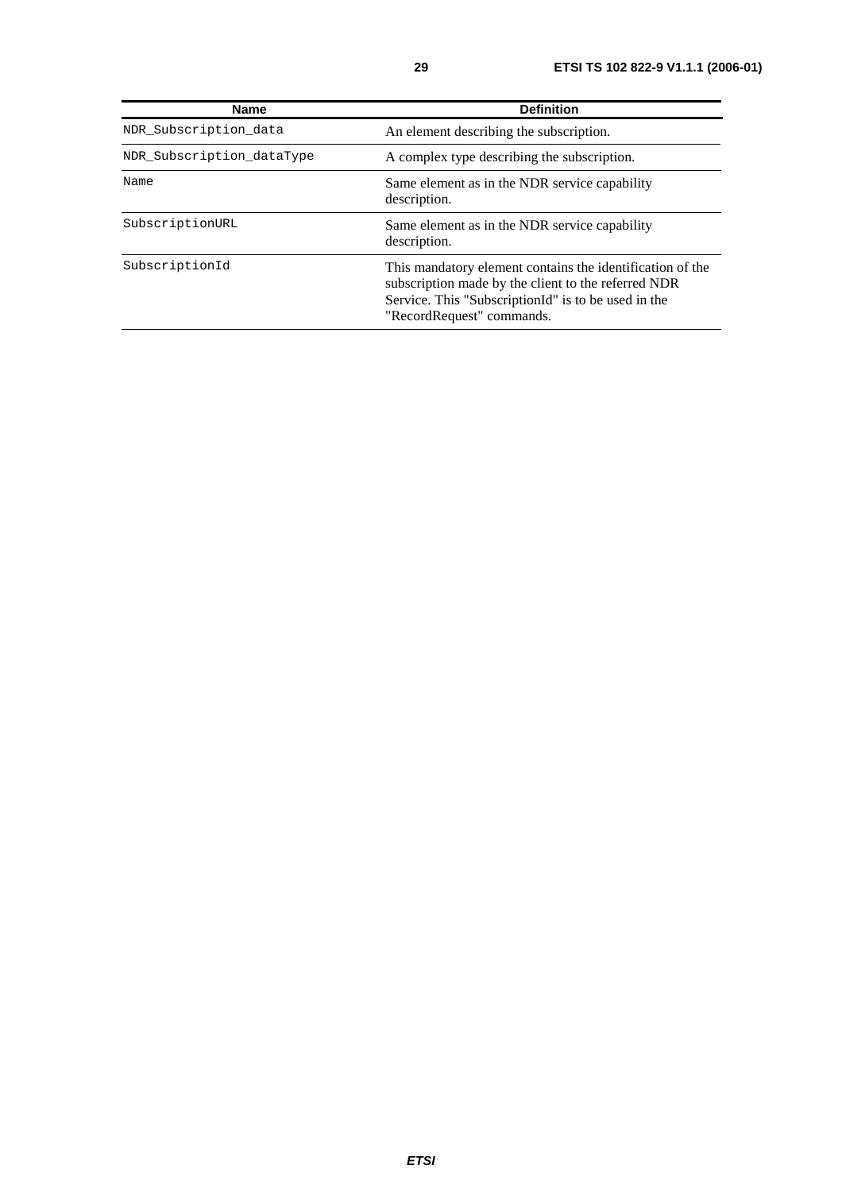| Name | Definition |
|---|---|
| NDR_Subscription_data | An element describing the subscription. |
| NDR_Subscription_dataType | A complex type describing the subscription. |
| Name | Same element as in the NDR service capability description. |
| SubscriptionURL | Same element as in the NDR service capability description. |
| SubscriptionId | This mandatory element contains the identification of the subscription made by the client to the referred NDR Service. This "SubscriptionId" is to be used in the "RecordRequest" commands. |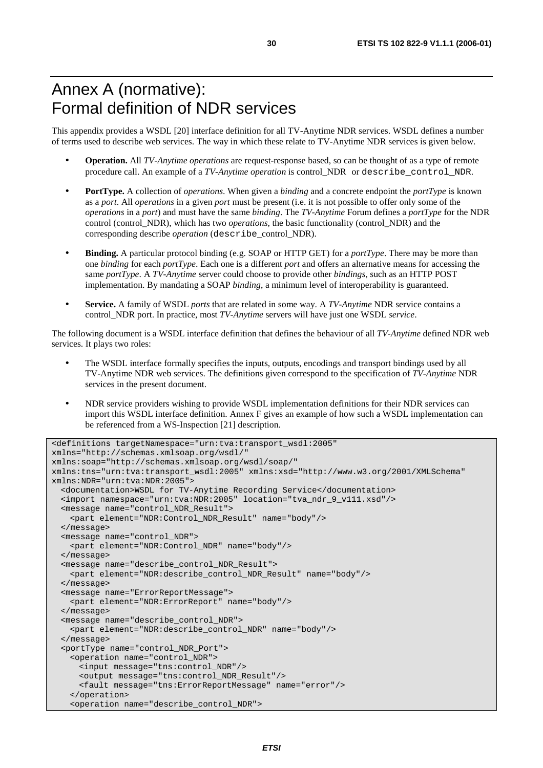# Annex A (normative): Formal definition of NDR services

This appendix provides a WSDL [20] interface definition for all TV-Anytime NDR services. WSDL defines a number of terms used to describe web services. The way in which these relate to TV-Anytime NDR services is given below.

- **Operation.** All *TV-Anytime operations* are request-response based, so can be thought of as a type of remote procedure call. An example of a *TV-Anytime operation* is control_NDR or describe_control_NDR.
- **PortType.** A collection of *operations*. When given a *binding* and a concrete endpoint the *portType* is known as a *port*. All *operations* in a given *port* must be present (i.e. it is not possible to offer only some of the *operations* in a *port*) and must have the same *binding*. The *TV-Anytime* Forum defines a *portType* for the NDR control (control_NDR), which has two *operations*, the basic functionality (control_NDR) and the corresponding describe *operation* (describe_control_NDR).
- **Binding.** A particular protocol binding (e.g. SOAP or HTTP GET) for a *portType*. There may be more than one *binding* for each *portType*. Each one is a different *port* and offers an alternative means for accessing the same *portType*. A *TV-Anytime* server could choose to provide other *bindings*, such as an HTTP POST implementation. By mandating a SOAP *binding*, a minimum level of interoperability is guaranteed.
- **Service.** A family of WSDL *ports* that are related in some way. A *TV-Anytime* NDR service contains a control_NDR port. In practice, most *TV-Anytime* servers will have just one WSDL *service*.

The following document is a WSDL interface definition that defines the behaviour of all *TV-Anytime* defined NDR web services. It plays two roles:

- The WSDL interface formally specifies the inputs, outputs, encodings and transport bindings used by all TV-Anytime NDR web services. The definitions given correspond to the specification of *TV-Anytime* NDR services in the present document.
- NDR service providers wishing to provide WSDL implementation definitions for their NDR services can import this WSDL interface definition. Annex F gives an example of how such a WSDL implementation can be referenced from a WS-Inspection [21] description.

```
<definitions targetNamespace="urn:tva:transport_wsdl:2005"
xmlns="http://schemas.xmlsoap.org/wsdl/"
xmlns:soap="http://schemas.xmlsoap.org/wsdl/soap/"
xmlns:tns="urn:tva:transport_wsdl:2005" xmlns:xsd="http://www.w3.org/2001/XMLSchema"
xmlns:NDR="urn:tva:NDR:2005">
  <documentation>WSDL for TV-Anytime Recording Service</documentation>
  <import namespace="urn:tva:NDR:2005" location="tva_ndr_9_v111.xsd"/>
  <message name="control_NDR_Result">
    <part element="NDR:Control_NDR_Result" name="body"/>
  </message>
  <message name="control_NDR">
    <part element="NDR:Control_NDR" name="body"/>
  </message>
  <message name="describe_control_NDR_Result">
    <part element="NDR:describe_control_NDR_Result" name="body"/>
  </message>
  <message name="ErrorReportMessage">
    <part element="NDR:ErrorReport" name="body"/>
  </message>
  <message name="describe_control_NDR">
    <part element="NDR:describe_control_NDR" name="body"/>
  </message>
  <portType name="control_NDR_Port">
    <operation name="control_NDR">
      <input message="tns:control_NDR"/>
      <output message="tns:control_NDR_Result"/>
      <fault message="tns:ErrorReportMessage" name="error"/>
    </operation>
    <operation name="describe_control_NDR">
```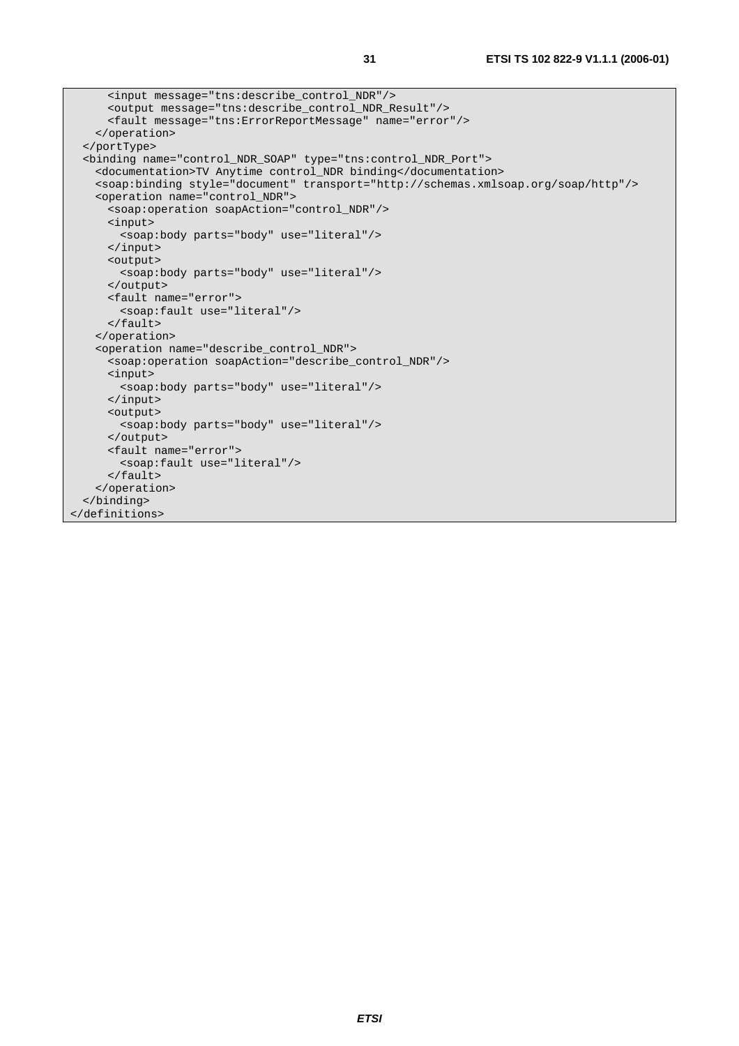```
      <input message="tns:describe_control_NDR"/>
      <output message="tns:describe_control_NDR_Result"/>
      <fault message="tns:ErrorReportMessage" name="error"/>
    </operation>
  </portType>
  <binding name="control_NDR_SOAP" type="tns:control_NDR_Port">
    <documentation>TV Anytime control_NDR binding</documentation>
    <soap:binding style="document" transport="http://schemas.xmlsoap.org/soap/http"/>
    <operation name="control_NDR">
      <soap:operation soapAction="control_NDR"/>
      <input>
        <soap:body parts="body" use="literal"/>
      </input>
      <output>
        <soap:body parts="body" use="literal"/>
      </output>
      <fault name="error">
        <soap:fault use="literal"/>
      </fault>
    </operation>
    <operation name="describe_control_NDR">
      <soap:operation soapAction="describe_control_NDR"/>
      <input>
        <soap:body parts="body" use="literal"/>
      </input>
      <output>
        <soap:body parts="body" use="literal"/>
      </output>
      <fault name="error">
        <soap:fault use="literal"/>
      </fault>
    </operation>
  </binding>
</definitions>
```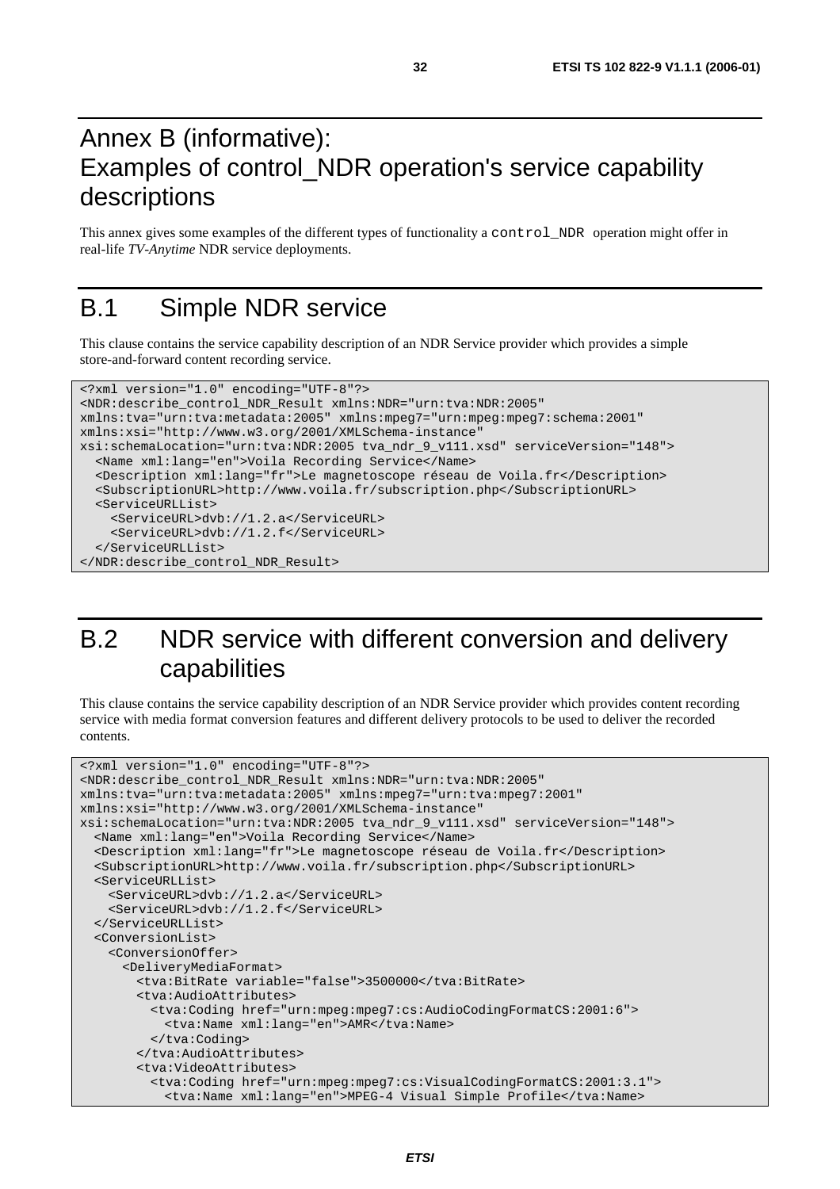# Annex B (informative): Examples of control_NDR operation's service capability descriptions

This annex gives some examples of the different types of functionality a `control_NDR` operation might offer in real-life *TV-Anytime* NDR service deployments.

## B.1 Simple NDR service

This clause contains the service capability description of an NDR Service provider which provides a simple store-and-forward content recording service.

```
<?xml version="1.0" encoding="UTF-8"?>
<NDR:describe_control_NDR_Result xmlns:NDR="urn:tva:NDR:2005"
xmlns:tva="urn:tva:metadata:2005" xmlns:mpeg7="urn:mpeg:mpeg7:schema:2001"
xmlns:xsi="http://www.w3.org/2001/XMLSchema-instance"
xsi:schemaLocation="urn:tva:NDR:2005 tva_ndr_9_v111.xsd" serviceVersion="148">
  <Name xml:lang="en">Voila Recording Service</Name>
  <Description xml:lang="fr">Le magnetoscope réseau de Voila.fr</Description>
  <SubscriptionURL>http://www.voila.fr/subscription.php</SubscriptionURL>
  <ServiceURLList>
    <ServiceURL>dvb://1.2.a</ServiceURL>
    <ServiceURL>dvb://1.2.f</ServiceURL>
  </ServiceURLList>
</NDR:describe_control_NDR_Result>
```

## B.2 NDR service with different conversion and delivery capabilities

This clause contains the service capability description of an NDR Service provider which provides content recording service with media format conversion features and different delivery protocols to be used to deliver the recorded contents.

```
<?xml version="1.0" encoding="UTF-8"?>
<NDR:describe_control_NDR_Result xmlns:NDR="urn:tva:NDR:2005"
xmlns:tva="urn:tva:metadata:2005" xmlns:mpeg7="urn:tva:mpeg7:2001"
xmlns:xsi="http://www.w3.org/2001/XMLSchema-instance"
xsi:schemaLocation="urn:tva:NDR:2005 tva_ndr_9_v111.xsd" serviceVersion="148">
  <Name xml:lang="en">Voila Recording Service</Name>
  <Description xml:lang="fr">Le magnetoscope réseau de Voila.fr</Description>
  <SubscriptionURL>http://www.voila.fr/subscription.php</SubscriptionURL>
  <ServiceURLList>
    <ServiceURL>dvb://1.2.a</ServiceURL>
    <ServiceURL>dvb://1.2.f</ServiceURL>
  </ServiceURLList>
  <ConversionList>
    <ConversionOffer>
      <DeliveryMediaFormat>
        <tva:BitRate variable="false">3500000</tva:BitRate>
        <tva:AudioAttributes>
          <tva:Coding href="urn:mpeg:mpeg7:cs:AudioCodingFormatCS:2001:6">
            <tva:Name xml:lang="en">AMR</tva:Name>
          </tva:Coding>
        </tva:AudioAttributes>
        <tva:VideoAttributes>
          <tva:Coding href="urn:mpeg:mpeg7:cs:VisualCodingFormatCS:2001:3.1">
            <tva:Name xml:lang="en">MPEG-4 Visual Simple Profile</tva:Name>
```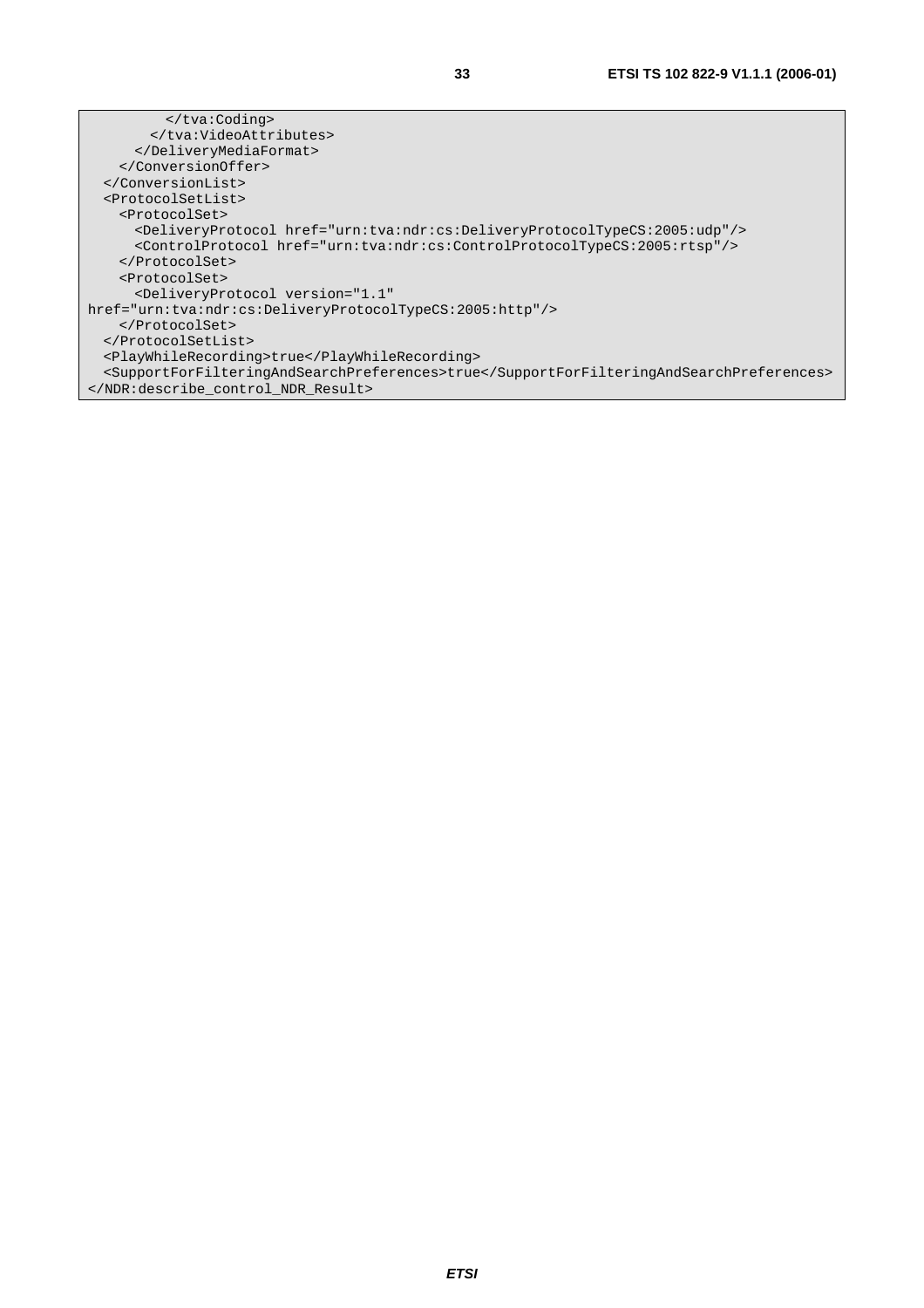```
          </tva:Coding>
        </tva:VideoAttributes>
      </DeliveryMediaFormat>
    </ConversionOffer>
  </ConversionList>
  <ProtocolSetList>
    <ProtocolSet>
      <DeliveryProtocol href="urn:tva:ndr:cs:DeliveryProtocolTypeCS:2005:udp"/>
      <ControlProtocol href="urn:tva:ndr:cs:ControlProtocolTypeCS:2005:rtsp"/>
    </ProtocolSet>
    <ProtocolSet>
      <DeliveryProtocol version="1.1"
href="urn:tva:ndr:cs:DeliveryProtocolTypeCS:2005:http"/>
    </ProtocolSet>
  </ProtocolSetList>
  <PlayWhileRecording>true</PlayWhileRecording>
  <SupportForFilteringAndSearchPreferences>true</SupportForFilteringAndSearchPreferences>
</NDR:describe_control_NDR_Result>
```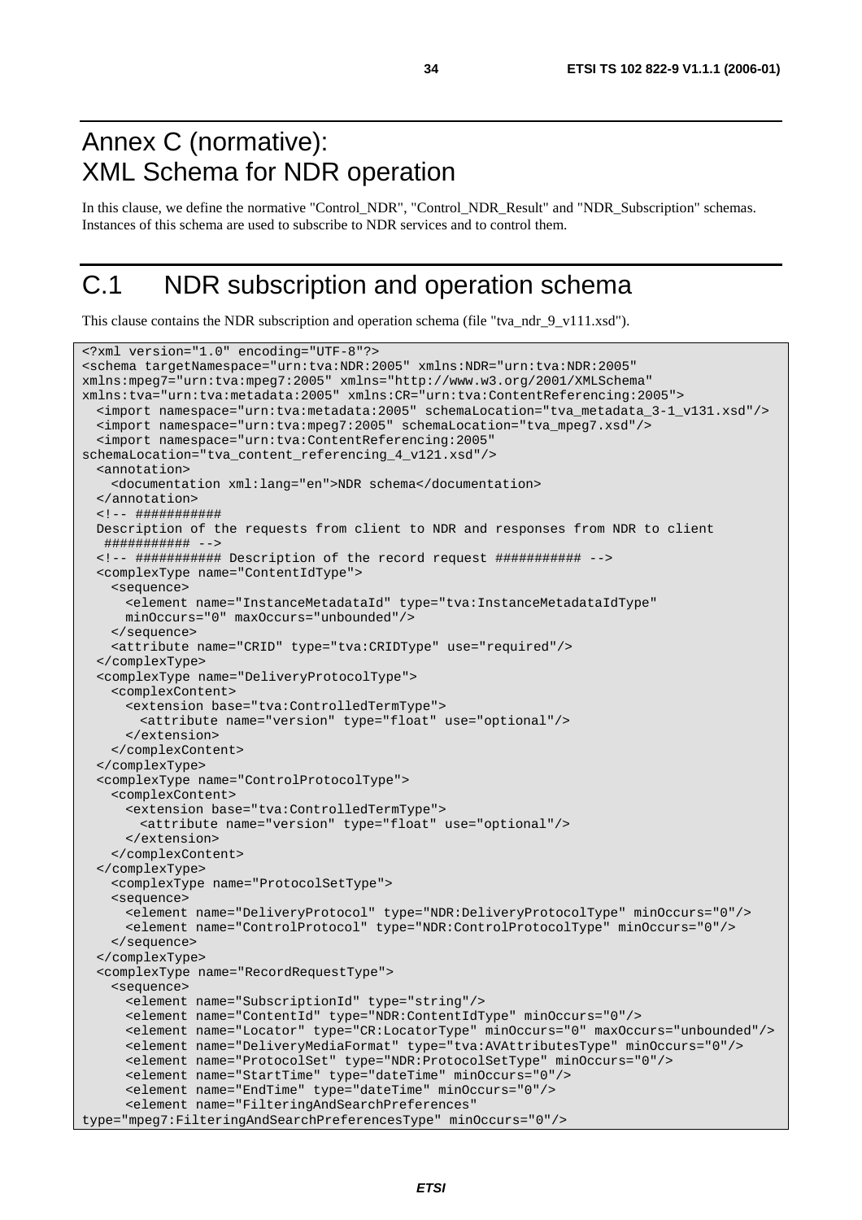# Annex C (normative): XML Schema for NDR operation

In this clause, we define the normative "Control_NDR", "Control_NDR_Result" and "NDR_Subscription" schemas. Instances of this schema are used to subscribe to NDR services and to control them.

# C.1 NDR subscription and operation schema

This clause contains the NDR subscription and operation schema (file "tva_ndr_9_v111.xsd").

```
<?xml version="1.0" encoding="UTF-8"?>
<schema targetNamespace="urn:tva:NDR:2005" xmlns:NDR="urn:tva:NDR:2005"
xmlns:mpeg7="urn:tva:mpeg7:2005" xmlns="http://www.w3.org/2001/XMLSchema"
xmlns:tva="urn:tva:metadata:2005" xmlns:CR="urn:tva:ContentReferencing:2005">
  <import namespace="urn:tva:metadata:2005" schemaLocation="tva_metadata_3-1_v131.xsd"/>
  <import namespace="urn:tva:mpeg7:2005" schemaLocation="tva_mpeg7.xsd"/>
  <import namespace="urn:tva:ContentReferencing:2005"
schemaLocation="tva_content_referencing_4_v121.xsd"/>
  <annotation>
    <documentation xml:lang="en">NDR schema</documentation>
  </annotation>
  <!-- ###########
  Description of the requests from client to NDR and responses from NDR to client
   ########### -->
  <!-- ########### Description of the record request ########### -->
  <complexType name="ContentIdType">
    <sequence>
      <element name="InstanceMetadataId" type="tva:InstanceMetadataIdType"
      minOccurs="0" maxOccurs="unbounded"/>
    </sequence>
    <attribute name="CRID" type="tva:CRIDType" use="required"/>
  </complexType>
  <complexType name="DeliveryProtocolType">
    <complexContent>
      <extension base="tva:ControlledTermType">
        <attribute name="version" type="float" use="optional"/>
      </extension>
    </complexContent>
  </complexType>
  <complexType name="ControlProtocolType">
    <complexContent>
      <extension base="tva:ControlledTermType">
        <attribute name="version" type="float" use="optional"/>
      </extension>
    </complexContent>
  </complexType>
    <complexType name="ProtocolSetType">
    <sequence>
      <element name="DeliveryProtocol" type="NDR:DeliveryProtocolType" minOccurs="0"/>
      <element name="ControlProtocol" type="NDR:ControlProtocolType" minOccurs="0"/>
    </sequence>
  </complexType>
  <complexType name="RecordRequestType">
    <sequence>
      <element name="SubscriptionId" type="string"/>
      <element name="ContentId" type="NDR:ContentIdType" minOccurs="0"/>
      <element name="Locator" type="CR:LocatorType" minOccurs="0" maxOccurs="unbounded"/>
      <element name="DeliveryMediaFormat" type="tva:AVAttributesType" minOccurs="0"/>
      <element name="ProtocolSet" type="NDR:ProtocolSetType" minOccurs="0"/>
      <element name="StartTime" type="dateTime" minOccurs="0"/>
      <element name="EndTime" type="dateTime" minOccurs="0"/>
      <element name="FilteringAndSearchPreferences"
type="mpeg7:FilteringAndSearchPreferencesType" minOccurs="0"/>
```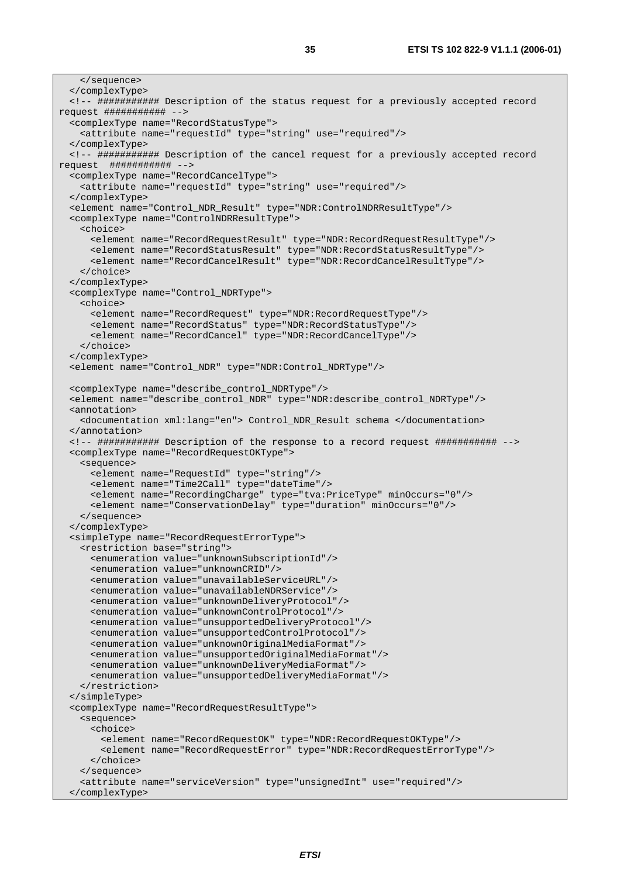```
    </sequence>
  </complexType>
  <!-- ########### Description of the status request for a previously accepted record
request ########### -->
  <complexType name="RecordStatusType">
    <attribute name="requestId" type="string" use="required"/>
  </complexType>
  <!-- ########### Description of the cancel request for a previously accepted record
request  ########### -->
  <complexType name="RecordCancelType">
    <attribute name="requestId" type="string" use="required"/>
  </complexType>
  <element name="Control_NDR_Result" type="NDR:ControlNDRResultType"/>
  <complexType name="ControlNDRResultType">
    <choice>
      <element name="RecordRequestResult" type="NDR:RecordRequestResultType"/>
      <element name="RecordStatusResult" type="NDR:RecordStatusResultType"/>
      <element name="RecordCancelResult" type="NDR:RecordCancelResultType"/>
    </choice>
  </complexType>
  <complexType name="Control_NDRType">
    <choice>
      <element name="RecordRequest" type="NDR:RecordRequestType"/>
      <element name="RecordStatus" type="NDR:RecordStatusType"/>
      <element name="RecordCancel" type="NDR:RecordCancelType"/>
    </choice>
  </complexType>
  <element name="Control_NDR" type="NDR:Control_NDRType"/>

  <complexType name="describe_control_NDRType"/>
  <element name="describe_control_NDR" type="NDR:describe_control_NDRType"/>
  <annotation>
    <documentation xml:lang="en"> Control_NDR_Result schema </documentation>
  </annotation>
  <!-- ########### Description of the response to a record request ########### -->
  <complexType name="RecordRequestOKType">
    <sequence>
      <element name="RequestId" type="string"/>
      <element name="Time2Call" type="dateTime"/>
      <element name="RecordingCharge" type="tva:PriceType" minOccurs="0"/>
      <element name="ConservationDelay" type="duration" minOccurs="0"/>
    </sequence>
  </complexType>
  <simpleType name="RecordRequestErrorType">
    <restriction base="string">
      <enumeration value="unknownSubscriptionId"/>
      <enumeration value="unknownCRID"/>
      <enumeration value="unavailableServiceURL"/>
      <enumeration value="unavailableNDRService"/>
      <enumeration value="unknownDeliveryProtocol"/>
      <enumeration value="unknownControlProtocol"/>
      <enumeration value="unsupportedDeliveryProtocol"/>
      <enumeration value="unsupportedControlProtocol"/>
      <enumeration value="unknownOriginalMediaFormat"/>
      <enumeration value="unsupportedOriginalMediaFormat"/>
      <enumeration value="unknownDeliveryMediaFormat"/>
      <enumeration value="unsupportedDeliveryMediaFormat"/>
    </restriction>
  </simpleType>
  <complexType name="RecordRequestResultType">
    <sequence>
      <choice>
        <element name="RecordRequestOK" type="NDR:RecordRequestOKType"/>
        <element name="RecordRequestError" type="NDR:RecordRequestErrorType"/>
      </choice>
    </sequence>
    <attribute name="serviceVersion" type="unsignedInt" use="required"/>
  </complexType>
```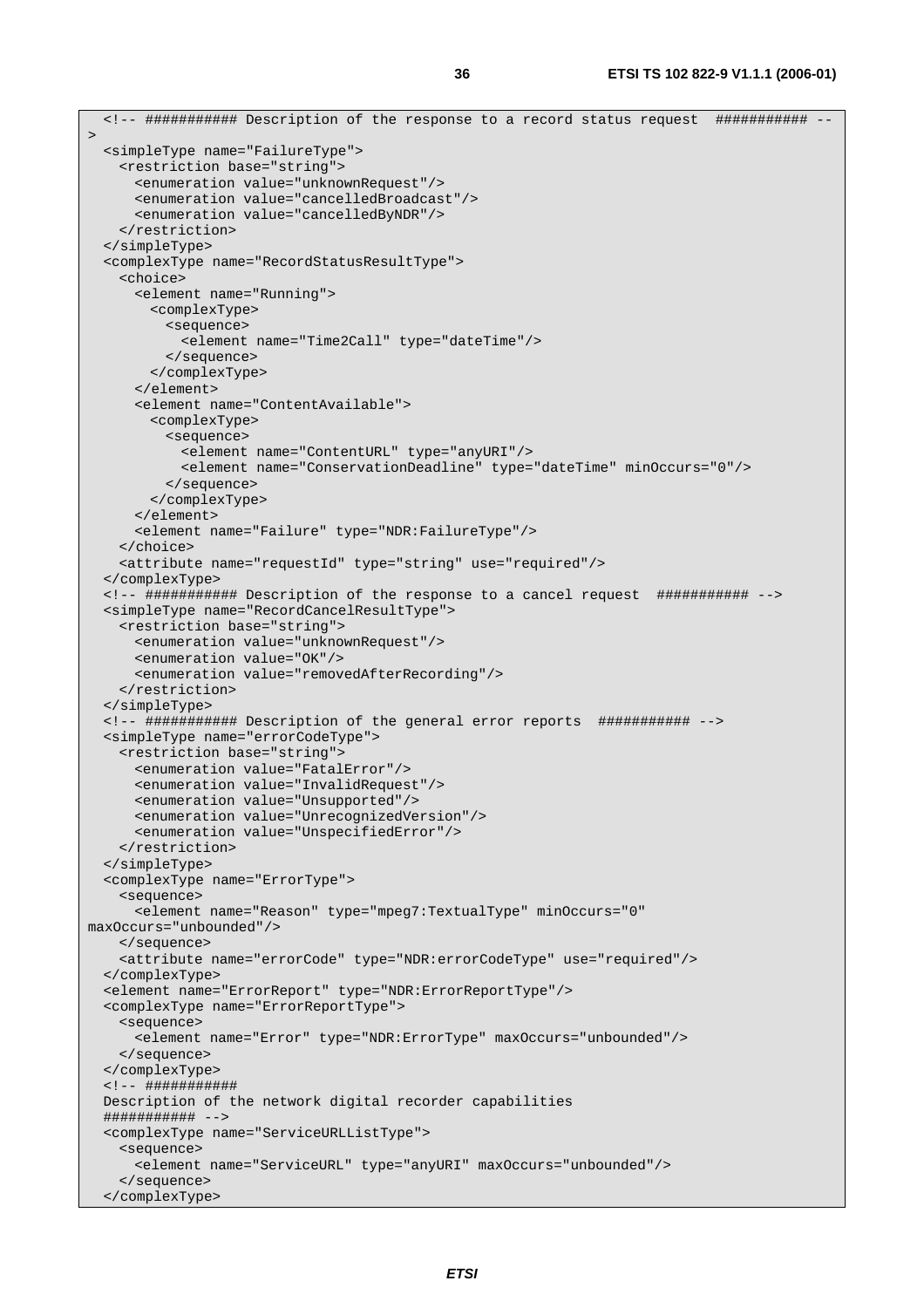```
  <!-- ########### Description of the response to a record status request  ########### --
>
  <simpleType name="FailureType">
    <restriction base="string">
      <enumeration value="unknownRequest"/>
      <enumeration value="cancelledBroadcast"/>
      <enumeration value="cancelledByNDR"/>
    </restriction>
  </simpleType>
  <complexType name="RecordStatusResultType">
    <choice>
      <element name="Running">
        <complexType>
          <sequence>
            <element name="Time2Call" type="dateTime"/>
          </sequence>
        </complexType>
      </element>
      <element name="ContentAvailable">
        <complexType>
          <sequence>
            <element name="ContentURL" type="anyURI"/>
            <element name="ConservationDeadline" type="dateTime" minOccurs="0"/>
          </sequence>
        </complexType>
      </element>
      <element name="Failure" type="NDR:FailureType"/>
    </choice>
    <attribute name="requestId" type="string" use="required"/>
  </complexType>
  <!-- ########### Description of the response to a cancel request  ########### -->
  <simpleType name="RecordCancelResultType">
    <restriction base="string">
      <enumeration value="unknownRequest"/>
      <enumeration value="OK"/>
      <enumeration value="removedAfterRecording"/>
    </restriction>
  </simpleType>
  <!-- ########### Description of the general error reports  ########### -->
  <simpleType name="errorCodeType">
    <restriction base="string">
      <enumeration value="FatalError"/>
      <enumeration value="InvalidRequest"/>
      <enumeration value="Unsupported"/>
      <enumeration value="UnrecognizedVersion"/>
      <enumeration value="UnspecifiedError"/>
    </restriction>
  </simpleType>
  <complexType name="ErrorType">
    <sequence>
      <element name="Reason" type="mpeg7:TextualType" minOccurs="0"
maxOccurs="unbounded"/>
    </sequence>
    <attribute name="errorCode" type="NDR:errorCodeType" use="required"/>
  </complexType>
  <element name="ErrorReport" type="NDR:ErrorReportType"/>
  <complexType name="ErrorReportType">
    <sequence>
      <element name="Error" type="NDR:ErrorType" maxOccurs="unbounded"/>
    </sequence>
  </complexType>
  <!-- ###########
  Description of the network digital recorder capabilities
  ########### -->
  <complexType name="ServiceURLListType">
    <sequence>
      <element name="ServiceURL" type="anyURI" maxOccurs="unbounded"/>
    </sequence>
  </complexType>
```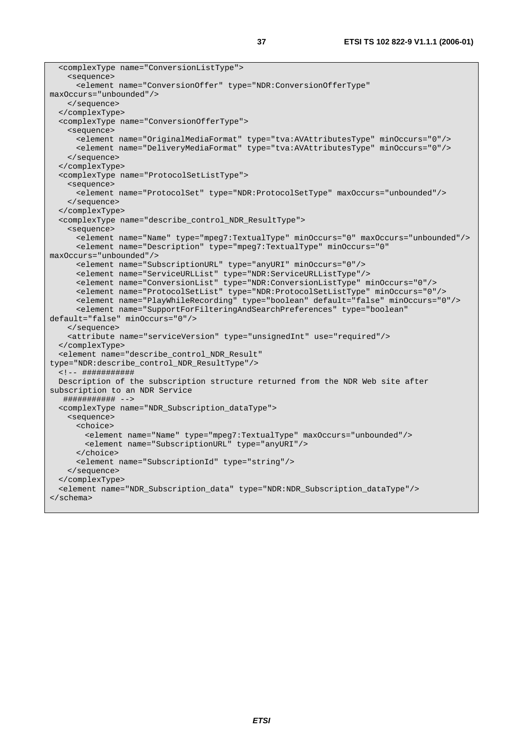```
  <complexType name="ConversionListType">
    <sequence>
      <element name="ConversionOffer" type="NDR:ConversionOfferType"
maxOccurs="unbounded"/>
    </sequence>
  </complexType>
  <complexType name="ConversionOfferType">
    <sequence>
      <element name="OriginalMediaFormat" type="tva:AVAttributesType" minOccurs="0"/>
      <element name="DeliveryMediaFormat" type="tva:AVAttributesType" minOccurs="0"/>
    </sequence>
  </complexType>
  <complexType name="ProtocolSetListType">
    <sequence>
      <element name="ProtocolSet" type="NDR:ProtocolSetType" maxOccurs="unbounded"/>
    </sequence>
  </complexType>
  <complexType name="describe_control_NDR_ResultType">
    <sequence>
      <element name="Name" type="mpeg7:TextualType" minOccurs="0" maxOccurs="unbounded"/>
      <element name="Description" type="mpeg7:TextualType" minOccurs="0"
maxOccurs="unbounded"/>
      <element name="SubscriptionURL" type="anyURI" minOccurs="0"/>
      <element name="ServiceURLList" type="NDR:ServiceURLListType"/>
      <element name="ConversionList" type="NDR:ConversionListType" minOccurs="0"/>
      <element name="ProtocolSetList" type="NDR:ProtocolSetListType" minOccurs="0"/>
      <element name="PlayWhileRecording" type="boolean" default="false" minOccurs="0"/>
      <element name="SupportForFilteringAndSearchPreferences" type="boolean"
default="false" minOccurs="0"/>
    </sequence>
    <attribute name="serviceVersion" type="unsignedInt" use="required"/>
  </complexType>
  <element name="describe_control_NDR_Result"
type="NDR:describe_control_NDR_ResultType"/>
  <!-- ###########
  Description of the subscription structure returned from the NDR Web site after
subscription to an NDR Service
   ########### -->
  <complexType name="NDR_Subscription_dataType">
    <sequence>
      <choice>
        <element name="Name" type="mpeg7:TextualType" maxOccurs="unbounded"/>
        <element name="SubscriptionURL" type="anyURI"/>
      </choice>
      <element name="SubscriptionId" type="string"/>
    </sequence>
  </complexType>
  <element name="NDR_Subscription_data" type="NDR:NDR_Subscription_dataType"/>
</schema>
```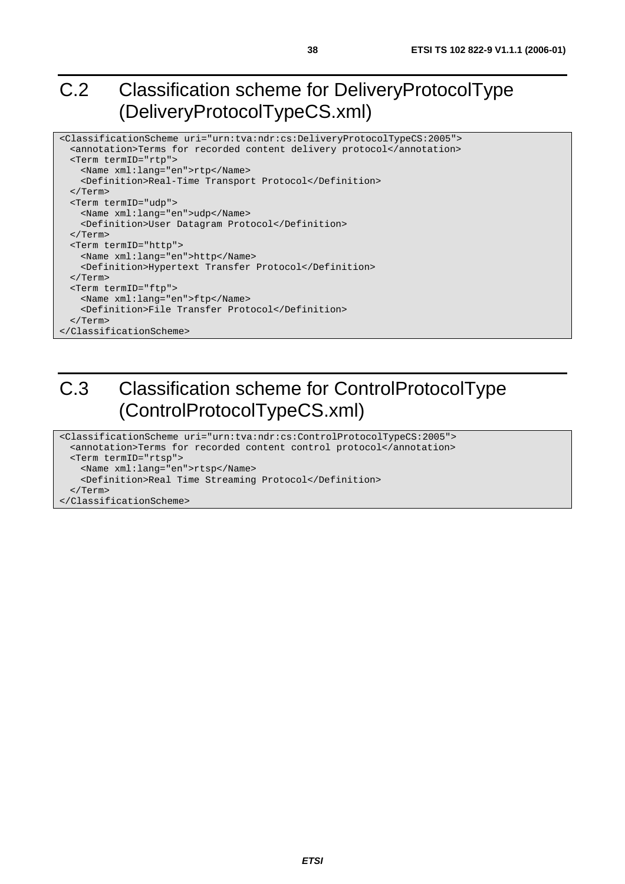## C.2 Classification scheme for DeliveryProtocolType (DeliveryProtocolTypeCS.xml)

```
<ClassificationScheme uri="urn:tva:ndr:cs:DeliveryProtocolTypeCS:2005">
  <annotation>Terms for recorded content delivery protocol</annotation>
  <Term termID="rtp">
    <Name xml:lang="en">rtp</Name>
    <Definition>Real-Time Transport Protocol</Definition>
  </Term>
  <Term termID="udp">
    <Name xml:lang="en">udp</Name>
    <Definition>User Datagram Protocol</Definition>
  </Term>
  <Term termID="http">
    <Name xml:lang="en">http</Name>
    <Definition>Hypertext Transfer Protocol</Definition>
  </Term>
  <Term termID="ftp">
    <Name xml:lang="en">ftp</Name>
    <Definition>File Transfer Protocol</Definition>
  </Term>
</ClassificationScheme>
```

## C.3 Classification scheme for ControlProtocolType (ControlProtocolTypeCS.xml)

```
<ClassificationScheme uri="urn:tva:ndr:cs:ControlProtocolTypeCS:2005">
  <annotation>Terms for recorded content control protocol</annotation>
  <Term termID="rtsp">
    <Name xml:lang="en">rtsp</Name>
    <Definition>Real Time Streaming Protocol</Definition>
  </Term>
</ClassificationScheme>
```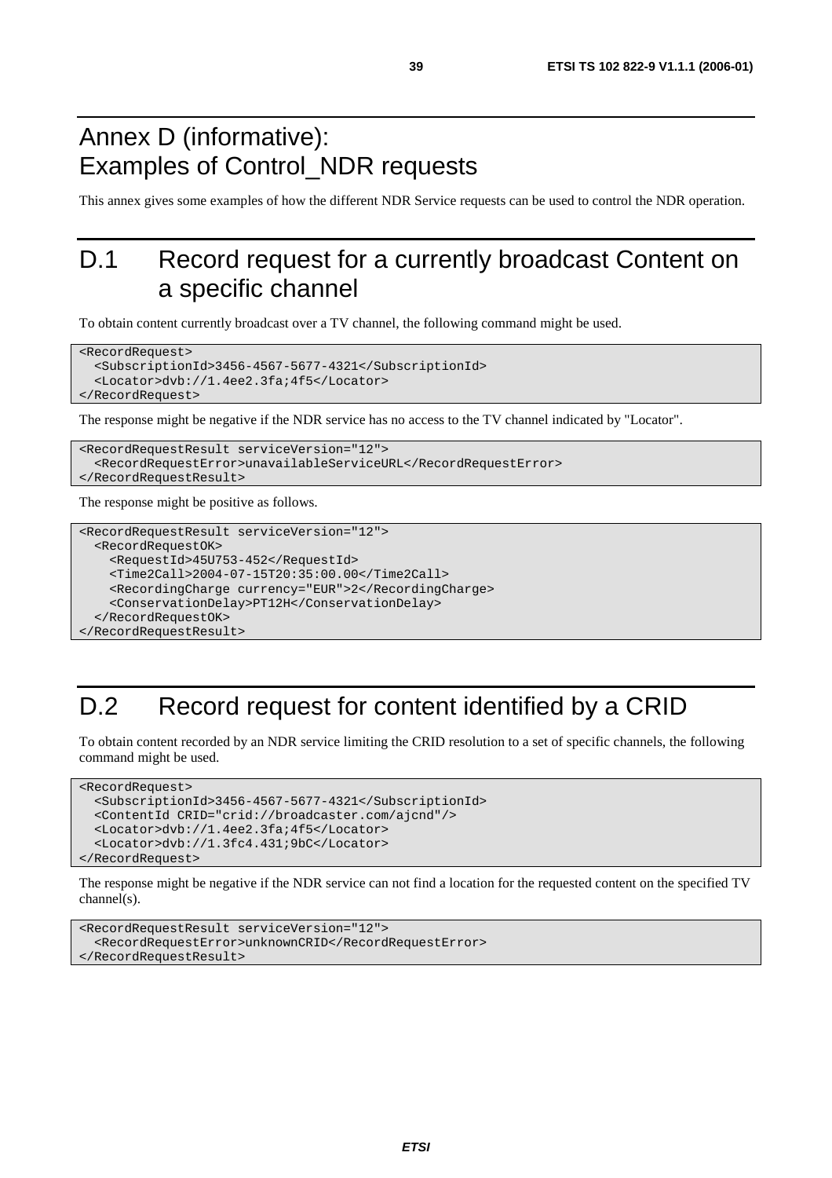# Annex D (informative): Examples of Control_NDR requests

This annex gives some examples of how the different NDR Service requests can be used to control the NDR operation.

# D.1 Record request for a currently broadcast Content on a specific channel

To obtain content currently broadcast over a TV channel, the following command might be used.

```
<RecordRequest>
  <SubscriptionId>3456-4567-5677-4321</SubscriptionId>
  <Locator>dvb://1.4ee2.3fa;4f5</Locator>
</RecordRequest>
```

The response might be negative if the NDR service has no access to the TV channel indicated by "Locator".

```
<RecordRequestResult serviceVersion="12">
  <RecordRequestError>unavailableServiceURL</RecordRequestError>
</RecordRequestResult>
```

The response might be positive as follows.

```
<RecordRequestResult serviceVersion="12">
  <RecordRequestOK>
    <RequestId>45U753-452</RequestId>
    <Time2Call>2004-07-15T20:35:00.00</Time2Call>
    <RecordingCharge currency="EUR">2</RecordingCharge>
    <ConservationDelay>PT12H</ConservationDelay>
  </RecordRequestOK>
</RecordRequestResult>
```

# D.2 Record request for content identified by a CRID

To obtain content recorded by an NDR service limiting the CRID resolution to a set of specific channels, the following command might be used.

```
<RecordRequest>
  <SubscriptionId>3456-4567-5677-4321</SubscriptionId>
  <ContentId CRID="crid://broadcaster.com/ajcnd"/>
  <Locator>dvb://1.4ee2.3fa;4f5</Locator>
  <Locator>dvb://1.3fc4.431;9bC</Locator>
</RecordRequest>
```

The response might be negative if the NDR service can not find a location for the requested content on the specified TV channel(s).

```
<RecordRequestResult serviceVersion="12">
  <RecordRequestError>unknownCRID</RecordRequestError>
</RecordRequestResult>
```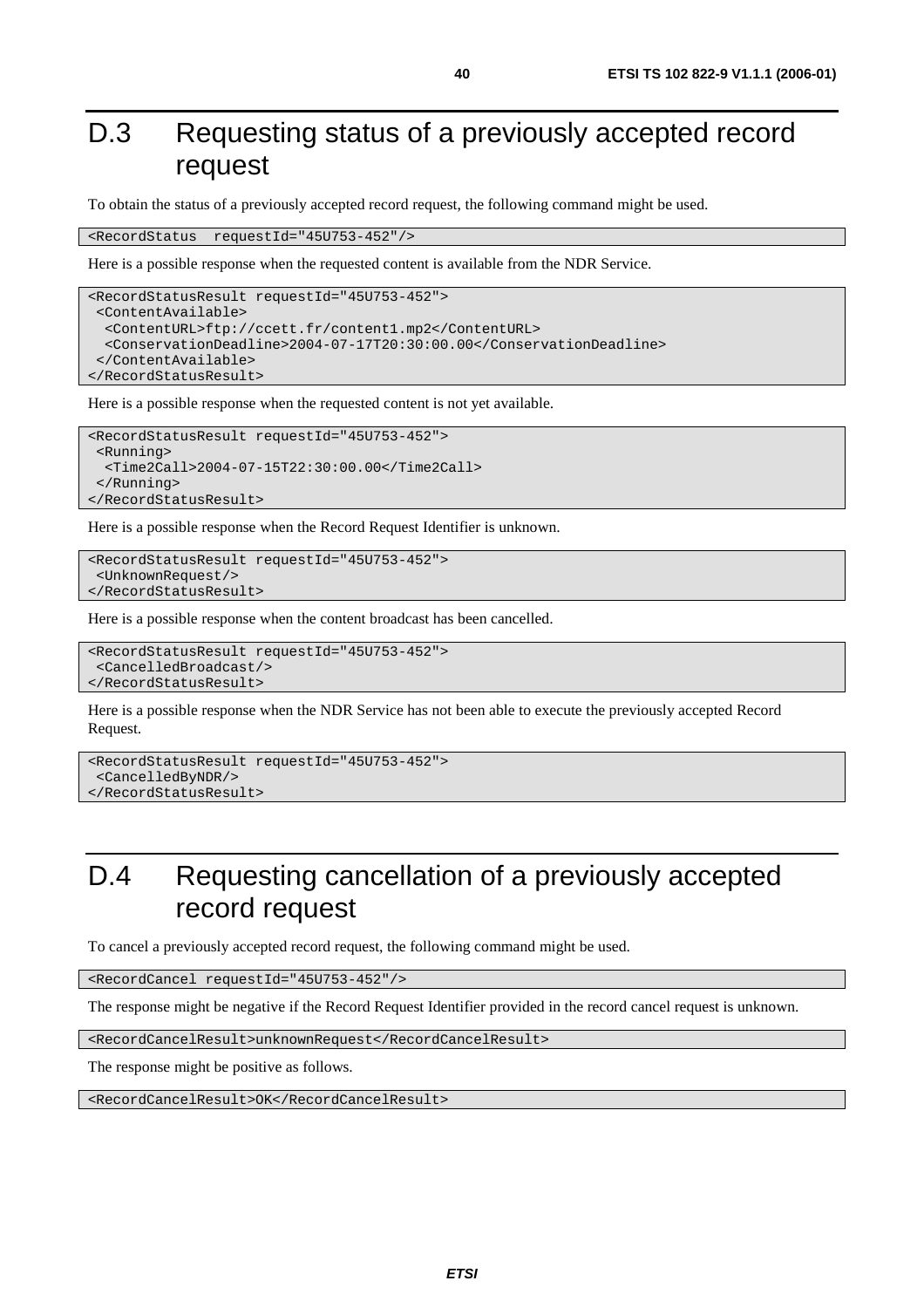# D.3 Requesting status of a previously accepted record request

To obtain the status of a previously accepted record request, the following command might be used.

```
<RecordStatus  requestId="45U753-452"/>
```

Here is a possible response when the requested content is available from the NDR Service.

```
<RecordStatusResult requestId="45U753-452">
 <ContentAvailable>
  <ContentURL>ftp://ccett.fr/content1.mp2</ContentURL>
  <ConservationDeadline>2004-07-17T20:30:00.00</ConservationDeadline>
 </ContentAvailable>
</RecordStatusResult>
```

Here is a possible response when the requested content is not yet available.

```
<RecordStatusResult requestId="45U753-452">
 <Running>
  <Time2Call>2004-07-15T22:30:00.00</Time2Call>
 </Running>
</RecordStatusResult>
```

Here is a possible response when the Record Request Identifier is unknown.

```
<RecordStatusResult requestId="45U753-452">
 <UnknownRequest/>
</RecordStatusResult>
```

Here is a possible response when the content broadcast has been cancelled.

```
<RecordStatusResult requestId="45U753-452">
 <CancelledBroadcast/>
</RecordStatusResult>
```

Here is a possible response when the NDR Service has not been able to execute the previously accepted Record Request.

```
<RecordStatusResult requestId="45U753-452">
 <CancelledByNDR/>
</RecordStatusResult>
```

# D.4 Requesting cancellation of a previously accepted record request

To cancel a previously accepted record request, the following command might be used.

```
<RecordCancel requestId="45U753-452"/>
```

The response might be negative if the Record Request Identifier provided in the record cancel request is unknown.

```
<RecordCancelResult>unknownRequest</RecordCancelResult>
```

The response might be positive as follows.

```
<RecordCancelResult>OK</RecordCancelResult>
```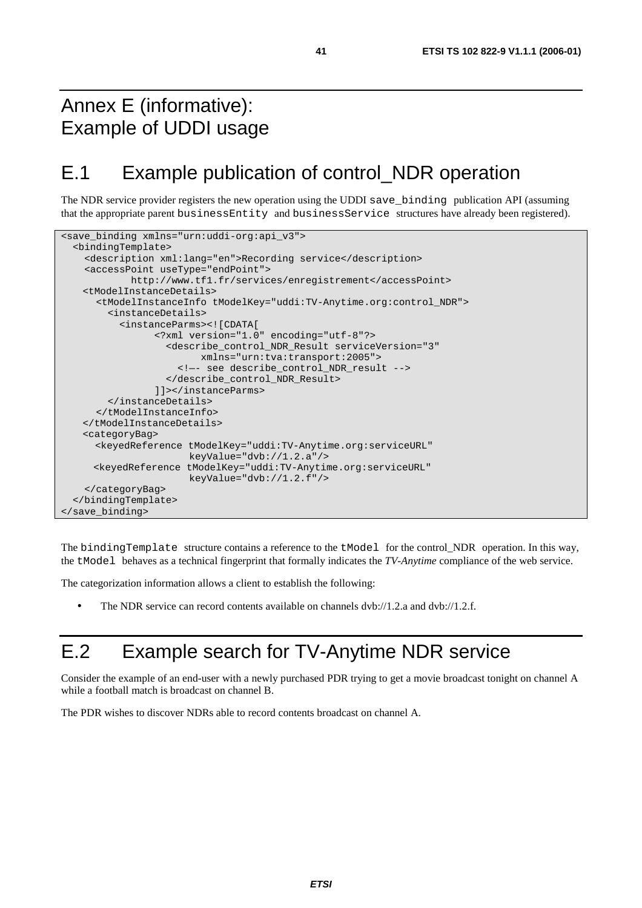# Annex E (informative): Example of UDDI usage

## E.1 Example publication of control_NDR operation

The NDR service provider registers the new operation using the UDDI `save_binding` publication API (assuming that the appropriate parent `businessEntity` and `businessService` structures have already been registered).

```
<save_binding xmlns="urn:uddi-org:api_v3">
  <bindingTemplate>
    <description xml:lang="en">Recording service</description>
    <accessPoint useType="endPoint">
           http://www.tf1.fr/services/enregistrement</accessPoint>
    <tModelInstanceDetails>
      <tModelInstanceInfo tModelKey="uddi:TV-Anytime.org:control_NDR">
        <instanceDetails>
          <instanceParms><![CDATA[
                <?xml version="1.0" encoding="utf-8"?>
                  <describe_control_NDR_Result serviceVersion="3"
                        xmlns="urn:tva:transport:2005">
                    <!—- see describe_control_NDR_result -->
                  </describe_control_NDR_Result>
                ]]></instanceParms>
        </instanceDetails>
      </tModelInstanceInfo>
    </tModelInstanceDetails>
    <categoryBag>
      <keyedReference tModelKey="uddi:TV-Anytime.org:serviceURL"
                      keyValue="dvb://1.2.a"/>
      <keyedReference tModelKey="uddi:TV-Anytime.org:serviceURL"
                      keyValue="dvb://1.2.f"/>
    </categoryBag>
  </bindingTemplate>
</save_binding>
```

The `bindingTemplate` structure contains a reference to the `tModel` for the control_NDR operation. In this way, the `tModel` behaves as a technical fingerprint that formally indicates the *TV-Anytime* compliance of the web service.

The categorization information allows a client to establish the following:

- The NDR service can record contents available on channels dvb://1.2.a and dvb://1.2.f.

## E.2 Example search for TV-Anytime NDR service

Consider the example of an end-user with a newly purchased PDR trying to get a movie broadcast tonight on channel A while a football match is broadcast on channel B.

The PDR wishes to discover NDRs able to record contents broadcast on channel A.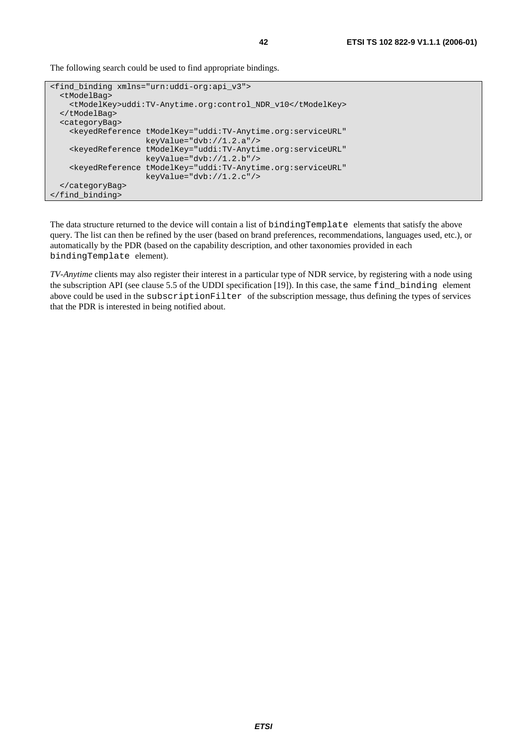The following search could be used to find appropriate bindings.

```
<find_binding xmlns="urn:uddi-org:api_v3">
  <tModelBag>
    <tModelKey>uddi:TV-Anytime.org:control_NDR_v10</tModelKey>
  </tModelBag>
  <categoryBag>
    <keyedReference tModelKey="uddi:TV-Anytime.org:serviceURL"
                    keyValue="dvb://1.2.a"/>
    <keyedReference tModelKey="uddi:TV-Anytime.org:serviceURL"
                    keyValue="dvb://1.2.b"/>
    <keyedReference tModelKey="uddi:TV-Anytime.org:serviceURL"
                    keyValue="dvb://1.2.c"/>
  </categoryBag>
</find_binding>
```

The data structure returned to the device will contain a list of `bindingTemplate` elements that satisfy the above query. The list can then be refined by the user (based on brand preferences, recommendations, languages used, etc.), or automatically by the PDR (based on the capability description, and other taxonomies provided in each `bindingTemplate` element).

*TV-Anytime* clients may also register their interest in a particular type of NDR service, by registering with a node using the subscription API (see clause 5.5 of the UDDI specification [19]). In this case, the same `find_binding` element above could be used in the `subscriptionFilter` of the subscription message, thus defining the types of services that the PDR is interested in being notified about.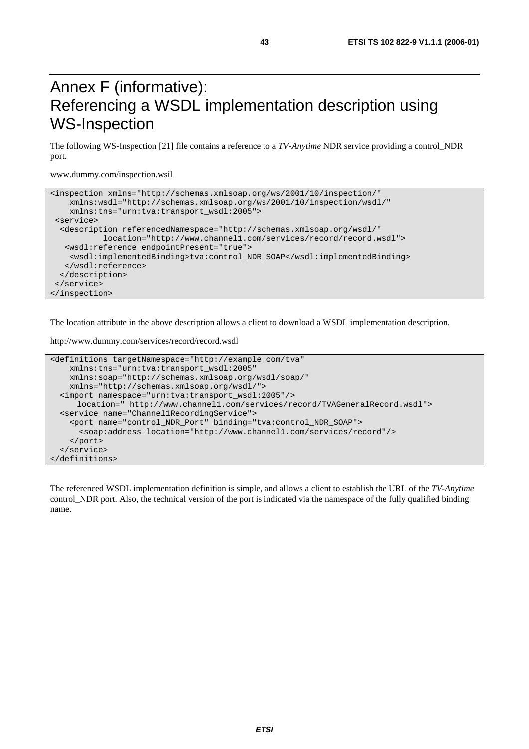# Annex F (informative): Referencing a WSDL implementation description using WS-Inspection

The following WS-Inspection [21] file contains a reference to a *TV-Anytime* NDR service providing a control_NDR port.

www.dummy.com/inspection.wsil

```
<inspection xmlns="http://schemas.xmlsoap.org/ws/2001/10/inspection/"
    xmlns:wsdl="http://schemas.xmlsoap.org/ws/2001/10/inspection/wsdl/"
    xmlns:tns="urn:tva:transport_wsdl:2005">
 <service>
  <description referencedNamespace="http://schemas.xmlsoap.org/wsdl/"
           location="http://www.channel1.com/services/record/record.wsdl">
   <wsdl:reference endpointPresent="true">
    <wsdl:implementedBinding>tva:control_NDR_SOAP</wsdl:implementedBinding>
   </wsdl:reference>
  </description>
 </service>
</inspection>
```

The location attribute in the above description allows a client to download a WSDL implementation description.

http://www.dummy.com/services/record/record.wsdl

```
<definitions targetNamespace="http://example.com/tva"
    xmlns:tns="urn:tva:transport_wsdl:2005"
    xmlns:soap="http://schemas.xmlsoap.org/wsdl/soap/"
    xmlns="http://schemas.xmlsoap.org/wsdl/">
  <import namespace="urn:tva:transport_wsdl:2005"/>
      location=" http://www.channel1.com/services/record/TVAGeneralRecord.wsdl">
  <service name="Channel1RecordingService">
    <port name="control_NDR_Port" binding="tva:control_NDR_SOAP">
      <soap:address location="http://www.channel1.com/services/record"/>
    </port>
  </service>
</definitions>
```

The referenced WSDL implementation definition is simple, and allows a client to establish the URL of the *TV-Anytime* control_NDR port. Also, the technical version of the port is indicated via the namespace of the fully qualified binding name.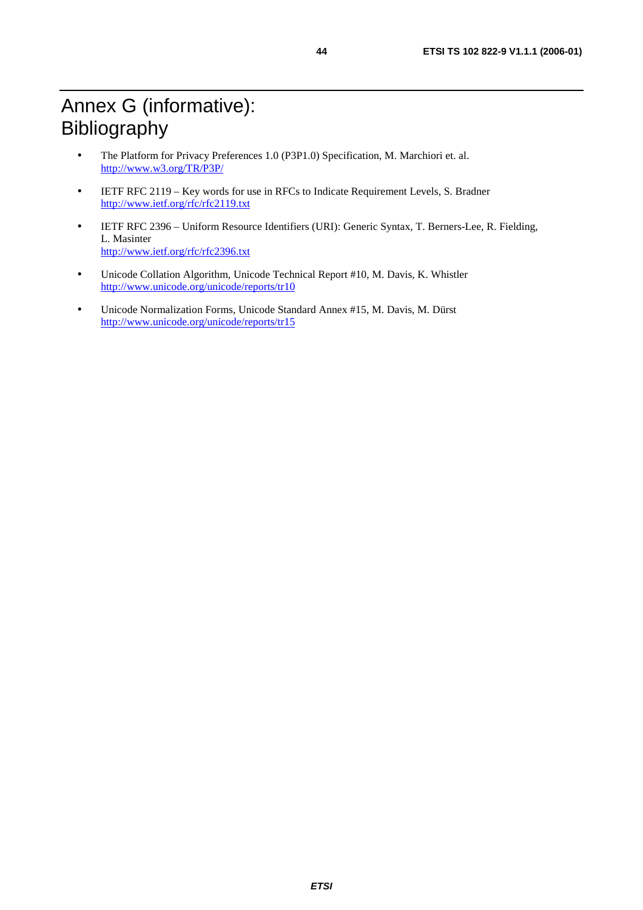# Annex G (informative): Bibliography

- The Platform for Privacy Preferences 1.0 (P3P1.0) Specification, M. Marchiori et. al.
  http://www.w3.org/TR/P3P/
- IETF RFC 2119 – Key words for use in RFCs to Indicate Requirement Levels, S. Bradner
  http://www.ietf.org/rfc/rfc2119.txt
- IETF RFC 2396 – Uniform Resource Identifiers (URI): Generic Syntax, T. Berners-Lee, R. Fielding, L. Masinter
  http://www.ietf.org/rfc/rfc2396.txt
- Unicode Collation Algorithm, Unicode Technical Report #10, M. Davis, K. Whistler
  http://www.unicode.org/unicode/reports/tr10
- Unicode Normalization Forms, Unicode Standard Annex #15, M. Davis, M. Dürst
  http://www.unicode.org/unicode/reports/tr15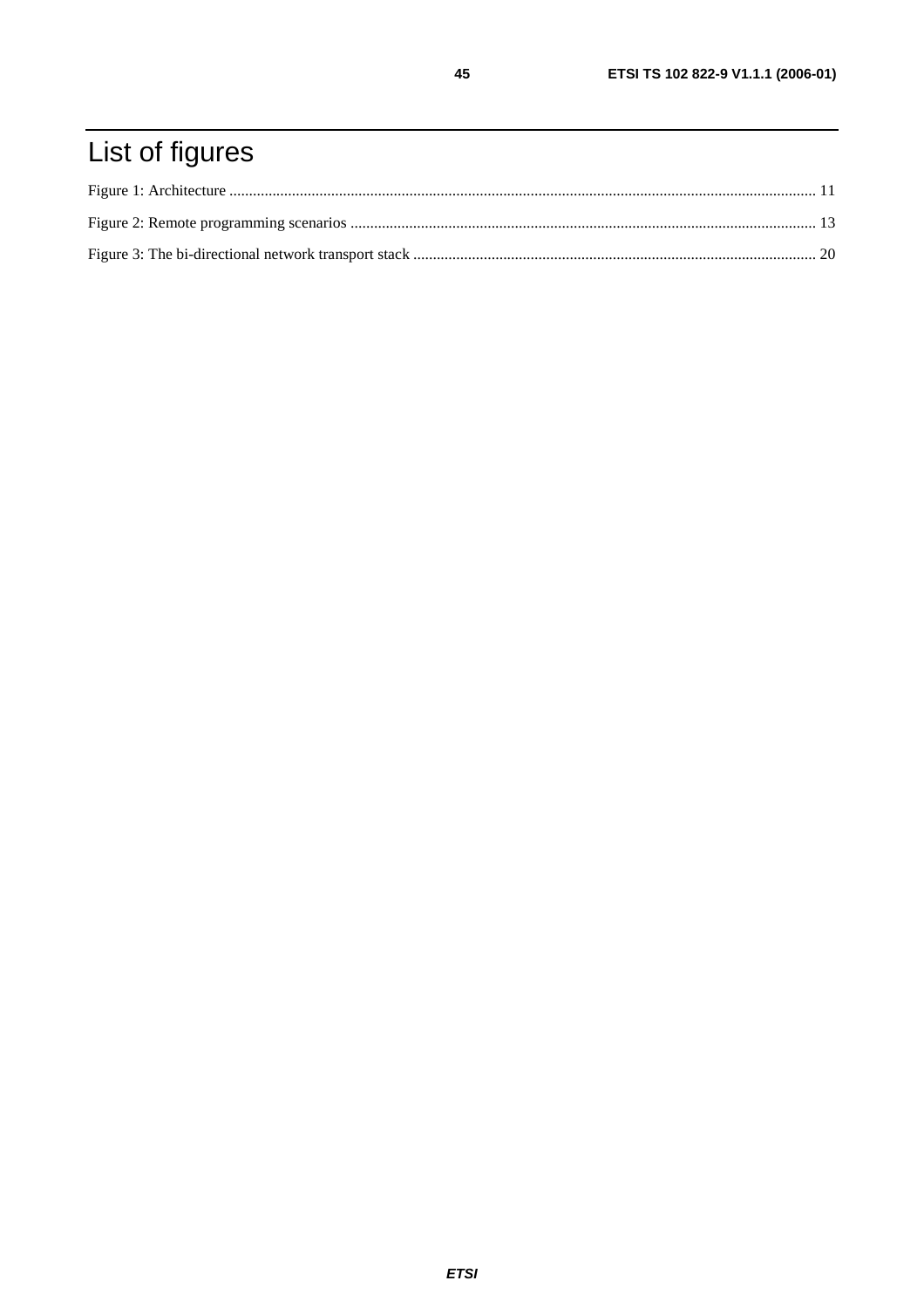# List of figures

Figure 1: Architecture ..................................................................................................................................................... 11

Figure 2: Remote programming scenarios ...................................................................................................................... 13

Figure 3: The bi-directional network transport stack ...................................................................................................... 20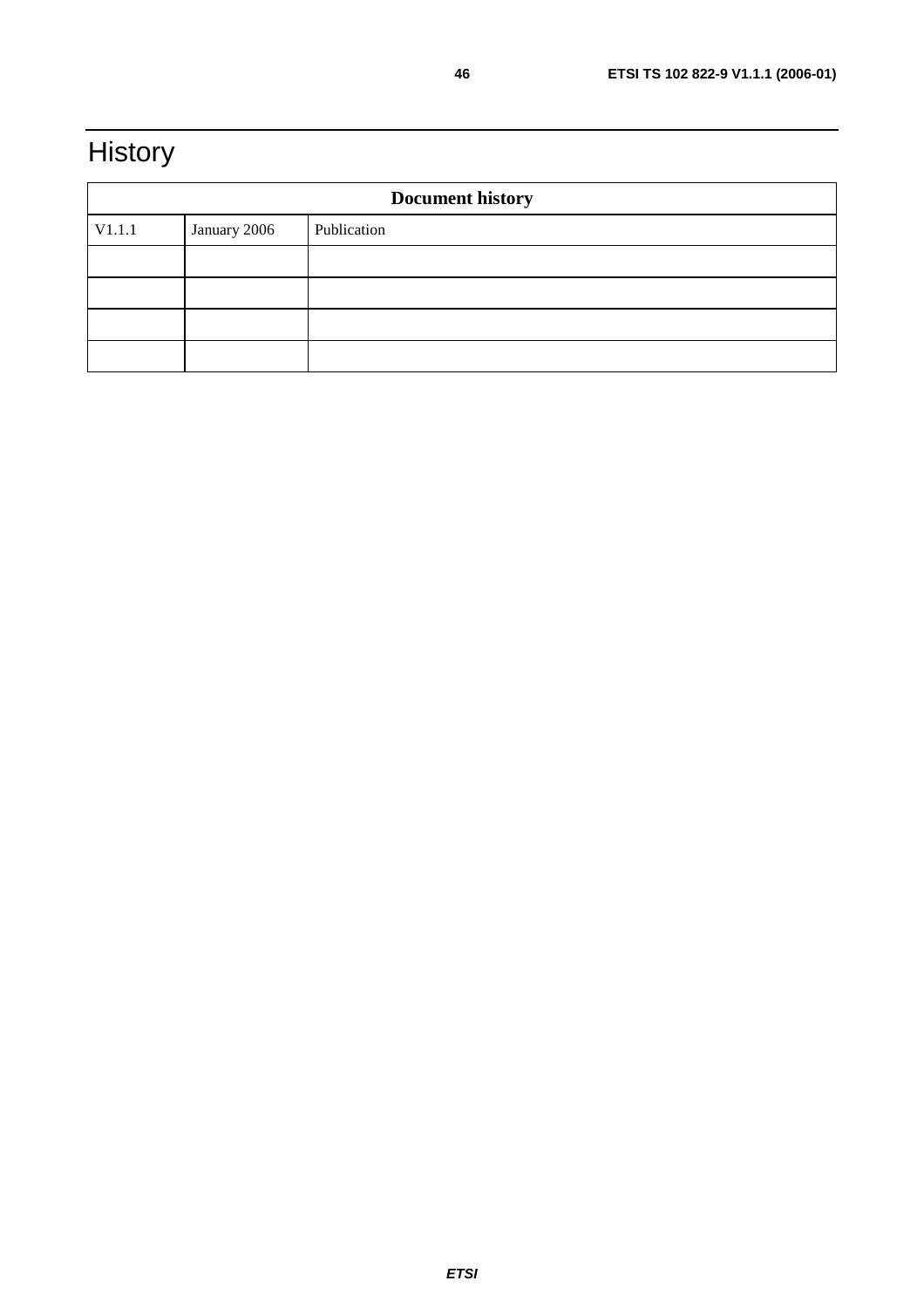# History

| Document history | | |
|---|---|---|
| V1.1.1 | January 2006 | Publication |
| | | |
| | | |
| | | |
| | | |